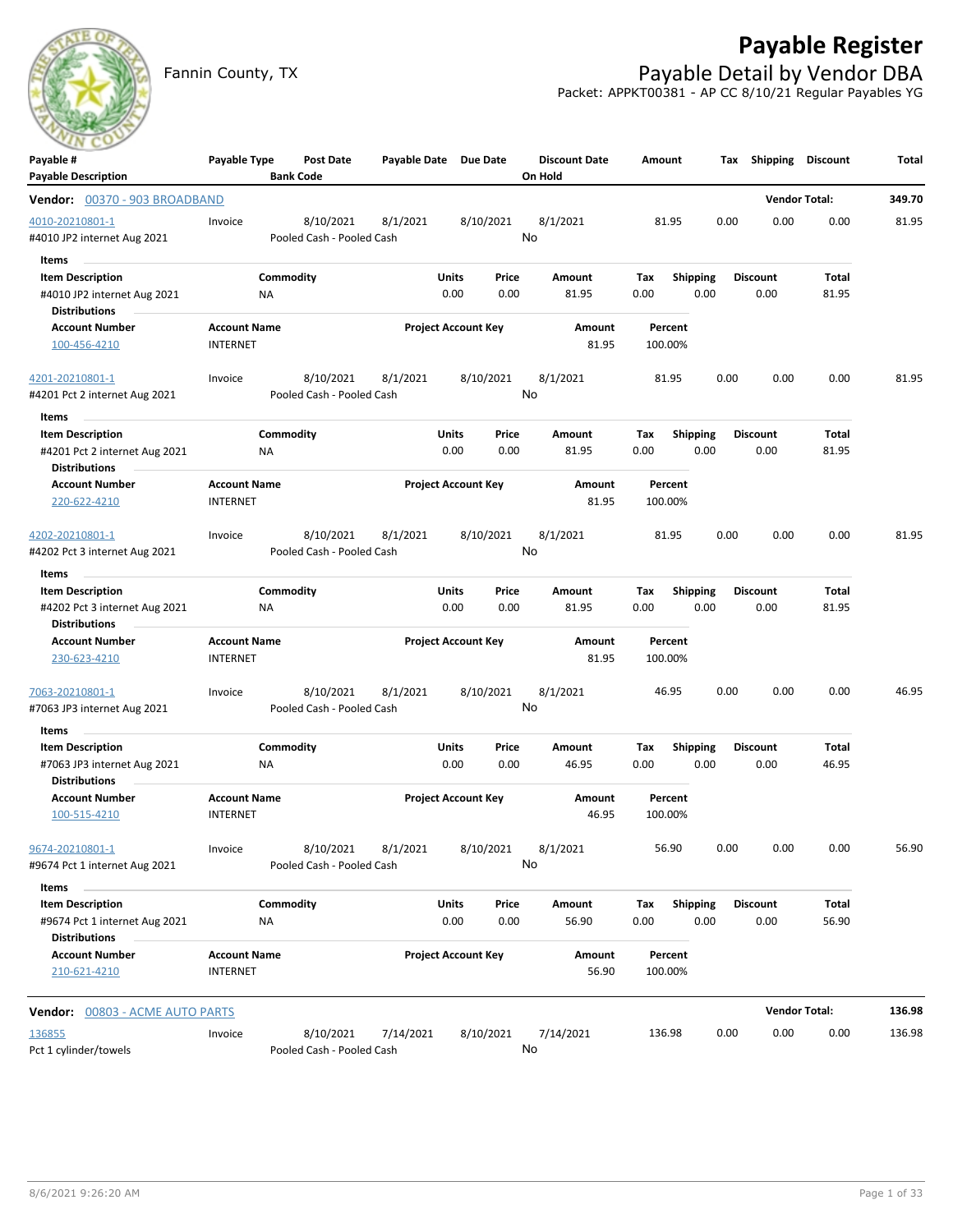# Payable Register

## Fannin County, TX

## Payable Detail by Vendor DBA

Packet: APPKT00381 - AP CC 8/10/21 Regular Payables YG

| Payable # / Payable Description | Payable Type | Post Date / Bank Code | Payable Date | Due Date | Discount Date / On Hold | Amount | Tax | Shipping | Discount | Total |
|---|---|---|---|---|---|---|---|---|---|---|

**Vendor: 00370 - 903 BROADBAND** — Vendor Total: **349.70**

| Payable # / Payable Description | Payable Type | Post Date / Bank Code | Payable Date | Due Date | Discount Date / On Hold | Amount | Tax | Shipping | Discount | Total |
|---|---|---|---|---|---|---|---|---|---|---|
| 4010-20210801-1 / #4010 JP2 internet Aug 2021 | Invoice | 8/10/2021 / Pooled Cash - Pooled Cash | 8/1/2021 | 8/10/2021 | 8/1/2021 / No | 81.95 | 0.00 | 0.00 | 0.00 | 81.95 |

Items

| Item Description | Commodity | Units | Price | Amount | Tax | Shipping | Discount | Total |
|---|---|---|---|---|---|---|---|---|
| #4010 JP2 internet Aug 2021 | NA | 0.00 | 0.00 | 81.95 | 0.00 | 0.00 | 0.00 | 81.95 |

Distributions

| Account Number | Account Name | Project Account Key | Amount | Percent |
|---|---|---|---|---|
| 100-456-4210 | INTERNET | | 81.95 | 100.00% |

| Payable # / Payable Description | Payable Type | Post Date / Bank Code | Payable Date | Due Date | Discount Date / On Hold | Amount | Tax | Shipping | Discount | Total |
|---|---|---|---|---|---|---|---|---|---|---|
| 4201-20210801-1 / #4201 Pct 2 internet Aug 2021 | Invoice | 8/10/2021 / Pooled Cash - Pooled Cash | 8/1/2021 | 8/10/2021 | 8/1/2021 / No | 81.95 | 0.00 | 0.00 | 0.00 | 81.95 |

Items

| Item Description | Commodity | Units | Price | Amount | Tax | Shipping | Discount | Total |
|---|---|---|---|---|---|---|---|---|
| #4201 Pct 2 internet Aug 2021 | NA | 0.00 | 0.00 | 81.95 | 0.00 | 0.00 | 0.00 | 81.95 |

Distributions

| Account Number | Account Name | Project Account Key | Amount | Percent |
|---|---|---|---|---|
| 220-622-4210 | INTERNET | | 81.95 | 100.00% |

| Payable # / Payable Description | Payable Type | Post Date / Bank Code | Payable Date | Due Date | Discount Date / On Hold | Amount | Tax | Shipping | Discount | Total |
|---|---|---|---|---|---|---|---|---|---|---|
| 4202-20210801-1 / #4202 Pct 3 internet Aug 2021 | Invoice | 8/10/2021 / Pooled Cash - Pooled Cash | 8/1/2021 | 8/10/2021 | 8/1/2021 / No | 81.95 | 0.00 | 0.00 | 0.00 | 81.95 |

Items

| Item Description | Commodity | Units | Price | Amount | Tax | Shipping | Discount | Total |
|---|---|---|---|---|---|---|---|---|
| #4202 Pct 3 internet Aug 2021 | NA | 0.00 | 0.00 | 81.95 | 0.00 | 0.00 | 0.00 | 81.95 |

Distributions

| Account Number | Account Name | Project Account Key | Amount | Percent |
|---|---|---|---|---|
| 230-623-4210 | INTERNET | | 81.95 | 100.00% |

| Payable # / Payable Description | Payable Type | Post Date / Bank Code | Payable Date | Due Date | Discount Date / On Hold | Amount | Tax | Shipping | Discount | Total |
|---|---|---|---|---|---|---|---|---|---|---|
| 7063-20210801-1 / #7063 JP3 internet Aug 2021 | Invoice | 8/10/2021 / Pooled Cash - Pooled Cash | 8/1/2021 | 8/10/2021 | 8/1/2021 / No | 46.95 | 0.00 | 0.00 | 0.00 | 46.95 |

Items

| Item Description | Commodity | Units | Price | Amount | Tax | Shipping | Discount | Total |
|---|---|---|---|---|---|---|---|---|
| #7063 JP3 internet Aug 2021 | NA | 0.00 | 0.00 | 46.95 | 0.00 | 0.00 | 0.00 | 46.95 |

Distributions

| Account Number | Account Name | Project Account Key | Amount | Percent |
|---|---|---|---|---|
| 100-515-4210 | INTERNET | | 46.95 | 100.00% |

| Payable # / Payable Description | Payable Type | Post Date / Bank Code | Payable Date | Due Date | Discount Date / On Hold | Amount | Tax | Shipping | Discount | Total |
|---|---|---|---|---|---|---|---|---|---|---|
| 9674-20210801-1 / #9674 Pct 1 internet Aug 2021 | Invoice | 8/10/2021 / Pooled Cash - Pooled Cash | 8/1/2021 | 8/10/2021 | 8/1/2021 / No | 56.90 | 0.00 | 0.00 | 0.00 | 56.90 |

Items

| Item Description | Commodity | Units | Price | Amount | Tax | Shipping | Discount | Total |
|---|---|---|---|---|---|---|---|---|
| #9674 Pct 1 internet Aug 2021 | NA | 0.00 | 0.00 | 56.90 | 0.00 | 0.00 | 0.00 | 56.90 |

Distributions

| Account Number | Account Name | Project Account Key | Amount | Percent |
|---|---|---|---|---|
| 210-621-4210 | INTERNET | | 56.90 | 100.00% |

**Vendor: 00803 - ACME AUTO PARTS** — Vendor Total: **136.98**

| Payable # / Payable Description | Payable Type | Post Date / Bank Code | Payable Date | Due Date | Discount Date / On Hold | Amount | Tax | Shipping | Discount | Total |
|---|---|---|---|---|---|---|---|---|---|---|
| 136855 / Pct 1 cylinder/towels | Invoice | 8/10/2021 / Pooled Cash - Pooled Cash | 7/14/2021 | 8/10/2021 | 7/14/2021 / No | 136.98 | 0.00 | 0.00 | 0.00 | 136.98 |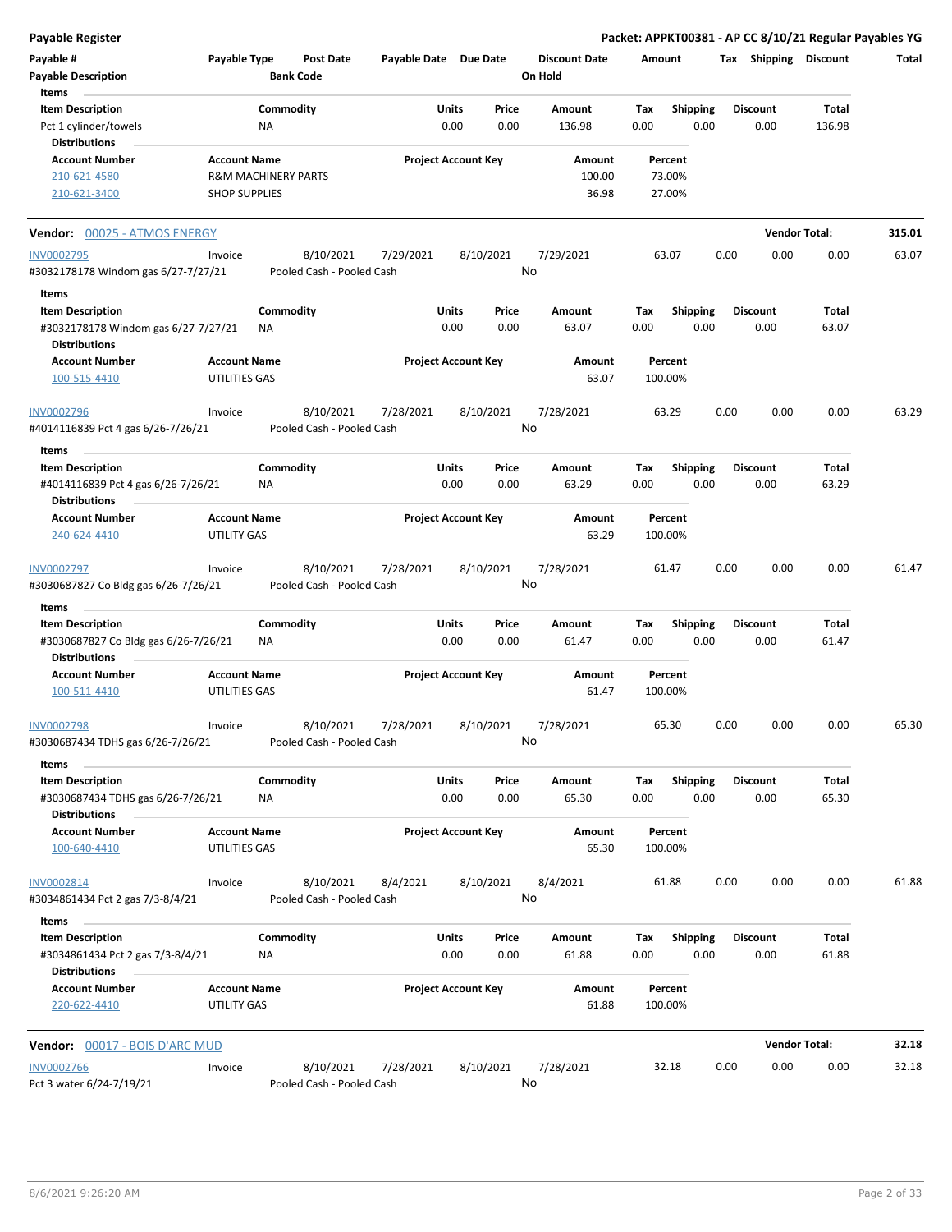**Payable Register** — Packet: APPKT00381 - AP CC 8/10/21 Regular Payables YG

| Payable # | Payable Type | Post Date | Payable Date | Due Date | Discount Date | Amount | Tax | Shipping | Discount | Total |
|---|---|---|---|---|---|---|---|---|---|---|
| Payable Description | | Bank Code | | | On Hold | | | | | |

**Items**

| Item Description | Commodity | Units | Price | Amount | Tax | Shipping | Discount | Total |
|---|---|---|---|---|---|---|---|---|
| Pct 1 cylinder/towels | NA | 0.00 | 0.00 | 136.98 | 0.00 | 0.00 | 0.00 | 136.98 |

**Distributions**

| Account Number | Account Name | Project Account Key | Amount | Percent |
|---|---|---|---|---|
| 210-621-4580 | R&M MACHINERY PARTS | | 100.00 | 73.00% |
| 210-621-3400 | SHOP SUPPLIES | | 36.98 | 27.00% |

---

**Vendor: 00025 - ATMOS ENERGY** — Vendor Total: **315.01**

| Payable # | Payable Type | Post Date | Payable Date | Due Date | Discount Date | Amount | Tax | Shipping | Discount | Total |
|---|---|---|---|---|---|---|---|---|---|---|
| INV0002795 | Invoice | 8/10/2021 | 7/29/2021 | 8/10/2021 | 7/29/2021 | 63.07 | 0.00 | 0.00 | 0.00 | 63.07 |
| #3032178178 Windom gas 6/27-7/27/21 | | Pooled Cash - Pooled Cash | | | No | | | | | |

**Items**

| Item Description | Commodity | Units | Price | Amount | Tax | Shipping | Discount | Total |
|---|---|---|---|---|---|---|---|---|
| #3032178178 Windom gas 6/27-7/27/21 | NA | 0.00 | 0.00 | 63.07 | 0.00 | 0.00 | 0.00 | 63.07 |

**Distributions**

| Account Number | Account Name | Project Account Key | Amount | Percent |
|---|---|---|---|---|
| 100-515-4410 | UTILITIES GAS | | 63.07 | 100.00% |

| Payable # | Payable Type | Post Date | Payable Date | Due Date | Discount Date | Amount | Tax | Shipping | Discount | Total |
|---|---|---|---|---|---|---|---|---|---|---|
| INV0002796 | Invoice | 8/10/2021 | 7/28/2021 | 8/10/2021 | 7/28/2021 | 63.29 | 0.00 | 0.00 | 0.00 | 63.29 |
| #4014116839 Pct 4 gas 6/26-7/26/21 | | Pooled Cash - Pooled Cash | | | No | | | | | |

**Items**

| Item Description | Commodity | Units | Price | Amount | Tax | Shipping | Discount | Total |
|---|---|---|---|---|---|---|---|---|
| #4014116839 Pct 4 gas 6/26-7/26/21 | NA | 0.00 | 0.00 | 63.29 | 0.00 | 0.00 | 0.00 | 63.29 |

**Distributions**

| Account Number | Account Name | Project Account Key | Amount | Percent |
|---|---|---|---|---|
| 240-624-4410 | UTILITY GAS | | 63.29 | 100.00% |

| Payable # | Payable Type | Post Date | Payable Date | Due Date | Discount Date | Amount | Tax | Shipping | Discount | Total |
|---|---|---|---|---|---|---|---|---|---|---|
| INV0002797 | Invoice | 8/10/2021 | 7/28/2021 | 8/10/2021 | 7/28/2021 | 61.47 | 0.00 | 0.00 | 0.00 | 61.47 |
| #3030687827 Co Bldg gas 6/26-7/26/21 | | Pooled Cash - Pooled Cash | | | No | | | | | |

**Items**

| Item Description | Commodity | Units | Price | Amount | Tax | Shipping | Discount | Total |
|---|---|---|---|---|---|---|---|---|
| #3030687827 Co Bldg gas 6/26-7/26/21 | NA | 0.00 | 0.00 | 61.47 | 0.00 | 0.00 | 0.00 | 61.47 |

**Distributions**

| Account Number | Account Name | Project Account Key | Amount | Percent |
|---|---|---|---|---|
| 100-511-4410 | UTILITIES GAS | | 61.47 | 100.00% |

| Payable # | Payable Type | Post Date | Payable Date | Due Date | Discount Date | Amount | Tax | Shipping | Discount | Total |
|---|---|---|---|---|---|---|---|---|---|---|
| INV0002798 | Invoice | 8/10/2021 | 7/28/2021 | 8/10/2021 | 7/28/2021 | 65.30 | 0.00 | 0.00 | 0.00 | 65.30 |
| #3030687434 TDHS gas 6/26-7/26/21 | | Pooled Cash - Pooled Cash | | | No | | | | | |

**Items**

| Item Description | Commodity | Units | Price | Amount | Tax | Shipping | Discount | Total |
|---|---|---|---|---|---|---|---|---|
| #3030687434 TDHS gas 6/26-7/26/21 | NA | 0.00 | 0.00 | 65.30 | 0.00 | 0.00 | 0.00 | 65.30 |

**Distributions**

| Account Number | Account Name | Project Account Key | Amount | Percent |
|---|---|---|---|---|
| 100-640-4410 | UTILITIES GAS | | 65.30 | 100.00% |

| Payable # | Payable Type | Post Date | Payable Date | Due Date | Discount Date | Amount | Tax | Shipping | Discount | Total |
|---|---|---|---|---|---|---|---|---|---|---|
| INV0002814 | Invoice | 8/10/2021 | 8/4/2021 | 8/10/2021 | 8/4/2021 | 61.88 | 0.00 | 0.00 | 0.00 | 61.88 |
| #3034861434 Pct 2 gas 7/3-8/4/21 | | Pooled Cash - Pooled Cash | | | No | | | | | |

**Items**

| Item Description | Commodity | Units | Price | Amount | Tax | Shipping | Discount | Total |
|---|---|---|---|---|---|---|---|---|
| #3034861434 Pct 2 gas 7/3-8/4/21 | NA | 0.00 | 0.00 | 61.88 | 0.00 | 0.00 | 0.00 | 61.88 |

**Distributions**

| Account Number | Account Name | Project Account Key | Amount | Percent |
|---|---|---|---|---|
| 220-622-4410 | UTILITY GAS | | 61.88 | 100.00% |

---

**Vendor: 00017 - BOIS D'ARC MUD** — Vendor Total: **32.18**

| Payable # | Payable Type | Post Date | Payable Date | Due Date | Discount Date | Amount | Tax | Shipping | Discount | Total |
|---|---|---|---|---|---|---|---|---|---|---|
| INV0002766 | Invoice | 8/10/2021 | 7/28/2021 | 8/10/2021 | 7/28/2021 | 32.18 | 0.00 | 0.00 | 0.00 | 32.18 |
| Pct 3 water 6/24-7/19/21 | | Pooled Cash - Pooled Cash | | | No | | | | | |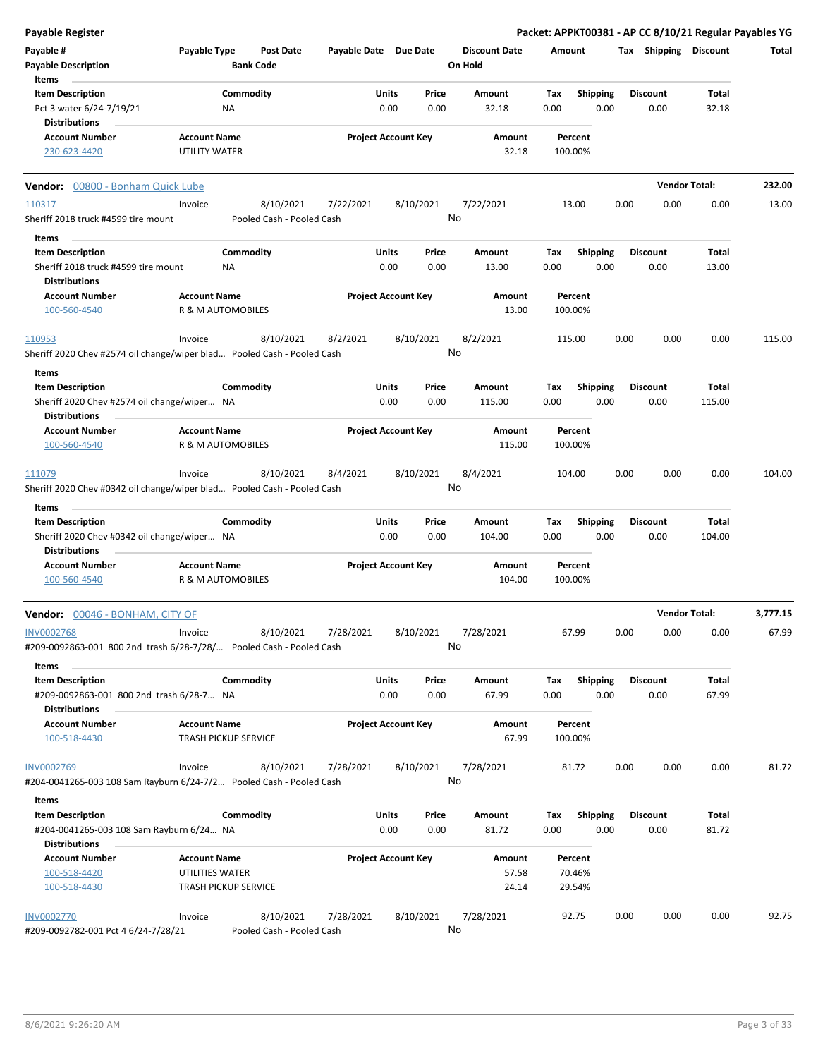## Payable Register

**Packet: APPKT00381 - AP CC 8/10/21 Regular Payables YG**

| Payable # | Payable Type | Post Date | Payable Date | Due Date | Discount Date | Amount | Tax | Shipping | Discount | Total |
|---|---|---|---|---|---|---|---|---|---|---|
| **Payable Description** | | **Bank Code** | | | **On Hold** | | | | | |

**Items**

| Item Description | Commodity | Units | Price | Amount | Tax | Shipping | Discount | Total |
|---|---|---|---|---|---|---|---|---|
| Pct 3 water 6/24-7/19/21 | NA | 0.00 | 0.00 | 32.18 | 0.00 | 0.00 | 0.00 | 32.18 |

**Distributions**

| Account Number | Account Name | Project Account Key | Amount | Percent |
|---|---|---|---|---|
| 230-623-4420 | UTILITY WATER | | 32.18 | 100.00% |

---

**Vendor: 00800 - Bonham Quick Lube** — **Vendor Total: 232.00**

| Payable # | Payable Type | Post Date | Payable Date | Due Date | Discount Date | Amount | Tax | Shipping | Discount | Total |
|---|---|---|---|---|---|---|---|---|---|---|
| 110317 | Invoice | 8/10/2021 | 7/22/2021 | 8/10/2021 | 7/22/2021 | 13.00 | 0.00 | 0.00 | 0.00 | 13.00 |
| Sheriff 2018 truck #4599 tire mount | | Pooled Cash - Pooled Cash | | | No | | | | | |

**Items**

| Item Description | Commodity | Units | Price | Amount | Tax | Shipping | Discount | Total |
|---|---|---|---|---|---|---|---|---|
| Sheriff 2018 truck #4599 tire mount | NA | 0.00 | 0.00 | 13.00 | 0.00 | 0.00 | 0.00 | 13.00 |

**Distributions**

| Account Number | Account Name | Project Account Key | Amount | Percent |
|---|---|---|---|---|
| 100-560-4540 | R & M AUTOMOBILES | | 13.00 | 100.00% |

| Payable # | Payable Type | Post Date | Payable Date | Due Date | Discount Date | Amount | Tax | Shipping | Discount | Total |
|---|---|---|---|---|---|---|---|---|---|---|
| 110953 | Invoice | 8/10/2021 | 8/2/2021 | 8/10/2021 | 8/2/2021 | 115.00 | 0.00 | 0.00 | 0.00 | 115.00 |
| Sheriff 2020 Chev #2574 oil change/wiper blad... | | Pooled Cash - Pooled Cash | | | No | | | | | |

**Items**

| Item Description | Commodity | Units | Price | Amount | Tax | Shipping | Discount | Total |
|---|---|---|---|---|---|---|---|---|
| Sheriff 2020 Chev #2574 oil change/wiper... | NA | 0.00 | 0.00 | 115.00 | 0.00 | 0.00 | 0.00 | 115.00 |

**Distributions**

| Account Number | Account Name | Project Account Key | Amount | Percent |
|---|---|---|---|---|
| 100-560-4540 | R & M AUTOMOBILES | | 115.00 | 100.00% |

| Payable # | Payable Type | Post Date | Payable Date | Due Date | Discount Date | Amount | Tax | Shipping | Discount | Total |
|---|---|---|---|---|---|---|---|---|---|---|
| 111079 | Invoice | 8/10/2021 | 8/4/2021 | 8/10/2021 | 8/4/2021 | 104.00 | 0.00 | 0.00 | 0.00 | 104.00 |
| Sheriff 2020 Chev #0342 oil change/wiper blad... | | Pooled Cash - Pooled Cash | | | No | | | | | |

**Items**

| Item Description | Commodity | Units | Price | Amount | Tax | Shipping | Discount | Total |
|---|---|---|---|---|---|---|---|---|
| Sheriff 2020 Chev #0342 oil change/wiper... | NA | 0.00 | 0.00 | 104.00 | 0.00 | 0.00 | 0.00 | 104.00 |

**Distributions**

| Account Number | Account Name | Project Account Key | Amount | Percent |
|---|---|---|---|---|
| 100-560-4540 | R & M AUTOMOBILES | | 104.00 | 100.00% |

---

**Vendor: 00046 - BONHAM, CITY OF** — **Vendor Total: 3,777.15**

| Payable # | Payable Type | Post Date | Payable Date | Due Date | Discount Date | Amount | Tax | Shipping | Discount | Total |
|---|---|---|---|---|---|---|---|---|---|---|
| INV0002768 | Invoice | 8/10/2021 | 7/28/2021 | 8/10/2021 | 7/28/2021 | 67.99 | 0.00 | 0.00 | 0.00 | 67.99 |
| #209-0092863-001 800 2nd trash 6/28-7/28/... | | Pooled Cash - Pooled Cash | | | No | | | | | |

**Items**

| Item Description | Commodity | Units | Price | Amount | Tax | Shipping | Discount | Total |
|---|---|---|---|---|---|---|---|---|
| #209-0092863-001 800 2nd trash 6/28-7... | NA | 0.00 | 0.00 | 67.99 | 0.00 | 0.00 | 0.00 | 67.99 |

**Distributions**

| Account Number | Account Name | Project Account Key | Amount | Percent |
|---|---|---|---|---|
| 100-518-4430 | TRASH PICKUP SERVICE | | 67.99 | 100.00% |

| Payable # | Payable Type | Post Date | Payable Date | Due Date | Discount Date | Amount | Tax | Shipping | Discount | Total |
|---|---|---|---|---|---|---|---|---|---|---|
| INV0002769 | Invoice | 8/10/2021 | 7/28/2021 | 8/10/2021 | 7/28/2021 | 81.72 | 0.00 | 0.00 | 0.00 | 81.72 |
| #204-0041265-003 108 Sam Rayburn 6/24-7/2... | | Pooled Cash - Pooled Cash | | | No | | | | | |

**Items**

| Item Description | Commodity | Units | Price | Amount | Tax | Shipping | Discount | Total |
|---|---|---|---|---|---|---|---|---|
| #204-0041265-003 108 Sam Rayburn 6/24... | NA | 0.00 | 0.00 | 81.72 | 0.00 | 0.00 | 0.00 | 81.72 |

**Distributions**

| Account Number | Account Name | Project Account Key | Amount | Percent |
|---|---|---|---|---|
| 100-518-4420 | UTILITIES WATER | | 57.58 | 70.46% |
| 100-518-4430 | TRASH PICKUP SERVICE | | 24.14 | 29.54% |

| Payable # | Payable Type | Post Date | Payable Date | Due Date | Discount Date | Amount | Tax | Shipping | Discount | Total |
|---|---|---|---|---|---|---|---|---|---|---|
| INV0002770 | Invoice | 8/10/2021 | 7/28/2021 | 8/10/2021 | 7/28/2021 | 92.75 | 0.00 | 0.00 | 0.00 | 92.75 |
| #209-0092782-001 Pct 4 6/24-7/28/21 | | Pooled Cash - Pooled Cash | | | No | | | | | |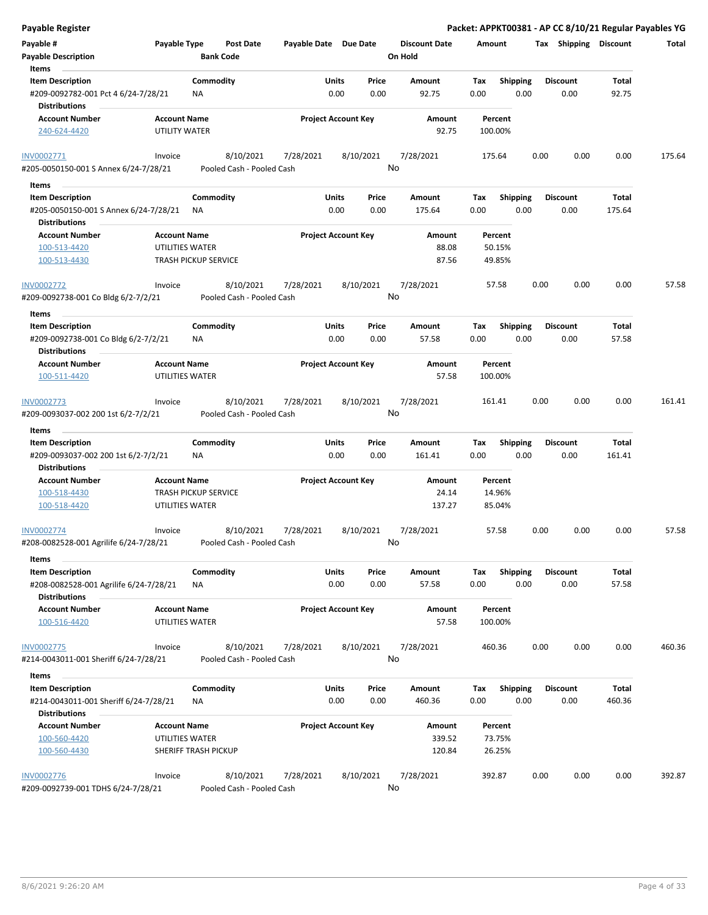**Payable Register** — **Packet: APPKT00381 - AP CC 8/10/21 Regular Payables YG**

| Payable # | Payable Type | Post Date | Payable Date | Due Date | Discount Date | Amount | Tax | Shipping | Discount | Total |
|---|---|---|---|---|---|---|---|---|---|---|
| **Payable Description** | | **Bank Code** | | | **On Hold** | | | | | |

**Items**

| Item Description | Commodity | Units | Price | Amount | Tax | Shipping | Discount | Total |
|---|---|---|---|---|---|---|---|---|
| #209-0092782-001 Pct 4 6/24-7/28/21 | NA | 0.00 | 0.00 | 92.75 | 0.00 | 0.00 | 0.00 | 92.75 |

**Distributions**

| Account Number | Account Name | Project Account Key | Amount | Percent |
|---|---|---|---|---|
| 240-624-4420 | UTILITY WATER | | 92.75 | 100.00% |

---

| Payable # | Payable Type | Post Date | Payable Date | Due Date | Discount Date | Amount | Tax | Shipping | Discount | Total |
|---|---|---|---|---|---|---|---|---|---|---|
| INV0002771 | Invoice | 8/10/2021 | 7/28/2021 | 8/10/2021 | 7/28/2021 | 175.64 | 0.00 | 0.00 | 0.00 | 175.64 |

#205-0050150-001 S Annex 6/24-7/28/21 — Pooled Cash - Pooled Cash — On Hold: No

**Items**

| Item Description | Commodity | Units | Price | Amount | Tax | Shipping | Discount | Total |
|---|---|---|---|---|---|---|---|---|
| #205-0050150-001 S Annex 6/24-7/28/21 | NA | 0.00 | 0.00 | 175.64 | 0.00 | 0.00 | 0.00 | 175.64 |

**Distributions**

| Account Number | Account Name | Project Account Key | Amount | Percent |
|---|---|---|---|---|
| 100-513-4420 | UTILITIES WATER | | 88.08 | 50.15% |
| 100-513-4430 | TRASH PICKUP SERVICE | | 87.56 | 49.85% |

---

| Payable # | Payable Type | Post Date | Payable Date | Due Date | Discount Date | Amount | Tax | Shipping | Discount | Total |
|---|---|---|---|---|---|---|---|---|---|---|
| INV0002772 | Invoice | 8/10/2021 | 7/28/2021 | 8/10/2021 | 7/28/2021 | 57.58 | 0.00 | 0.00 | 0.00 | 57.58 |

#209-0092738-001 Co Bldg 6/2-7/2/21 — Pooled Cash - Pooled Cash — On Hold: No

**Items**

| Item Description | Commodity | Units | Price | Amount | Tax | Shipping | Discount | Total |
|---|---|---|---|---|---|---|---|---|
| #209-0092738-001 Co Bldg 6/2-7/2/21 | NA | 0.00 | 0.00 | 57.58 | 0.00 | 0.00 | 0.00 | 57.58 |

**Distributions**

| Account Number | Account Name | Project Account Key | Amount | Percent |
|---|---|---|---|---|
| 100-511-4420 | UTILITIES WATER | | 57.58 | 100.00% |

---

| Payable # | Payable Type | Post Date | Payable Date | Due Date | Discount Date | Amount | Tax | Shipping | Discount | Total |
|---|---|---|---|---|---|---|---|---|---|---|
| INV0002773 | Invoice | 8/10/2021 | 7/28/2021 | 8/10/2021 | 7/28/2021 | 161.41 | 0.00 | 0.00 | 0.00 | 161.41 |

#209-0093037-002 200 1st 6/2-7/2/21 — Pooled Cash - Pooled Cash — On Hold: No

**Items**

| Item Description | Commodity | Units | Price | Amount | Tax | Shipping | Discount | Total |
|---|---|---|---|---|---|---|---|---|
| #209-0093037-002 200 1st 6/2-7/2/21 | NA | 0.00 | 0.00 | 161.41 | 0.00 | 0.00 | 0.00 | 161.41 |

**Distributions**

| Account Number | Account Name | Project Account Key | Amount | Percent |
|---|---|---|---|---|
| 100-518-4430 | TRASH PICKUP SERVICE | | 24.14 | 14.96% |
| 100-518-4420 | UTILITIES WATER | | 137.27 | 85.04% |

---

| Payable # | Payable Type | Post Date | Payable Date | Due Date | Discount Date | Amount | Tax | Shipping | Discount | Total |
|---|---|---|---|---|---|---|---|---|---|---|
| INV0002774 | Invoice | 8/10/2021 | 7/28/2021 | 8/10/2021 | 7/28/2021 | 57.58 | 0.00 | 0.00 | 0.00 | 57.58 |

#208-0082528-001 Agrilife 6/24-7/28/21 — Pooled Cash - Pooled Cash — On Hold: No

**Items**

| Item Description | Commodity | Units | Price | Amount | Tax | Shipping | Discount | Total |
|---|---|---|---|---|---|---|---|---|
| #208-0082528-001 Agrilife 6/24-7/28/21 | NA | 0.00 | 0.00 | 57.58 | 0.00 | 0.00 | 0.00 | 57.58 |

**Distributions**

| Account Number | Account Name | Project Account Key | Amount | Percent |
|---|---|---|---|---|
| 100-516-4420 | UTILITIES WATER | | 57.58 | 100.00% |

---

| Payable # | Payable Type | Post Date | Payable Date | Due Date | Discount Date | Amount | Tax | Shipping | Discount | Total |
|---|---|---|---|---|---|---|---|---|---|---|
| INV0002775 | Invoice | 8/10/2021 | 7/28/2021 | 8/10/2021 | 7/28/2021 | 460.36 | 0.00 | 0.00 | 0.00 | 460.36 |

#214-0043011-001 Sheriff 6/24-7/28/21 — Pooled Cash - Pooled Cash — On Hold: No

**Items**

| Item Description | Commodity | Units | Price | Amount | Tax | Shipping | Discount | Total |
|---|---|---|---|---|---|---|---|---|
| #214-0043011-001 Sheriff 6/24-7/28/21 | NA | 0.00 | 0.00 | 460.36 | 0.00 | 0.00 | 0.00 | 460.36 |

**Distributions**

| Account Number | Account Name | Project Account Key | Amount | Percent |
|---|---|---|---|---|
| 100-560-4420 | UTILITIES WATER | | 339.52 | 73.75% |
| 100-560-4430 | SHERIFF TRASH PICKUP | | 120.84 | 26.25% |

---

| Payable # | Payable Type | Post Date | Payable Date | Due Date | Discount Date | Amount | Tax | Shipping | Discount | Total |
|---|---|---|---|---|---|---|---|---|---|---|
| INV0002776 | Invoice | 8/10/2021 | 7/28/2021 | 8/10/2021 | 7/28/2021 | 392.87 | 0.00 | 0.00 | 0.00 | 392.87 |

#209-0092739-001 TDHS 6/24-7/28/21 — Pooled Cash - Pooled Cash — On Hold: No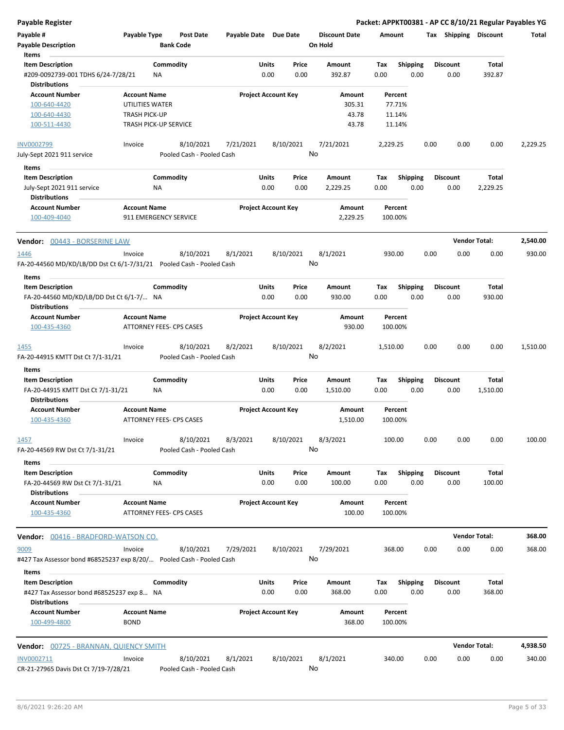**Payable Register** — **Packet: APPKT00381 - AP CC 8/10/21 Regular Payables YG**

| Payable # | Payable Type | Post Date | Payable Date | Due Date | Discount Date | Amount | Tax | Shipping | Discount | Total |
|---|---|---|---|---|---|---|---|---|---|---|
| Payable Description | | Bank Code | | | On Hold | | | | | |

**Items**

| Item Description | Commodity | Units | Price | Amount | Tax | Shipping | Discount | Total |
|---|---|---|---|---|---|---|---|---|
| #209-0092739-001 TDHS 6/24-7/28/21 | NA | 0.00 | 0.00 | 392.87 | 0.00 | 0.00 | 0.00 | 392.87 |

**Distributions**

| Account Number | Account Name | Project Account Key | Amount | Percent |
|---|---|---|---|---|
| 100-640-4420 | UTILITIES WATER | | 305.31 | 77.71% |
| 100-640-4430 | TRASH PICK-UP | | 43.78 | 11.14% |
| 100-511-4430 | TRASH PICK-UP SERVICE | | 43.78 | 11.14% |

| Payable # | Payable Type | Post Date | Payable Date | Due Date | Discount Date | Amount | Tax | Shipping | Discount | Total |
|---|---|---|---|---|---|---|---|---|---|---|
| INV0002799 | Invoice | 8/10/2021 | 7/21/2021 | 8/10/2021 | 7/21/2021 | 2,229.25 | 0.00 | 0.00 | 0.00 | 2,229.25 |
| July-Sept 2021 911 service | | Pooled Cash - Pooled Cash | | | No | | | | | |

**Items**

| Item Description | Commodity | Units | Price | Amount | Tax | Shipping | Discount | Total |
|---|---|---|---|---|---|---|---|---|
| July-Sept 2021 911 service | NA | 0.00 | 0.00 | 2,229.25 | 0.00 | 0.00 | 0.00 | 2,229.25 |

**Distributions**

| Account Number | Account Name | Project Account Key | Amount | Percent |
|---|---|---|---|---|
| 100-409-4040 | 911 EMERGENCY SERVICE | | 2,229.25 | 100.00% |

## Vendor: 00443 - BORSERINE LAW — Vendor Total: 2,540.00

| Payable # | Payable Type | Post Date | Payable Date | Due Date | Discount Date | Amount | Tax | Shipping | Discount | Total |
|---|---|---|---|---|---|---|---|---|---|---|
| 1446 | Invoice | 8/10/2021 | 8/1/2021 | 8/10/2021 | 8/1/2021 | 930.00 | 0.00 | 0.00 | 0.00 | 930.00 |
| FA-20-44560 MD/KD/LB/DD Dst Ct 6/1-7/31/21 | | Pooled Cash - Pooled Cash | | | No | | | | | |

**Items**

| Item Description | Commodity | Units | Price | Amount | Tax | Shipping | Discount | Total |
|---|---|---|---|---|---|---|---|---|
| FA-20-44560 MD/KD/LB/DD Dst Ct 6/1-7/... | NA | 0.00 | 0.00 | 930.00 | 0.00 | 0.00 | 0.00 | 930.00 |

**Distributions**

| Account Number | Account Name | Project Account Key | Amount | Percent |
|---|---|---|---|---|
| 100-435-4360 | ATTORNEY FEES- CPS CASES | | 930.00 | 100.00% |

| Payable # | Payable Type | Post Date | Payable Date | Due Date | Discount Date | Amount | Tax | Shipping | Discount | Total |
|---|---|---|---|---|---|---|---|---|---|---|
| 1455 | Invoice | 8/10/2021 | 8/2/2021 | 8/10/2021 | 8/2/2021 | 1,510.00 | 0.00 | 0.00 | 0.00 | 1,510.00 |
| FA-20-44915 KMTT Dst Ct 7/1-31/21 | | Pooled Cash - Pooled Cash | | | No | | | | | |

**Items**

| Item Description | Commodity | Units | Price | Amount | Tax | Shipping | Discount | Total |
|---|---|---|---|---|---|---|---|---|
| FA-20-44915 KMTT Dst Ct 7/1-31/21 | NA | 0.00 | 0.00 | 1,510.00 | 0.00 | 0.00 | 0.00 | 1,510.00 |

**Distributions**

| Account Number | Account Name | Project Account Key | Amount | Percent |
|---|---|---|---|---|
| 100-435-4360 | ATTORNEY FEES- CPS CASES | | 1,510.00 | 100.00% |

| Payable # | Payable Type | Post Date | Payable Date | Due Date | Discount Date | Amount | Tax | Shipping | Discount | Total |
|---|---|---|---|---|---|---|---|---|---|---|
| 1457 | Invoice | 8/10/2021 | 8/3/2021 | 8/10/2021 | 8/3/2021 | 100.00 | 0.00 | 0.00 | 0.00 | 100.00 |
| FA-20-44569 RW Dst Ct 7/1-31/21 | | Pooled Cash - Pooled Cash | | | No | | | | | |

**Items**

| Item Description | Commodity | Units | Price | Amount | Tax | Shipping | Discount | Total |
|---|---|---|---|---|---|---|---|---|
| FA-20-44569 RW Dst Ct 7/1-31/21 | NA | 0.00 | 0.00 | 100.00 | 0.00 | 0.00 | 0.00 | 100.00 |

**Distributions**

| Account Number | Account Name | Project Account Key | Amount | Percent |
|---|---|---|---|---|
| 100-435-4360 | ATTORNEY FEES- CPS CASES | | 100.00 | 100.00% |

## Vendor: 00416 - BRADFORD-WATSON CO. — Vendor Total: 368.00

| Payable # | Payable Type | Post Date | Payable Date | Due Date | Discount Date | Amount | Tax | Shipping | Discount | Total |
|---|---|---|---|---|---|---|---|---|---|---|
| 9009 | Invoice | 8/10/2021 | 7/29/2021 | 8/10/2021 | 7/29/2021 | 368.00 | 0.00 | 0.00 | 0.00 | 368.00 |
| #427 Tax Assessor bond #68525237 exp 8/20/... | | Pooled Cash - Pooled Cash | | | No | | | | | |

**Items**

| Item Description | Commodity | Units | Price | Amount | Tax | Shipping | Discount | Total |
|---|---|---|---|---|---|---|---|---|
| #427 Tax Assessor bond #68525237 exp 8... | NA | 0.00 | 0.00 | 368.00 | 0.00 | 0.00 | 0.00 | 368.00 |

**Distributions**

| Account Number | Account Name | Project Account Key | Amount | Percent |
|---|---|---|---|---|
| 100-499-4800 | BOND | | 368.00 | 100.00% |

## Vendor: 00725 - BRANNAN, QUIENCY SMITH — Vendor Total: 4,938.50

| Payable # | Payable Type | Post Date | Payable Date | Due Date | Discount Date | Amount | Tax | Shipping | Discount | Total |
|---|---|---|---|---|---|---|---|---|---|---|
| INV0002711 | Invoice | 8/10/2021 | 8/1/2021 | 8/10/2021 | 8/1/2021 | 340.00 | 0.00 | 0.00 | 0.00 | 340.00 |
| CR-21-27965 Davis Dst Ct 7/19-7/28/21 | | Pooled Cash - Pooled Cash | | | No | | | | | |

8/6/2021 9:26:20 AM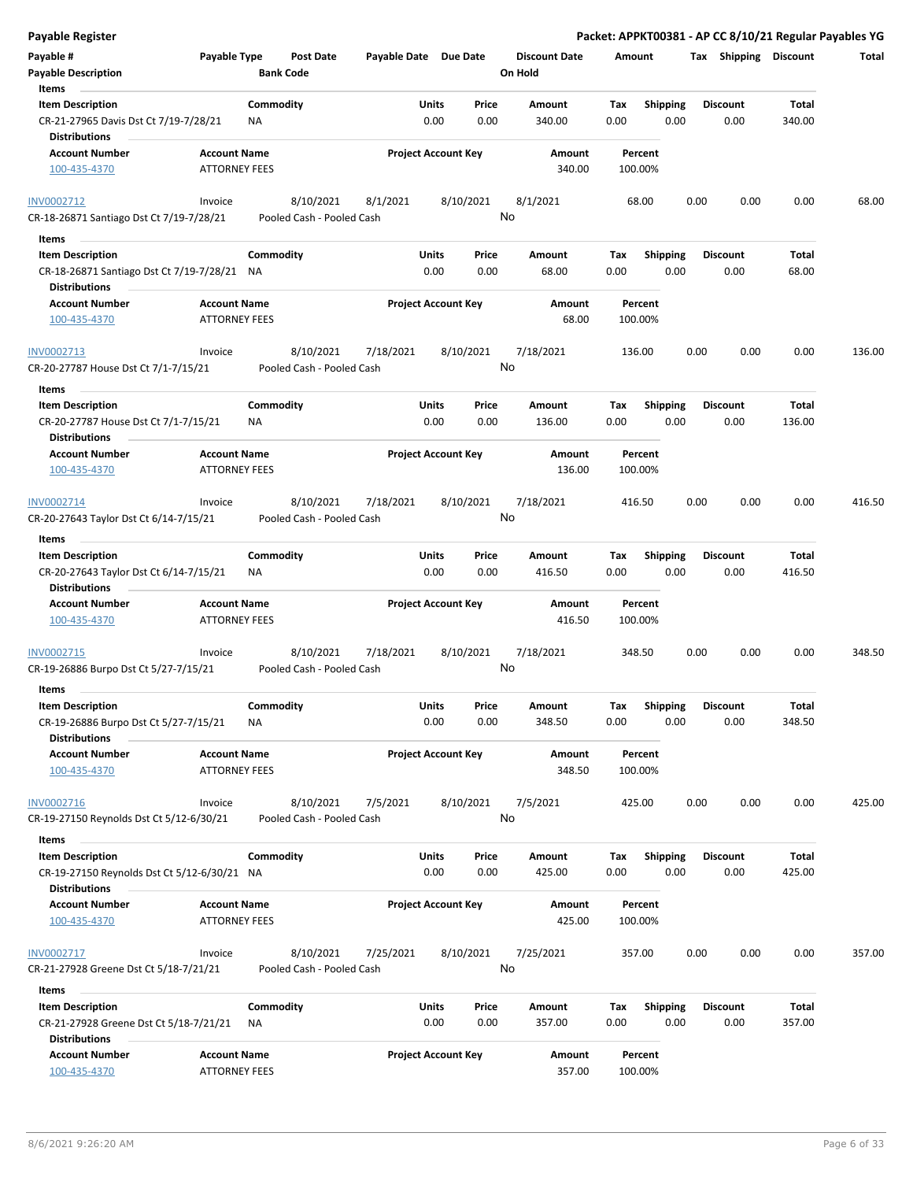| Payable # | Payable Type | Post Date | Payable Date | Due Date | Discount Date | Amount | Tax | Shipping | Discount | Total |
|---|---|---|---|---|---|---|---|---|---|---|
| Payable Description | | Bank Code | | | On Hold | | | | | |

**Items**

| Item Description | Commodity | Units | Price | Amount | Tax | Shipping | Discount | Total |
|---|---|---|---|---|---|---|---|---|
| CR-21-27965 Davis Dst Ct 7/19-7/28/21 | NA | 0.00 | 0.00 | 340.00 | 0.00 | 0.00 | 0.00 | 340.00 |

**Distributions**

| Account Number | Account Name | Project Account Key | Amount | Percent |
|---|---|---|---|---|
| 100-435-4370 | ATTORNEY FEES | | 340.00 | 100.00% |

| Payable # | Payable Type | Post Date | Payable Date | Due Date | Discount Date | Amount | Tax | Shipping | Discount | Total |
|---|---|---|---|---|---|---|---|---|---|---|
| INV0002712 | Invoice | 8/10/2021 | 8/1/2021 | 8/10/2021 | 8/1/2021 | 68.00 | 0.00 | 0.00 | 0.00 | 68.00 |
| CR-18-26871 Santiago Dst Ct 7/19-7/28/21 | | Pooled Cash - Pooled Cash | | | No | | | | | |

**Items**

| Item Description | Commodity | Units | Price | Amount | Tax | Shipping | Discount | Total |
|---|---|---|---|---|---|---|---|---|
| CR-18-26871 Santiago Dst Ct 7/19-7/28/21 | NA | 0.00 | 0.00 | 68.00 | 0.00 | 0.00 | 0.00 | 68.00 |

**Distributions**

| Account Number | Account Name | Project Account Key | Amount | Percent |
|---|---|---|---|---|
| 100-435-4370 | ATTORNEY FEES | | 68.00 | 100.00% |

| Payable # | Payable Type | Post Date | Payable Date | Due Date | Discount Date | Amount | Tax | Shipping | Discount | Total |
|---|---|---|---|---|---|---|---|---|---|---|
| INV0002713 | Invoice | 8/10/2021 | 7/18/2021 | 8/10/2021 | 7/18/2021 | 136.00 | 0.00 | 0.00 | 0.00 | 136.00 |
| CR-20-27787 House Dst Ct 7/1-7/15/21 | | Pooled Cash - Pooled Cash | | | No | | | | | |

**Items**

| Item Description | Commodity | Units | Price | Amount | Tax | Shipping | Discount | Total |
|---|---|---|---|---|---|---|---|---|
| CR-20-27787 House Dst Ct 7/1-7/15/21 | NA | 0.00 | 0.00 | 136.00 | 0.00 | 0.00 | 0.00 | 136.00 |

**Distributions**

| Account Number | Account Name | Project Account Key | Amount | Percent |
|---|---|---|---|---|
| 100-435-4370 | ATTORNEY FEES | | 136.00 | 100.00% |

| Payable # | Payable Type | Post Date | Payable Date | Due Date | Discount Date | Amount | Tax | Shipping | Discount | Total |
|---|---|---|---|---|---|---|---|---|---|---|
| INV0002714 | Invoice | 8/10/2021 | 7/18/2021 | 8/10/2021 | 7/18/2021 | 416.50 | 0.00 | 0.00 | 0.00 | 416.50 |
| CR-20-27643 Taylor Dst Ct 6/14-7/15/21 | | Pooled Cash - Pooled Cash | | | No | | | | | |

**Items**

| Item Description | Commodity | Units | Price | Amount | Tax | Shipping | Discount | Total |
|---|---|---|---|---|---|---|---|---|
| CR-20-27643 Taylor Dst Ct 6/14-7/15/21 | NA | 0.00 | 0.00 | 416.50 | 0.00 | 0.00 | 0.00 | 416.50 |

**Distributions**

| Account Number | Account Name | Project Account Key | Amount | Percent |
|---|---|---|---|---|
| 100-435-4370 | ATTORNEY FEES | | 416.50 | 100.00% |

| Payable # | Payable Type | Post Date | Payable Date | Due Date | Discount Date | Amount | Tax | Shipping | Discount | Total |
|---|---|---|---|---|---|---|---|---|---|---|
| INV0002715 | Invoice | 8/10/2021 | 7/18/2021 | 8/10/2021 | 7/18/2021 | 348.50 | 0.00 | 0.00 | 0.00 | 348.50 |
| CR-19-26886 Burpo Dst Ct 5/27-7/15/21 | | Pooled Cash - Pooled Cash | | | No | | | | | |

**Items**

| Item Description | Commodity | Units | Price | Amount | Tax | Shipping | Discount | Total |
|---|---|---|---|---|---|---|---|---|
| CR-19-26886 Burpo Dst Ct 5/27-7/15/21 | NA | 0.00 | 0.00 | 348.50 | 0.00 | 0.00 | 0.00 | 348.50 |

**Distributions**

| Account Number | Account Name | Project Account Key | Amount | Percent |
|---|---|---|---|---|
| 100-435-4370 | ATTORNEY FEES | | 348.50 | 100.00% |

| Payable # | Payable Type | Post Date | Payable Date | Due Date | Discount Date | Amount | Tax | Shipping | Discount | Total |
|---|---|---|---|---|---|---|---|---|---|---|
| INV0002716 | Invoice | 8/10/2021 | 7/5/2021 | 8/10/2021 | 7/5/2021 | 425.00 | 0.00 | 0.00 | 0.00 | 425.00 |
| CR-19-27150 Reynolds Dst Ct 5/12-6/30/21 | | Pooled Cash - Pooled Cash | | | No | | | | | |

**Items**

| Item Description | Commodity | Units | Price | Amount | Tax | Shipping | Discount | Total |
|---|---|---|---|---|---|---|---|---|
| CR-19-27150 Reynolds Dst Ct 5/12-6/30/21 | NA | 0.00 | 0.00 | 425.00 | 0.00 | 0.00 | 0.00 | 425.00 |

**Distributions**

| Account Number | Account Name | Project Account Key | Amount | Percent |
|---|---|---|---|---|
| 100-435-4370 | ATTORNEY FEES | | 425.00 | 100.00% |

| Payable # | Payable Type | Post Date | Payable Date | Due Date | Discount Date | Amount | Tax | Shipping | Discount | Total |
|---|---|---|---|---|---|---|---|---|---|---|
| INV0002717 | Invoice | 8/10/2021 | 7/25/2021 | 8/10/2021 | 7/25/2021 | 357.00 | 0.00 | 0.00 | 0.00 | 357.00 |
| CR-21-27928 Greene Dst Ct 5/18-7/21/21 | | Pooled Cash - Pooled Cash | | | No | | | | | |

**Items**

| Item Description | Commodity | Units | Price | Amount | Tax | Shipping | Discount | Total |
|---|---|---|---|---|---|---|---|---|
| CR-21-27928 Greene Dst Ct 5/18-7/21/21 | NA | 0.00 | 0.00 | 357.00 | 0.00 | 0.00 | 0.00 | 357.00 |

**Distributions**

| Account Number | Account Name | Project Account Key | Amount | Percent |
|---|---|---|---|---|
| 100-435-4370 | ATTORNEY FEES | | 357.00 | 100.00% |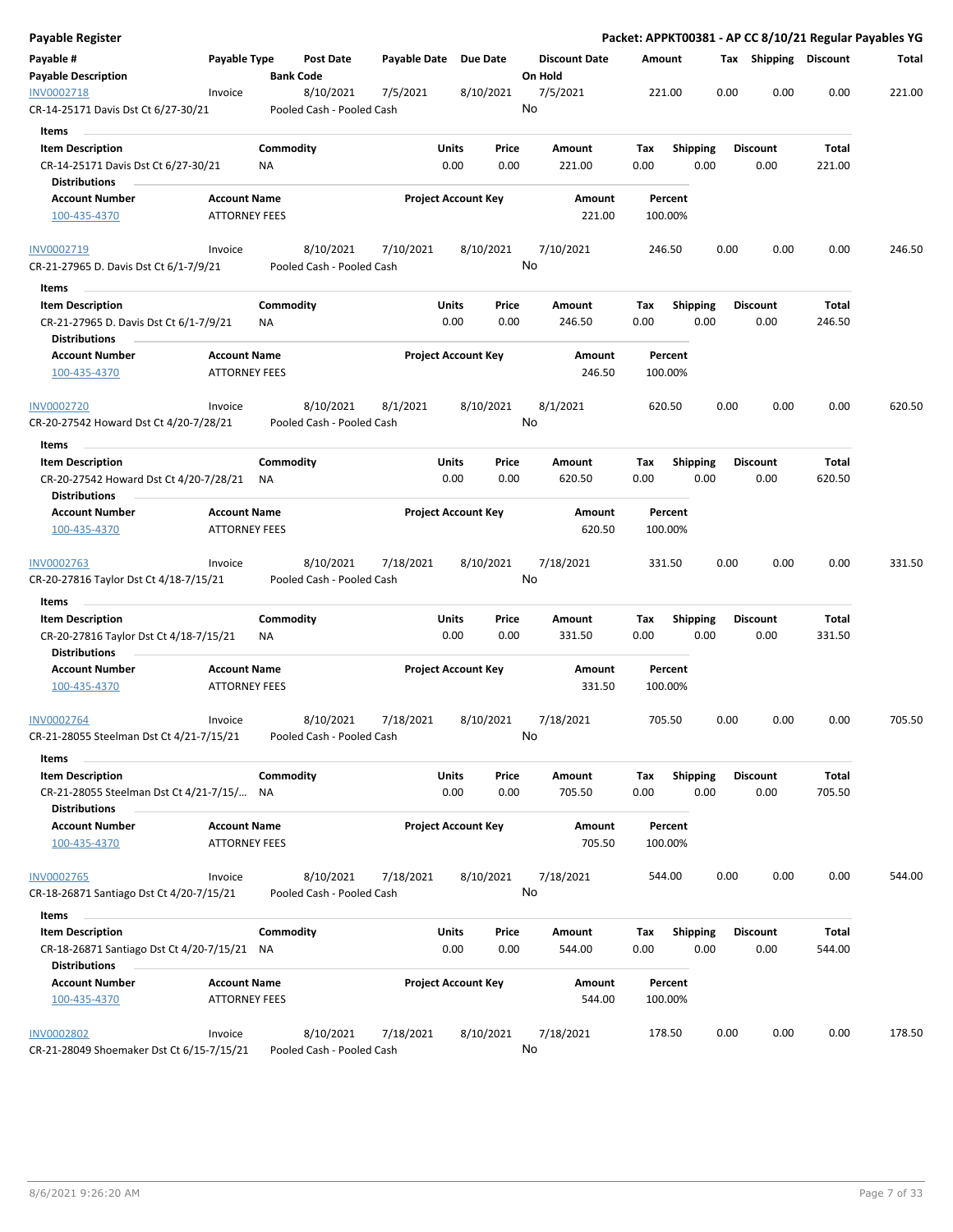# Payable Register

**Packet: APPKT00381 - AP CC 8/10/21 Regular Payables YG**

| Payable # | Payable Type | Post Date | Payable Date | Due Date | Discount Date | Amount | Tax | Shipping | Discount | Total |
|---|---|---|---|---|---|---|---|---|---|---|
| **Payable Description** | | **Bank Code** | | | **On Hold** | | | | | |
| INV0002718 | Invoice | 8/10/2021 | 7/5/2021 | 8/10/2021 | 7/5/2021 | 221.00 | 0.00 | 0.00 | 0.00 | 221.00 |
| CR-14-25171 Davis Dst Ct 6/27-30/21 | | Pooled Cash - Pooled Cash | | | No | | | | | |

**Items**

| Item Description | Commodity | Units | Price | Amount | Tax | Shipping | Discount | Total |
|---|---|---|---|---|---|---|---|---|
| CR-14-25171 Davis Dst Ct 6/27-30/21 | NA | 0.00 | 0.00 | 221.00 | 0.00 | 0.00 | 0.00 | 221.00 |

**Distributions**

| Account Number | Account Name | Project Account Key | Amount | Percent |
|---|---|---|---|---|
| 100-435-4370 | ATTORNEY FEES | | 221.00 | 100.00% |

| Payable # | Payable Type | Post Date | Payable Date | Due Date | Discount Date | Amount | Tax | Shipping | Discount | Total |
|---|---|---|---|---|---|---|---|---|---|---|
| INV0002719 | Invoice | 8/10/2021 | 7/10/2021 | 8/10/2021 | 7/10/2021 | 246.50 | 0.00 | 0.00 | 0.00 | 246.50 |
| CR-21-27965 D. Davis Dst Ct 6/1-7/9/21 | | Pooled Cash - Pooled Cash | | | No | | | | | |

**Items**

| Item Description | Commodity | Units | Price | Amount | Tax | Shipping | Discount | Total |
|---|---|---|---|---|---|---|---|---|
| CR-21-27965 D. Davis Dst Ct 6/1-7/9/21 | NA | 0.00 | 0.00 | 246.50 | 0.00 | 0.00 | 0.00 | 246.50 |

**Distributions**

| Account Number | Account Name | Project Account Key | Amount | Percent |
|---|---|---|---|---|
| 100-435-4370 | ATTORNEY FEES | | 246.50 | 100.00% |

| Payable # | Payable Type | Post Date | Payable Date | Due Date | Discount Date | Amount | Tax | Shipping | Discount | Total |
|---|---|---|---|---|---|---|---|---|---|---|
| INV0002720 | Invoice | 8/10/2021 | 8/1/2021 | 8/10/2021 | 8/1/2021 | 620.50 | 0.00 | 0.00 | 0.00 | 620.50 |
| CR-20-27542 Howard Dst Ct 4/20-7/28/21 | | Pooled Cash - Pooled Cash | | | No | | | | | |

**Items**

| Item Description | Commodity | Units | Price | Amount | Tax | Shipping | Discount | Total |
|---|---|---|---|---|---|---|---|---|
| CR-20-27542 Howard Dst Ct 4/20-7/28/21 | NA | 0.00 | 0.00 | 620.50 | 0.00 | 0.00 | 0.00 | 620.50 |

**Distributions**

| Account Number | Account Name | Project Account Key | Amount | Percent |
|---|---|---|---|---|
| 100-435-4370 | ATTORNEY FEES | | 620.50 | 100.00% |

| Payable # | Payable Type | Post Date | Payable Date | Due Date | Discount Date | Amount | Tax | Shipping | Discount | Total |
|---|---|---|---|---|---|---|---|---|---|---|
| INV0002763 | Invoice | 8/10/2021 | 7/18/2021 | 8/10/2021 | 7/18/2021 | 331.50 | 0.00 | 0.00 | 0.00 | 331.50 |
| CR-20-27816 Taylor Dst Ct 4/18-7/15/21 | | Pooled Cash - Pooled Cash | | | No | | | | | |

**Items**

| Item Description | Commodity | Units | Price | Amount | Tax | Shipping | Discount | Total |
|---|---|---|---|---|---|---|---|---|
| CR-20-27816 Taylor Dst Ct 4/18-7/15/21 | NA | 0.00 | 0.00 | 331.50 | 0.00 | 0.00 | 0.00 | 331.50 |

**Distributions**

| Account Number | Account Name | Project Account Key | Amount | Percent |
|---|---|---|---|---|
| 100-435-4370 | ATTORNEY FEES | | 331.50 | 100.00% |

| Payable # | Payable Type | Post Date | Payable Date | Due Date | Discount Date | Amount | Tax | Shipping | Discount | Total |
|---|---|---|---|---|---|---|---|---|---|---|
| INV0002764 | Invoice | 8/10/2021 | 7/18/2021 | 8/10/2021 | 7/18/2021 | 705.50 | 0.00 | 0.00 | 0.00 | 705.50 |
| CR-21-28055 Steelman Dst Ct 4/21-7/15/21 | | Pooled Cash - Pooled Cash | | | No | | | | | |

**Items**

| Item Description | Commodity | Units | Price | Amount | Tax | Shipping | Discount | Total |
|---|---|---|---|---|---|---|---|---|
| CR-21-28055 Steelman Dst Ct 4/21-7/15/... | NA | 0.00 | 0.00 | 705.50 | 0.00 | 0.00 | 0.00 | 705.50 |

**Distributions**

| Account Number | Account Name | Project Account Key | Amount | Percent |
|---|---|---|---|---|
| 100-435-4370 | ATTORNEY FEES | | 705.50 | 100.00% |

| Payable # | Payable Type | Post Date | Payable Date | Due Date | Discount Date | Amount | Tax | Shipping | Discount | Total |
|---|---|---|---|---|---|---|---|---|---|---|
| INV0002765 | Invoice | 8/10/2021 | 7/18/2021 | 8/10/2021 | 7/18/2021 | 544.00 | 0.00 | 0.00 | 0.00 | 544.00 |
| CR-18-26871 Santiago Dst Ct 4/20-7/15/21 | | Pooled Cash - Pooled Cash | | | No | | | | | |

**Items**

| Item Description | Commodity | Units | Price | Amount | Tax | Shipping | Discount | Total |
|---|---|---|---|---|---|---|---|---|
| CR-18-26871 Santiago Dst Ct 4/20-7/15/21 | NA | 0.00 | 0.00 | 544.00 | 0.00 | 0.00 | 0.00 | 544.00 |

**Distributions**

| Account Number | Account Name | Project Account Key | Amount | Percent |
|---|---|---|---|---|
| 100-435-4370 | ATTORNEY FEES | | 544.00 | 100.00% |

| Payable # | Payable Type | Post Date | Payable Date | Due Date | Discount Date | Amount | Tax | Shipping | Discount | Total |
|---|---|---|---|---|---|---|---|---|---|---|
| INV0002802 | Invoice | 8/10/2021 | 7/18/2021 | 8/10/2021 | 7/18/2021 | 178.50 | 0.00 | 0.00 | 0.00 | 178.50 |
| CR-21-28049 Shoemaker Dst Ct 6/15-7/15/21 | | Pooled Cash - Pooled Cash | | | No | | | | | |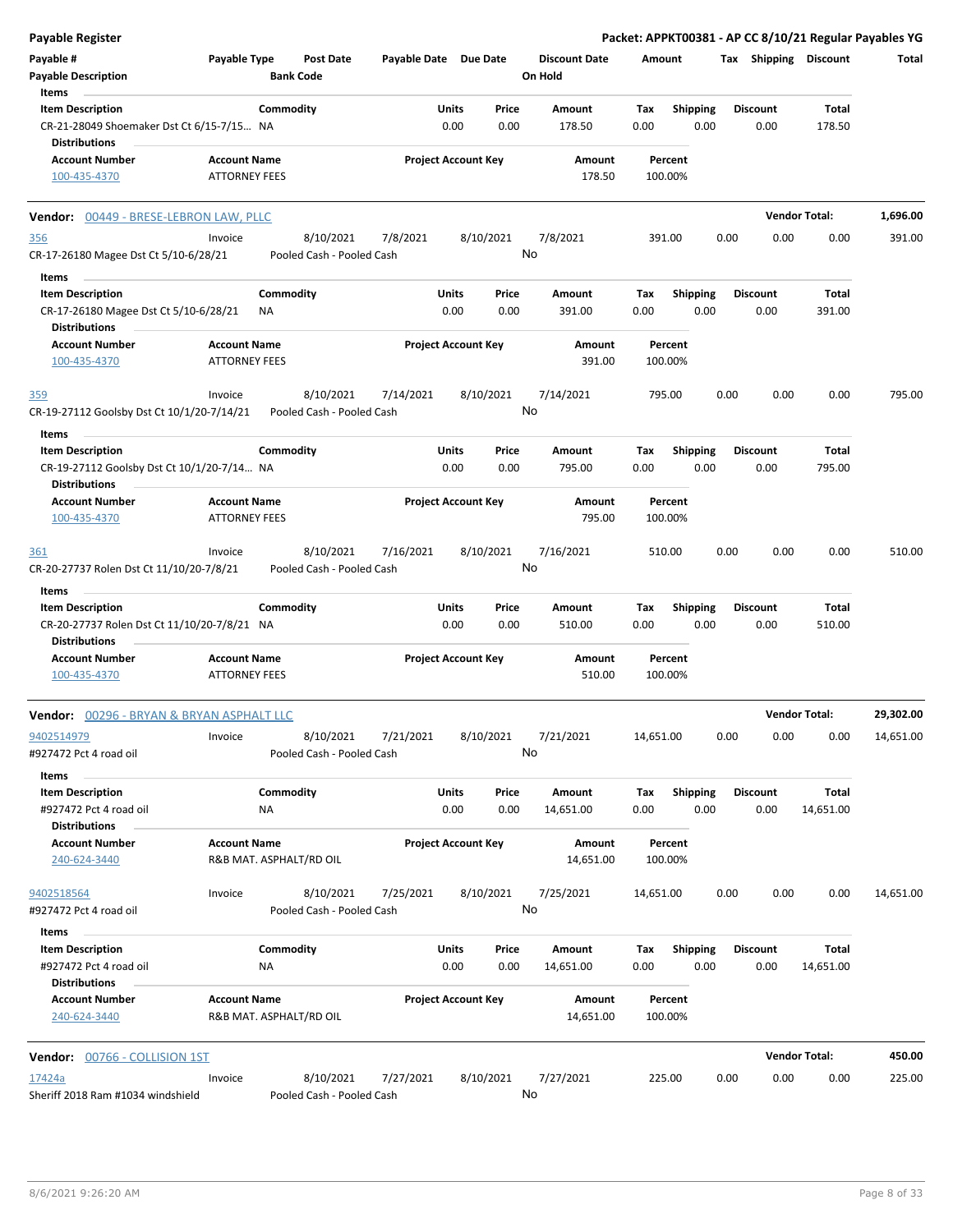**Payable Register**

**Packet: APPKT00381 - AP CC 8/10/21 Regular Payables YG**

| Payable # | Payable Type | Post Date | Payable Date | Due Date | Discount Date | Amount | Tax | Shipping | Discount | Total |
|---|---|---|---|---|---|---|---|---|---|---|
| Payable Description | | Bank Code | | | On Hold | | | | | |

**Items**

| Item Description | Commodity | Units | Price | Amount | Tax | Shipping | Discount | Total |
|---|---|---|---|---|---|---|---|---|
| CR-21-28049 Shoemaker Dst Ct 6/15-7/15... | NA | 0.00 | 0.00 | 178.50 | 0.00 | 0.00 | 0.00 | 178.50 |

**Distributions**

| Account Number | Account Name | Project Account Key | Amount | Percent |
|---|---|---|---|---|
| 100-435-4370 | ATTORNEY FEES | | 178.50 | 100.00% |

**Vendor: 00449 - BRESE-LEBRON LAW, PLLC** — Vendor Total: **1,696.00**

| Payable # | Payable Type | Post Date | Payable Date | Due Date | Discount Date | Amount | Tax | Shipping | Discount | Total |
|---|---|---|---|---|---|---|---|---|---|---|
| 356 | Invoice | 8/10/2021 | 7/8/2021 | 8/10/2021 | 7/8/2021 | 391.00 | 0.00 | 0.00 | 0.00 | 391.00 |
| CR-17-26180 Magee Dst Ct 5/10-6/28/21 | | Pooled Cash - Pooled Cash | | | No | | | | | |

**Items**

| Item Description | Commodity | Units | Price | Amount | Tax | Shipping | Discount | Total |
|---|---|---|---|---|---|---|---|---|
| CR-17-26180 Magee Dst Ct 5/10-6/28/21 | NA | 0.00 | 0.00 | 391.00 | 0.00 | 0.00 | 0.00 | 391.00 |

**Distributions**

| Account Number | Account Name | Project Account Key | Amount | Percent |
|---|---|---|---|---|
| 100-435-4370 | ATTORNEY FEES | | 391.00 | 100.00% |

| Payable # | Payable Type | Post Date | Payable Date | Due Date | Discount Date | Amount | Tax | Shipping | Discount | Total |
|---|---|---|---|---|---|---|---|---|---|---|
| 359 | Invoice | 8/10/2021 | 7/14/2021 | 8/10/2021 | 7/14/2021 | 795.00 | 0.00 | 0.00 | 0.00 | 795.00 |
| CR-19-27112 Goolsby Dst Ct 10/1/20-7/14/21 | | Pooled Cash - Pooled Cash | | | No | | | | | |

**Items**

| Item Description | Commodity | Units | Price | Amount | Tax | Shipping | Discount | Total |
|---|---|---|---|---|---|---|---|---|
| CR-19-27112 Goolsby Dst Ct 10/1/20-7/14... | NA | 0.00 | 0.00 | 795.00 | 0.00 | 0.00 | 0.00 | 795.00 |

**Distributions**

| Account Number | Account Name | Project Account Key | Amount | Percent |
|---|---|---|---|---|
| 100-435-4370 | ATTORNEY FEES | | 795.00 | 100.00% |

| Payable # | Payable Type | Post Date | Payable Date | Due Date | Discount Date | Amount | Tax | Shipping | Discount | Total |
|---|---|---|---|---|---|---|---|---|---|---|
| 361 | Invoice | 8/10/2021 | 7/16/2021 | 8/10/2021 | 7/16/2021 | 510.00 | 0.00 | 0.00 | 0.00 | 510.00 |
| CR-20-27737 Rolen Dst Ct 11/10/20-7/8/21 | | Pooled Cash - Pooled Cash | | | No | | | | | |

**Items**

| Item Description | Commodity | Units | Price | Amount | Tax | Shipping | Discount | Total |
|---|---|---|---|---|---|---|---|---|
| CR-20-27737 Rolen Dst Ct 11/10/20-7/8/21 | NA | 0.00 | 0.00 | 510.00 | 0.00 | 0.00 | 0.00 | 510.00 |

**Distributions**

| Account Number | Account Name | Project Account Key | Amount | Percent |
|---|---|---|---|---|
| 100-435-4370 | ATTORNEY FEES | | 510.00 | 100.00% |

**Vendor: 00296 - BRYAN & BRYAN ASPHALT LLC** — Vendor Total: **29,302.00**

| Payable # | Payable Type | Post Date | Payable Date | Due Date | Discount Date | Amount | Tax | Shipping | Discount | Total |
|---|---|---|---|---|---|---|---|---|---|---|
| 9402514979 | Invoice | 8/10/2021 | 7/21/2021 | 8/10/2021 | 7/21/2021 | 14,651.00 | 0.00 | 0.00 | 0.00 | 14,651.00 |
| #927472 Pct 4 road oil | | Pooled Cash - Pooled Cash | | | No | | | | | |

**Items**

| Item Description | Commodity | Units | Price | Amount | Tax | Shipping | Discount | Total |
|---|---|---|---|---|---|---|---|---|
| #927472 Pct 4 road oil | NA | 0.00 | 0.00 | 14,651.00 | 0.00 | 0.00 | 0.00 | 14,651.00 |

**Distributions**

| Account Number | Account Name | Project Account Key | Amount | Percent |
|---|---|---|---|---|
| 240-624-3440 | R&B MAT. ASPHALT/RD OIL | | 14,651.00 | 100.00% |

| Payable # | Payable Type | Post Date | Payable Date | Due Date | Discount Date | Amount | Tax | Shipping | Discount | Total |
|---|---|---|---|---|---|---|---|---|---|---|
| 9402518564 | Invoice | 8/10/2021 | 7/25/2021 | 8/10/2021 | 7/25/2021 | 14,651.00 | 0.00 | 0.00 | 0.00 | 14,651.00 |
| #927472 Pct 4 road oil | | Pooled Cash - Pooled Cash | | | No | | | | | |

**Items**

| Item Description | Commodity | Units | Price | Amount | Tax | Shipping | Discount | Total |
|---|---|---|---|---|---|---|---|---|
| #927472 Pct 4 road oil | NA | 0.00 | 0.00 | 14,651.00 | 0.00 | 0.00 | 0.00 | 14,651.00 |

**Distributions**

| Account Number | Account Name | Project Account Key | Amount | Percent |
|---|---|---|---|---|
| 240-624-3440 | R&B MAT. ASPHALT/RD OIL | | 14,651.00 | 100.00% |

**Vendor: 00766 - COLLISION 1ST** — Vendor Total: **450.00**

| Payable # | Payable Type | Post Date | Payable Date | Due Date | Discount Date | Amount | Tax | Shipping | Discount | Total |
|---|---|---|---|---|---|---|---|---|---|---|
| 17424a | Invoice | 8/10/2021 | 7/27/2021 | 8/10/2021 | 7/27/2021 | 225.00 | 0.00 | 0.00 | 0.00 | 225.00 |
| Sheriff 2018 Ram #1034 windshield | | Pooled Cash - Pooled Cash | | | No | | | | | |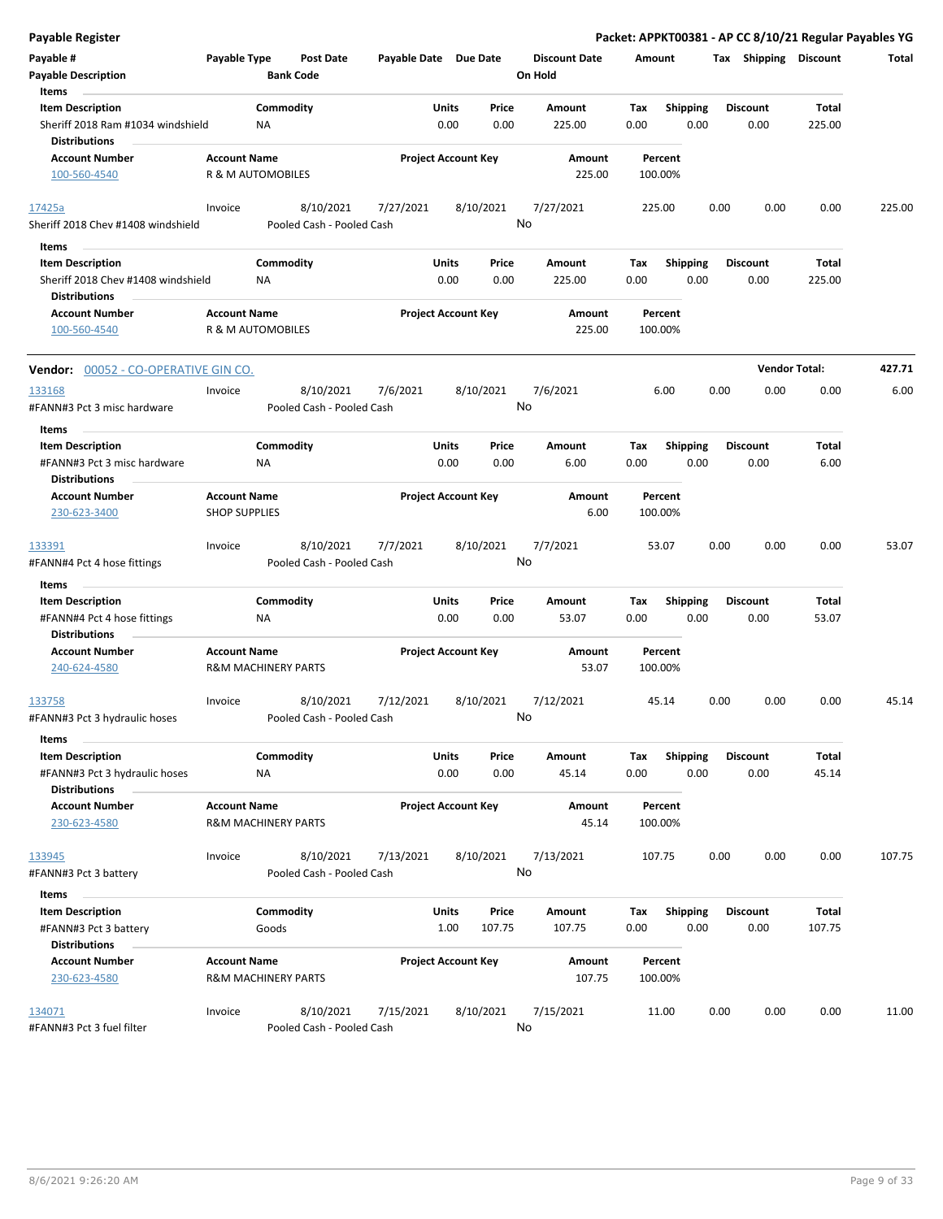**Payable Register** — **Packet: APPKT00381 - AP CC 8/10/21 Regular Payables YG**

| Payable # | Payable Type | Post Date | Payable Date | Due Date | Discount Date | Amount | Tax | Shipping | Discount | Total |
|---|---|---|---|---|---|---|---|---|---|---|
| Payable Description | | Bank Code | | | On Hold | | | | | |

Items

| Item Description | Commodity | Units | Price | Amount | Tax | Shipping | Discount | Total |
|---|---|---|---|---|---|---|---|---|
| Sheriff 2018 Ram #1034 windshield | NA | 0.00 | 0.00 | 225.00 | 0.00 | 0.00 | 0.00 | 225.00 |

Distributions

| Account Number | Account Name | Project Account Key | Amount | Percent |
|---|---|---|---|---|
| 100-560-4540 | R & M AUTOMOBILES | | 225.00 | 100.00% |

| Payable # | Payable Type | Post Date | Payable Date | Due Date | Discount Date | Amount | Tax | Shipping | Discount | Total |
|---|---|---|---|---|---|---|---|---|---|---|
| 17425a | Invoice | 8/10/2021 | 7/27/2021 | 8/10/2021 | 7/27/2021 | 225.00 | 0.00 | 0.00 | 0.00 | 225.00 |
| Sheriff 2018 Chev #1408 windshield | | Pooled Cash - Pooled Cash | | | No | | | | | |

Items

| Item Description | Commodity | Units | Price | Amount | Tax | Shipping | Discount | Total |
|---|---|---|---|---|---|---|---|---|
| Sheriff 2018 Chev #1408 windshield | NA | 0.00 | 0.00 | 225.00 | 0.00 | 0.00 | 0.00 | 225.00 |

Distributions

| Account Number | Account Name | Project Account Key | Amount | Percent |
|---|---|---|---|---|
| 100-560-4540 | R & M AUTOMOBILES | | 225.00 | 100.00% |

**Vendor:** 00052 - CO-OPERATIVE GIN CO. — **Vendor Total: 427.71**

| Payable # | Payable Type | Post Date | Payable Date | Due Date | Discount Date | Amount | Tax | Shipping | Discount | Total |
|---|---|---|---|---|---|---|---|---|---|---|
| 133168 | Invoice | 8/10/2021 | 7/6/2021 | 8/10/2021 | 7/6/2021 | 6.00 | 0.00 | 0.00 | 0.00 | 6.00 |
| #FANN#3 Pct 3 misc hardware | | Pooled Cash - Pooled Cash | | | No | | | | | |

Items

| Item Description | Commodity | Units | Price | Amount | Tax | Shipping | Discount | Total |
|---|---|---|---|---|---|---|---|---|
| #FANN#3 Pct 3 misc hardware | NA | 0.00 | 0.00 | 6.00 | 0.00 | 0.00 | 0.00 | 6.00 |

Distributions

| Account Number | Account Name | Project Account Key | Amount | Percent |
|---|---|---|---|---|
| 230-623-3400 | SHOP SUPPLIES | | 6.00 | 100.00% |

| Payable # | Payable Type | Post Date | Payable Date | Due Date | Discount Date | Amount | Tax | Shipping | Discount | Total |
|---|---|---|---|---|---|---|---|---|---|---|
| 133391 | Invoice | 8/10/2021 | 7/7/2021 | 8/10/2021 | 7/7/2021 | 53.07 | 0.00 | 0.00 | 0.00 | 53.07 |
| #FANN#4 Pct 4 hose fittings | | Pooled Cash - Pooled Cash | | | No | | | | | |

Items

| Item Description | Commodity | Units | Price | Amount | Tax | Shipping | Discount | Total |
|---|---|---|---|---|---|---|---|---|
| #FANN#4 Pct 4 hose fittings | NA | 0.00 | 0.00 | 53.07 | 0.00 | 0.00 | 0.00 | 53.07 |

Distributions

| Account Number | Account Name | Project Account Key | Amount | Percent |
|---|---|---|---|---|
| 240-624-4580 | R&M MACHINERY PARTS | | 53.07 | 100.00% |

| Payable # | Payable Type | Post Date | Payable Date | Due Date | Discount Date | Amount | Tax | Shipping | Discount | Total |
|---|---|---|---|---|---|---|---|---|---|---|
| 133758 | Invoice | 8/10/2021 | 7/12/2021 | 8/10/2021 | 7/12/2021 | 45.14 | 0.00 | 0.00 | 0.00 | 45.14 |
| #FANN#3 Pct 3 hydraulic hoses | | Pooled Cash - Pooled Cash | | | No | | | | | |

Items

| Item Description | Commodity | Units | Price | Amount | Tax | Shipping | Discount | Total |
|---|---|---|---|---|---|---|---|---|
| #FANN#3 Pct 3 hydraulic hoses | NA | 0.00 | 0.00 | 45.14 | 0.00 | 0.00 | 0.00 | 45.14 |

Distributions

| Account Number | Account Name | Project Account Key | Amount | Percent |
|---|---|---|---|---|
| 230-623-4580 | R&M MACHINERY PARTS | | 45.14 | 100.00% |

| Payable # | Payable Type | Post Date | Payable Date | Due Date | Discount Date | Amount | Tax | Shipping | Discount | Total |
|---|---|---|---|---|---|---|---|---|---|---|
| 133945 | Invoice | 8/10/2021 | 7/13/2021 | 8/10/2021 | 7/13/2021 | 107.75 | 0.00 | 0.00 | 0.00 | 107.75 |
| #FANN#3 Pct 3 battery | | Pooled Cash - Pooled Cash | | | No | | | | | |

Items

| Item Description | Commodity | Units | Price | Amount | Tax | Shipping | Discount | Total |
|---|---|---|---|---|---|---|---|---|
| #FANN#3 Pct 3 battery | Goods | 1.00 | 107.75 | 107.75 | 0.00 | 0.00 | 0.00 | 107.75 |

Distributions

| Account Number | Account Name | Project Account Key | Amount | Percent |
|---|---|---|---|---|
| 230-623-4580 | R&M MACHINERY PARTS | | 107.75 | 100.00% |

| Payable # | Payable Type | Post Date | Payable Date | Due Date | Discount Date | Amount | Tax | Shipping | Discount | Total |
|---|---|---|---|---|---|---|---|---|---|---|
| 134071 | Invoice | 8/10/2021 | 7/15/2021 | 8/10/2021 | 7/15/2021 | 11.00 | 0.00 | 0.00 | 0.00 | 11.00 |
| #FANN#3 Pct 3 fuel filter | | Pooled Cash - Pooled Cash | | | No | | | | | |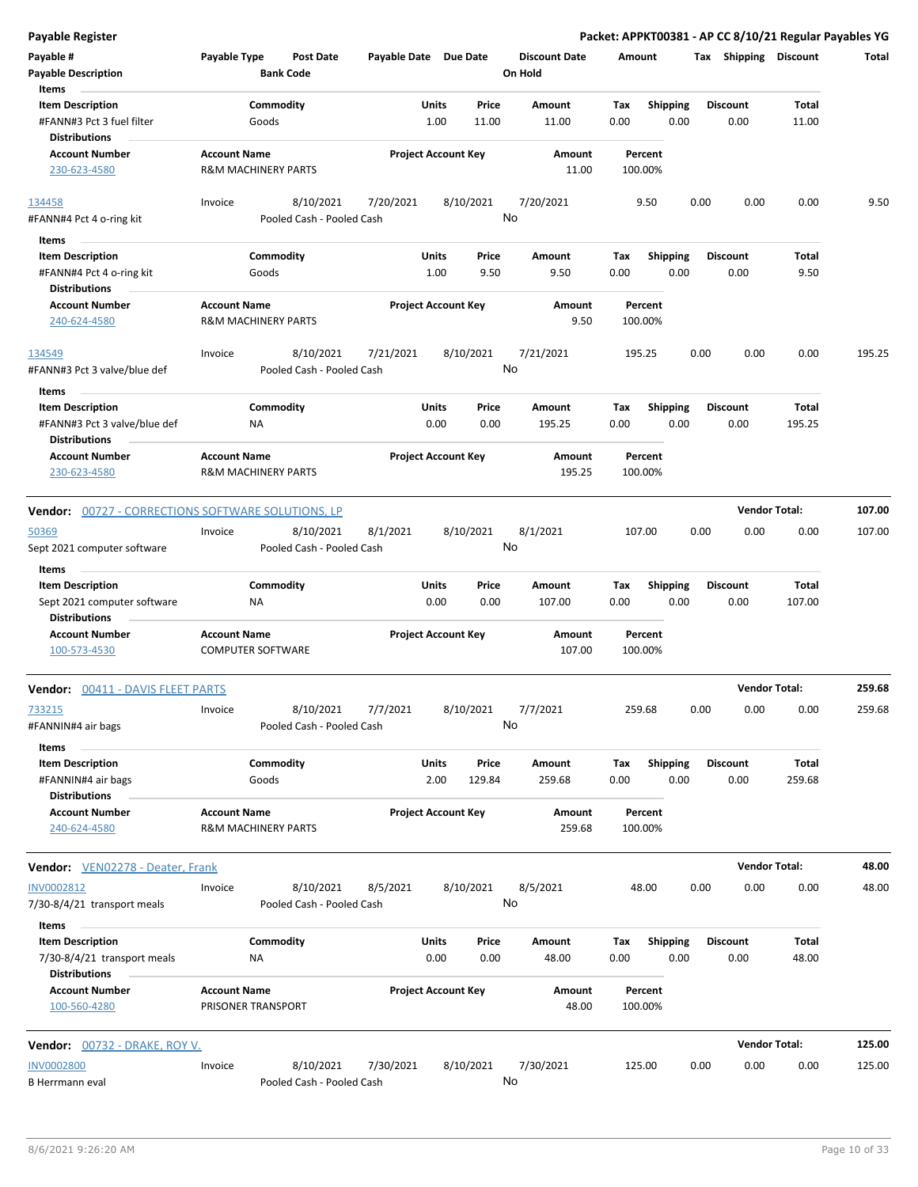**Payable Register** — **Packet: APPKT00381 - AP CC 8/10/21 Regular Payables YG**

| Payable # / Payable Description | Payable Type | Post Date / Bank Code | Payable Date | Due Date | Discount Date / On Hold | Amount | Tax | Shipping | Discount | Total |
|---|---|---|---|---|---|---|---|---|---|---|

**Items**

| Item Description | Commodity | Units | Price | Amount | Tax | Shipping | Discount | Total |
|---|---|---|---|---|---|---|---|---|
| #FANN#3 Pct 3 fuel filter | Goods | 1.00 | 11.00 | 11.00 | 0.00 | 0.00 | 0.00 | 11.00 |

**Distributions**

| Account Number | Account Name | Project Account Key | Amount | Percent |
|---|---|---|---|---|
| 230-623-4580 | R&M MACHINERY PARTS | | 11.00 | 100.00% |

| Payable # | Payable Type | Post Date | Payable Date | Due Date | Discount Date | Amount | Tax | Shipping | Discount | Total |
|---|---|---|---|---|---|---|---|---|---|---|
| 134458 | Invoice | 8/10/2021 | 7/20/2021 | 8/10/2021 | 7/20/2021 | 9.50 | 0.00 | 0.00 | 0.00 | 9.50 |

#FANN#4 Pct 4 o-ring kit — Pooled Cash - Pooled Cash — On Hold: No

**Items**

| Item Description | Commodity | Units | Price | Amount | Tax | Shipping | Discount | Total |
|---|---|---|---|---|---|---|---|---|
| #FANN#4 Pct 4 o-ring kit | Goods | 1.00 | 9.50 | 9.50 | 0.00 | 0.00 | 0.00 | 9.50 |

**Distributions**

| Account Number | Account Name | Project Account Key | Amount | Percent |
|---|---|---|---|---|
| 240-624-4580 | R&M MACHINERY PARTS | | 9.50 | 100.00% |

| Payable # | Payable Type | Post Date | Payable Date | Due Date | Discount Date | Amount | Tax | Shipping | Discount | Total |
|---|---|---|---|---|---|---|---|---|---|---|
| 134549 | Invoice | 8/10/2021 | 7/21/2021 | 8/10/2021 | 7/21/2021 | 195.25 | 0.00 | 0.00 | 0.00 | 195.25 |

#FANN#3 Pct 3 valve/blue def — Pooled Cash - Pooled Cash — On Hold: No

**Items**

| Item Description | Commodity | Units | Price | Amount | Tax | Shipping | Discount | Total |
|---|---|---|---|---|---|---|---|---|
| #FANN#3 Pct 3 valve/blue def | NA | 0.00 | 0.00 | 195.25 | 0.00 | 0.00 | 0.00 | 195.25 |

**Distributions**

| Account Number | Account Name | Project Account Key | Amount | Percent |
|---|---|---|---|---|
| 230-623-4580 | R&M MACHINERY PARTS | | 195.25 | 100.00% |

**Vendor: 00727 - CORRECTIONS SOFTWARE SOLUTIONS, LP** — **Vendor Total: 107.00**

| Payable # | Payable Type | Post Date | Payable Date | Due Date | Discount Date | Amount | Tax | Shipping | Discount | Total |
|---|---|---|---|---|---|---|---|---|---|---|
| 50369 | Invoice | 8/10/2021 | 8/1/2021 | 8/10/2021 | 8/1/2021 | 107.00 | 0.00 | 0.00 | 0.00 | 107.00 |

Sept 2021 computer software — Pooled Cash - Pooled Cash — On Hold: No

**Items**

| Item Description | Commodity | Units | Price | Amount | Tax | Shipping | Discount | Total |
|---|---|---|---|---|---|---|---|---|
| Sept 2021 computer software | NA | 0.00 | 0.00 | 107.00 | 0.00 | 0.00 | 0.00 | 107.00 |

**Distributions**

| Account Number | Account Name | Project Account Key | Amount | Percent |
|---|---|---|---|---|
| 100-573-4530 | COMPUTER SOFTWARE | | 107.00 | 100.00% |

**Vendor: 00411 - DAVIS FLEET PARTS** — **Vendor Total: 259.68**

| Payable # | Payable Type | Post Date | Payable Date | Due Date | Discount Date | Amount | Tax | Shipping | Discount | Total |
|---|---|---|---|---|---|---|---|---|---|---|
| 733215 | Invoice | 8/10/2021 | 7/7/2021 | 8/10/2021 | 7/7/2021 | 259.68 | 0.00 | 0.00 | 0.00 | 259.68 |

#FANNIN#4 air bags — Pooled Cash - Pooled Cash — On Hold: No

**Items**

| Item Description | Commodity | Units | Price | Amount | Tax | Shipping | Discount | Total |
|---|---|---|---|---|---|---|---|---|
| #FANNIN#4 air bags | Goods | 2.00 | 129.84 | 259.68 | 0.00 | 0.00 | 0.00 | 259.68 |

**Distributions**

| Account Number | Account Name | Project Account Key | Amount | Percent |
|---|---|---|---|---|
| 240-624-4580 | R&M MACHINERY PARTS | | 259.68 | 100.00% |

**Vendor: VEN02278 - Deater, Frank** — **Vendor Total: 48.00**

| Payable # | Payable Type | Post Date | Payable Date | Due Date | Discount Date | Amount | Tax | Shipping | Discount | Total |
|---|---|---|---|---|---|---|---|---|---|---|
| INV0002812 | Invoice | 8/10/2021 | 8/5/2021 | 8/10/2021 | 8/5/2021 | 48.00 | 0.00 | 0.00 | 0.00 | 48.00 |

7/30-8/4/21 transport meals — Pooled Cash - Pooled Cash — On Hold: No

**Items**

| Item Description | Commodity | Units | Price | Amount | Tax | Shipping | Discount | Total |
|---|---|---|---|---|---|---|---|---|
| 7/30-8/4/21 transport meals | NA | 0.00 | 0.00 | 48.00 | 0.00 | 0.00 | 0.00 | 48.00 |

**Distributions**

| Account Number | Account Name | Project Account Key | Amount | Percent |
|---|---|---|---|---|
| 100-560-4280 | PRISONER TRANSPORT | | 48.00 | 100.00% |

**Vendor: 00732 - DRAKE, ROY V.** — **Vendor Total: 125.00**

| Payable # | Payable Type | Post Date | Payable Date | Due Date | Discount Date | Amount | Tax | Shipping | Discount | Total |
|---|---|---|---|---|---|---|---|---|---|---|
| INV0002800 | Invoice | 8/10/2021 | 7/30/2021 | 8/10/2021 | 7/30/2021 | 125.00 | 0.00 | 0.00 | 0.00 | 125.00 |

B Herrmann eval — Pooled Cash - Pooled Cash — On Hold: No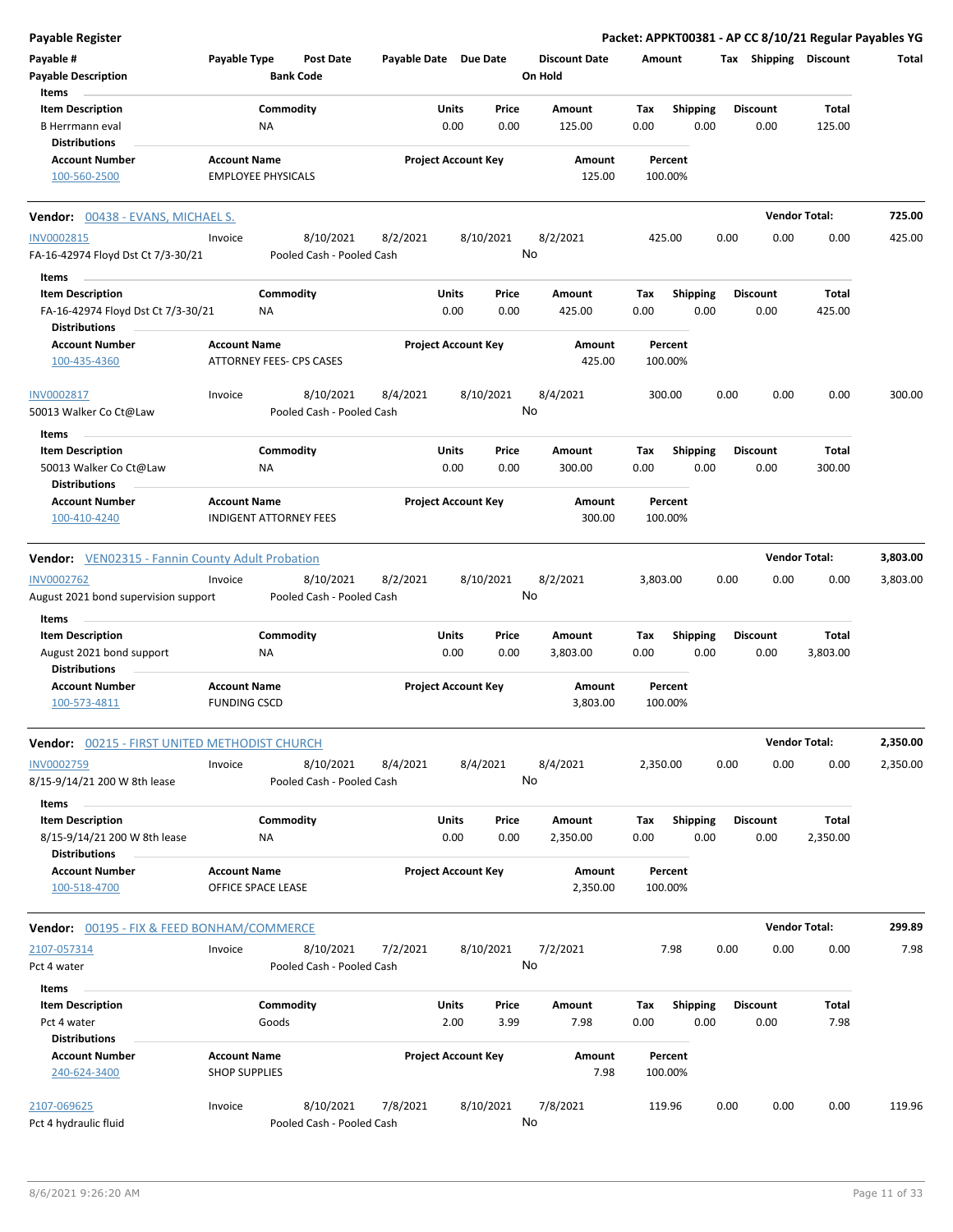**Payable Register** — Packet: APPKT00381 - AP CC 8/10/21 Regular Payables YG

| Payable # / Payable Description | Payable Type | Post Date / Bank Code | Payable Date | Due Date | Discount Date / On Hold | Amount | Tax | Shipping | Discount | Total |
|---|---|---|---|---|---|---|---|---|---|---|

**Items**

| Item Description | Commodity | Units | Price | Amount | Tax | Shipping | Discount | Total |
|---|---|---|---|---|---|---|---|---|
| B Herrmann eval | NA | 0.00 | 0.00 | 125.00 | 0.00 | 0.00 | 0.00 | 125.00 |

**Distributions**

| Account Number | Account Name | Project Account Key | Amount | Percent |
|---|---|---|---|---|
| 100-560-2500 | EMPLOYEE PHYSICALS | | 125.00 | 100.00% |

**Vendor Total: 725.00**

---

## Vendor: 00438 - EVANS, MICHAEL S.

| Payable # | Payable Description | Payable Type | Post Date | Bank Code | Payable Date | Due Date | Discount Date | On Hold | Amount | Tax | Shipping | Discount | Total |
|---|---|---|---|---|---|---|---|---|---|---|---|---|---|
| INV0002815 | FA-16-42974 Floyd Dst Ct 7/3-30/21 | Invoice | 8/10/2021 | Pooled Cash - Pooled Cash | 8/2/2021 | 8/10/2021 | 8/2/2021 | No | 425.00 | 0.00 | 0.00 | 0.00 | 425.00 |

**Items**

| Item Description | Commodity | Units | Price | Amount | Tax | Shipping | Discount | Total |
|---|---|---|---|---|---|---|---|---|
| FA-16-42974 Floyd Dst Ct 7/3-30/21 | NA | 0.00 | 0.00 | 425.00 | 0.00 | 0.00 | 0.00 | 425.00 |

**Distributions**

| Account Number | Account Name | Project Account Key | Amount | Percent |
|---|---|---|---|---|
| 100-435-4360 | ATTORNEY FEES- CPS CASES | | 425.00 | 100.00% |

| Payable # | Payable Description | Payable Type | Post Date | Bank Code | Payable Date | Due Date | Discount Date | On Hold | Amount | Tax | Shipping | Discount | Total |
|---|---|---|---|---|---|---|---|---|---|---|---|---|---|
| INV0002817 | 50013 Walker Co Ct@Law | Invoice | 8/10/2021 | Pooled Cash - Pooled Cash | 8/4/2021 | 8/10/2021 | 8/4/2021 | No | 300.00 | 0.00 | 0.00 | 0.00 | 300.00 |

**Items**

| Item Description | Commodity | Units | Price | Amount | Tax | Shipping | Discount | Total |
|---|---|---|---|---|---|---|---|---|
| 50013 Walker Co Ct@Law | NA | 0.00 | 0.00 | 300.00 | 0.00 | 0.00 | 0.00 | 300.00 |

**Distributions**

| Account Number | Account Name | Project Account Key | Amount | Percent |
|---|---|---|---|---|
| 100-410-4240 | INDIGENT ATTORNEY FEES | | 300.00 | 100.00% |

---

## Vendor: VEN02315 - Fannin County Adult Probation

**Vendor Total: 3,803.00**

| Payable # | Payable Description | Payable Type | Post Date | Bank Code | Payable Date | Due Date | Discount Date | On Hold | Amount | Tax | Shipping | Discount | Total |
|---|---|---|---|---|---|---|---|---|---|---|---|---|---|
| INV0002762 | August 2021 bond supervision support | Invoice | 8/10/2021 | Pooled Cash - Pooled Cash | 8/2/2021 | 8/10/2021 | 8/2/2021 | No | 3,803.00 | 0.00 | 0.00 | 0.00 | 3,803.00 |

**Items**

| Item Description | Commodity | Units | Price | Amount | Tax | Shipping | Discount | Total |
|---|---|---|---|---|---|---|---|---|
| August 2021 bond support | NA | 0.00 | 0.00 | 3,803.00 | 0.00 | 0.00 | 0.00 | 3,803.00 |

**Distributions**

| Account Number | Account Name | Project Account Key | Amount | Percent |
|---|---|---|---|---|
| 100-573-4811 | FUNDING CSCD | | 3,803.00 | 100.00% |

---

## Vendor: 00215 - FIRST UNITED METHODIST CHURCH

**Vendor Total: 2,350.00**

| Payable # | Payable Description | Payable Type | Post Date | Bank Code | Payable Date | Due Date | Discount Date | On Hold | Amount | Tax | Shipping | Discount | Total |
|---|---|---|---|---|---|---|---|---|---|---|---|---|---|
| INV0002759 | 8/15-9/14/21 200 W 8th lease | Invoice | 8/10/2021 | Pooled Cash - Pooled Cash | 8/4/2021 | 8/4/2021 | 8/4/2021 | No | 2,350.00 | 0.00 | 0.00 | 0.00 | 2,350.00 |

**Items**

| Item Description | Commodity | Units | Price | Amount | Tax | Shipping | Discount | Total |
|---|---|---|---|---|---|---|---|---|
| 8/15-9/14/21 200 W 8th lease | NA | 0.00 | 0.00 | 2,350.00 | 0.00 | 0.00 | 0.00 | 2,350.00 |

**Distributions**

| Account Number | Account Name | Project Account Key | Amount | Percent |
|---|---|---|---|---|
| 100-518-4700 | OFFICE SPACE LEASE | | 2,350.00 | 100.00% |

---

## Vendor: 00195 - FIX & FEED BONHAM/COMMERCE

**Vendor Total: 299.89**

| Payable # | Payable Description | Payable Type | Post Date | Bank Code | Payable Date | Due Date | Discount Date | On Hold | Amount | Tax | Shipping | Discount | Total |
|---|---|---|---|---|---|---|---|---|---|---|---|---|---|
| 2107-057314 | Pct 4 water | Invoice | 8/10/2021 | Pooled Cash - Pooled Cash | 7/2/2021 | 8/10/2021 | 7/2/2021 | No | 7.98 | 0.00 | 0.00 | 0.00 | 7.98 |

**Items**

| Item Description | Commodity | Units | Price | Amount | Tax | Shipping | Discount | Total |
|---|---|---|---|---|---|---|---|---|
| Pct 4 water | Goods | 2.00 | 3.99 | 7.98 | 0.00 | 0.00 | 0.00 | 7.98 |

**Distributions**

| Account Number | Account Name | Project Account Key | Amount | Percent |
|---|---|---|---|---|
| 240-624-3400 | SHOP SUPPLIES | | 7.98 | 100.00% |

| Payable # | Payable Description | Payable Type | Post Date | Bank Code | Payable Date | Due Date | Discount Date | On Hold | Amount | Tax | Shipping | Discount | Total |
|---|---|---|---|---|---|---|---|---|---|---|---|---|---|
| 2107-069625 | Pct 4 hydraulic fluid | Invoice | 8/10/2021 | Pooled Cash - Pooled Cash | 7/8/2021 | 8/10/2021 | 7/8/2021 | No | 119.96 | 0.00 | 0.00 | 0.00 | 119.96 |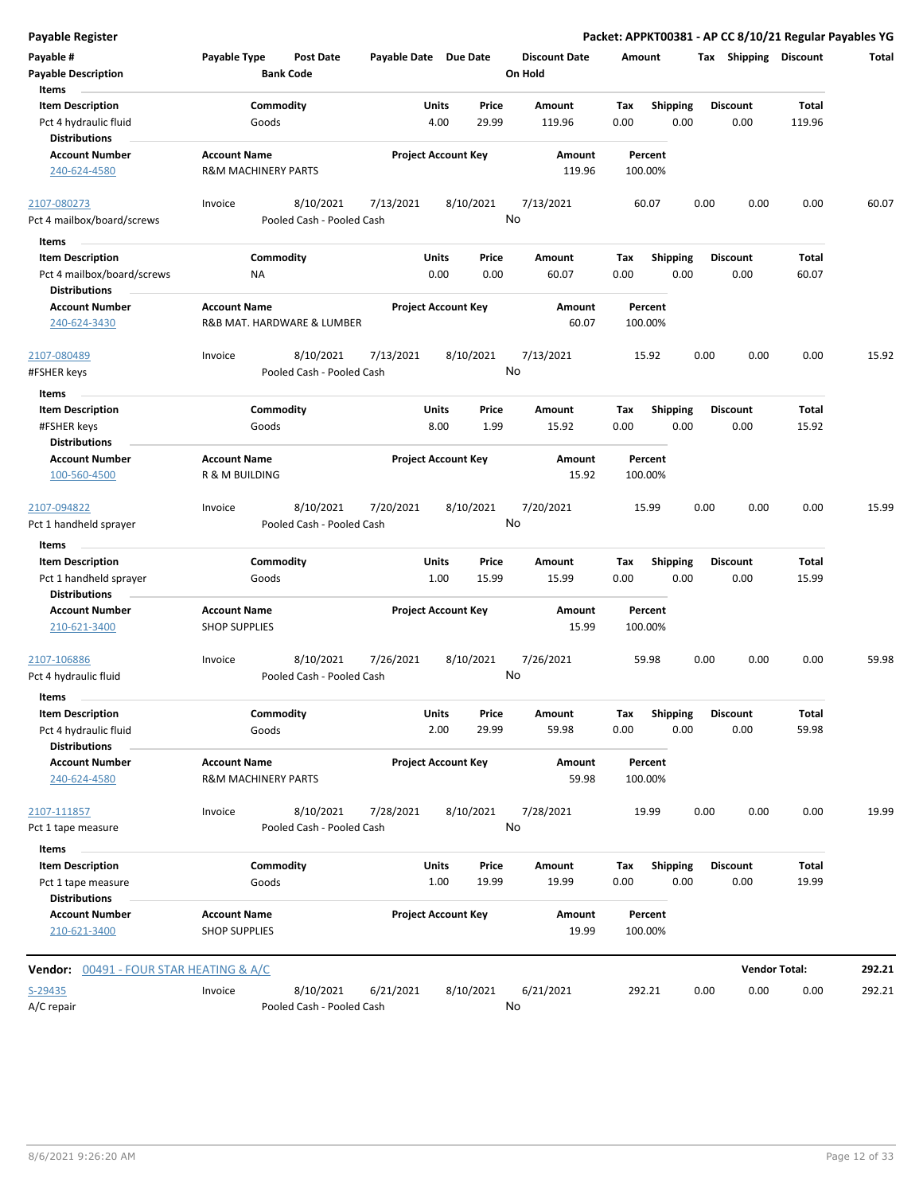**Payable Register** — **Packet: APPKT00381 - AP CC 8/10/21 Regular Payables YG**

| Payable # | Payable Type | Post Date | Payable Date | Due Date | Discount Date | Amount | Tax | Shipping | Discount | Total |
|---|---|---|---|---|---|---|---|---|---|---|
| Payable Description | | Bank Code | | | On Hold | | | | | |

**Items**

| Item Description | Commodity | Units | Price | Amount | Tax | Shipping | Discount | Total |
|---|---|---|---|---|---|---|---|---|
| Pct 4 hydraulic fluid | Goods | 4.00 | 29.99 | 119.96 | 0.00 | 0.00 | 0.00 | 119.96 |

**Distributions**

| Account Number | Account Name | Project Account Key | Amount | Percent |
|---|---|---|---|---|
| 240-624-4580 | R&M MACHINERY PARTS | | 119.96 | 100.00% |

| Payable # | Payable Type | Post Date | Payable Date | Due Date | Discount Date | Amount | Tax | Shipping | Discount | Total |
|---|---|---|---|---|---|---|---|---|---|---|
| 2107-080273 | Invoice | 8/10/2021 | 7/13/2021 | 8/10/2021 | 7/13/2021 | 60.07 | 0.00 | 0.00 | 0.00 | 60.07 |
| Pct 4 mailbox/board/screws | | Pooled Cash - Pooled Cash | | | No | | | | | |

**Items**

| Item Description | Commodity | Units | Price | Amount | Tax | Shipping | Discount | Total |
|---|---|---|---|---|---|---|---|---|
| Pct 4 mailbox/board/screws | NA | 0.00 | 0.00 | 60.07 | 0.00 | 0.00 | 0.00 | 60.07 |

**Distributions**

| Account Number | Account Name | Project Account Key | Amount | Percent |
|---|---|---|---|---|
| 240-624-3430 | R&B MAT. HARDWARE & LUMBER | | 60.07 | 100.00% |

| Payable # | Payable Type | Post Date | Payable Date | Due Date | Discount Date | Amount | Tax | Shipping | Discount | Total |
|---|---|---|---|---|---|---|---|---|---|---|
| 2107-080489 | Invoice | 8/10/2021 | 7/13/2021 | 8/10/2021 | 7/13/2021 | 15.92 | 0.00 | 0.00 | 0.00 | 15.92 |
| #FSHER keys | | Pooled Cash - Pooled Cash | | | No | | | | | |

**Items**

| Item Description | Commodity | Units | Price | Amount | Tax | Shipping | Discount | Total |
|---|---|---|---|---|---|---|---|---|
| #FSHER keys | Goods | 8.00 | 1.99 | 15.92 | 0.00 | 0.00 | 0.00 | 15.92 |

**Distributions**

| Account Number | Account Name | Project Account Key | Amount | Percent |
|---|---|---|---|---|
| 100-560-4500 | R & M BUILDING | | 15.92 | 100.00% |

| Payable # | Payable Type | Post Date | Payable Date | Due Date | Discount Date | Amount | Tax | Shipping | Discount | Total |
|---|---|---|---|---|---|---|---|---|---|---|
| 2107-094822 | Invoice | 8/10/2021 | 7/20/2021 | 8/10/2021 | 7/20/2021 | 15.99 | 0.00 | 0.00 | 0.00 | 15.99 |
| Pct 1 handheld sprayer | | Pooled Cash - Pooled Cash | | | No | | | | | |

**Items**

| Item Description | Commodity | Units | Price | Amount | Tax | Shipping | Discount | Total |
|---|---|---|---|---|---|---|---|---|
| Pct 1 handheld sprayer | Goods | 1.00 | 15.99 | 15.99 | 0.00 | 0.00 | 0.00 | 15.99 |

**Distributions**

| Account Number | Account Name | Project Account Key | Amount | Percent |
|---|---|---|---|---|
| 210-621-3400 | SHOP SUPPLIES | | 15.99 | 100.00% |

| Payable # | Payable Type | Post Date | Payable Date | Due Date | Discount Date | Amount | Tax | Shipping | Discount | Total |
|---|---|---|---|---|---|---|---|---|---|---|
| 2107-106886 | Invoice | 8/10/2021 | 7/26/2021 | 8/10/2021 | 7/26/2021 | 59.98 | 0.00 | 0.00 | 0.00 | 59.98 |
| Pct 4 hydraulic fluid | | Pooled Cash - Pooled Cash | | | No | | | | | |

**Items**

| Item Description | Commodity | Units | Price | Amount | Tax | Shipping | Discount | Total |
|---|---|---|---|---|---|---|---|---|
| Pct 4 hydraulic fluid | Goods | 2.00 | 29.99 | 59.98 | 0.00 | 0.00 | 0.00 | 59.98 |

**Distributions**

| Account Number | Account Name | Project Account Key | Amount | Percent |
|---|---|---|---|---|
| 240-624-4580 | R&M MACHINERY PARTS | | 59.98 | 100.00% |

| Payable # | Payable Type | Post Date | Payable Date | Due Date | Discount Date | Amount | Tax | Shipping | Discount | Total |
|---|---|---|---|---|---|---|---|---|---|---|
| 2107-111857 | Invoice | 8/10/2021 | 7/28/2021 | 8/10/2021 | 7/28/2021 | 19.99 | 0.00 | 0.00 | 0.00 | 19.99 |
| Pct 1 tape measure | | Pooled Cash - Pooled Cash | | | No | | | | | |

**Items**

| Item Description | Commodity | Units | Price | Amount | Tax | Shipping | Discount | Total |
|---|---|---|---|---|---|---|---|---|
| Pct 1 tape measure | Goods | 1.00 | 19.99 | 19.99 | 0.00 | 0.00 | 0.00 | 19.99 |

**Distributions**

| Account Number | Account Name | Project Account Key | Amount | Percent |
|---|---|---|---|---|
| 210-621-3400 | SHOP SUPPLIES | | 19.99 | 100.00% |

**Vendor:** 00491 - FOUR STAR HEATING & A/C — **Vendor Total: 292.21**

| Payable # | Payable Type | Post Date | Payable Date | Due Date | Discount Date | Amount | Tax | Shipping | Discount | Total |
|---|---|---|---|---|---|---|---|---|---|---|
| S-29435 | Invoice | 8/10/2021 | 6/21/2021 | 8/10/2021 | 6/21/2021 | 292.21 | 0.00 | 0.00 | 0.00 | 292.21 |
| A/C repair | | Pooled Cash - Pooled Cash | | | No | | | | | |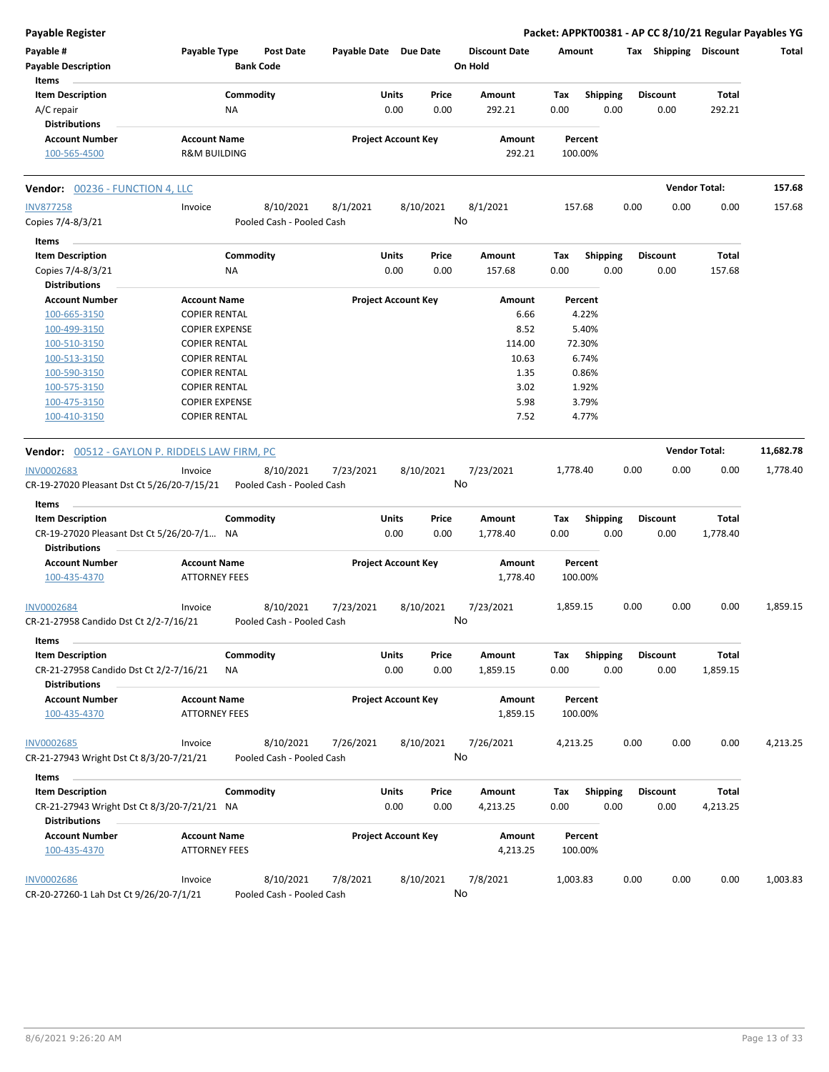| Payable # | Payable Type | Post Date | Payable Date | Due Date | Discount Date | Amount | Tax | Shipping | Discount | Total |
|---|---|---|---|---|---|---|---|---|---|---|
| Payable Description | | Bank Code | | | On Hold | | | | | |

**Items**

| Item Description | Commodity | Units | Price | Amount | Tax | Shipping | Discount | Total |
|---|---|---|---|---|---|---|---|---|
| A/C repair | NA | 0.00 | 0.00 | 292.21 | 0.00 | 0.00 | 0.00 | 292.21 |

**Distributions**

| Account Number | Account Name | Project Account Key | Amount | Percent |
|---|---|---|---|---|
| 100-565-4500 | R&M BUILDING | | 292.21 | 100.00% |

## Vendor: 00236 - FUNCTION 4, LLC

**Vendor Total: 157.68**

| Payable # | Payable Type | Post Date | Payable Date | Due Date | Discount Date | Amount | Tax | Shipping | Discount | Total |
|---|---|---|---|---|---|---|---|---|---|---|
| INV877258 | Invoice | 8/10/2021 | 8/1/2021 | 8/10/2021 | 8/1/2021 | 157.68 | 0.00 | 0.00 | 0.00 | 157.68 |
| Copies 7/4-8/3/21 | | Pooled Cash - Pooled Cash | | | No | | | | | |

**Items**

| Item Description | Commodity | Units | Price | Amount | Tax | Shipping | Discount | Total |
|---|---|---|---|---|---|---|---|---|
| Copies 7/4-8/3/21 | NA | 0.00 | 0.00 | 157.68 | 0.00 | 0.00 | 0.00 | 157.68 |

**Distributions**

| Account Number | Account Name | Project Account Key | Amount | Percent |
|---|---|---|---|---|
| 100-665-3150 | COPIER RENTAL | | 6.66 | 4.22% |
| 100-499-3150 | COPIER EXPENSE | | 8.52 | 5.40% |
| 100-510-3150 | COPIER RENTAL | | 114.00 | 72.30% |
| 100-513-3150 | COPIER RENTAL | | 10.63 | 6.74% |
| 100-590-3150 | COPIER RENTAL | | 1.35 | 0.86% |
| 100-575-3150 | COPIER RENTAL | | 3.02 | 1.92% |
| 100-475-3150 | COPIER EXPENSE | | 5.98 | 3.79% |
| 100-410-3150 | COPIER RENTAL | | 7.52 | 4.77% |

## Vendor: 00512 - GAYLON P. RIDDELS LAW FIRM, PC

**Vendor Total: 11,682.78**

| Payable # | Payable Type | Post Date | Payable Date | Due Date | Discount Date | Amount | Tax | Shipping | Discount | Total |
|---|---|---|---|---|---|---|---|---|---|---|
| INV0002683 | Invoice | 8/10/2021 | 7/23/2021 | 8/10/2021 | 7/23/2021 | 1,778.40 | 0.00 | 0.00 | 0.00 | 1,778.40 |
| CR-19-27020 Pleasant Dst Ct 5/26/20-7/15/21 | | Pooled Cash - Pooled Cash | | | No | | | | | |

**Items**

| Item Description | Commodity | Units | Price | Amount | Tax | Shipping | Discount | Total |
|---|---|---|---|---|---|---|---|---|
| CR-19-27020 Pleasant Dst Ct 5/26/20-7/1... | NA | 0.00 | 0.00 | 1,778.40 | 0.00 | 0.00 | 0.00 | 1,778.40 |

**Distributions**

| Account Number | Account Name | Project Account Key | Amount | Percent |
|---|---|---|---|---|
| 100-435-4370 | ATTORNEY FEES | | 1,778.40 | 100.00% |

| Payable # | Payable Type | Post Date | Payable Date | Due Date | Discount Date | Amount | Tax | Shipping | Discount | Total |
|---|---|---|---|---|---|---|---|---|---|---|
| INV0002684 | Invoice | 8/10/2021 | 7/23/2021 | 8/10/2021 | 7/23/2021 | 1,859.15 | 0.00 | 0.00 | 0.00 | 1,859.15 |
| CR-21-27958 Candido Dst Ct 2/2-7/16/21 | | Pooled Cash - Pooled Cash | | | No | | | | | |

**Items**

| Item Description | Commodity | Units | Price | Amount | Tax | Shipping | Discount | Total |
|---|---|---|---|---|---|---|---|---|
| CR-21-27958 Candido Dst Ct 2/2-7/16/21 | NA | 0.00 | 0.00 | 1,859.15 | 0.00 | 0.00 | 0.00 | 1,859.15 |

**Distributions**

| Account Number | Account Name | Project Account Key | Amount | Percent |
|---|---|---|---|---|
| 100-435-4370 | ATTORNEY FEES | | 1,859.15 | 100.00% |

| Payable # | Payable Type | Post Date | Payable Date | Due Date | Discount Date | Amount | Tax | Shipping | Discount | Total |
|---|---|---|---|---|---|---|---|---|---|---|
| INV0002685 | Invoice | 8/10/2021 | 7/26/2021 | 8/10/2021 | 7/26/2021 | 4,213.25 | 0.00 | 0.00 | 0.00 | 4,213.25 |
| CR-21-27943 Wright Dst Ct 8/3/20-7/21/21 | | Pooled Cash - Pooled Cash | | | No | | | | | |

**Items**

| Item Description | Commodity | Units | Price | Amount | Tax | Shipping | Discount | Total |
|---|---|---|---|---|---|---|---|---|
| CR-21-27943 Wright Dst Ct 8/3/20-7/21/21 | NA | 0.00 | 0.00 | 4,213.25 | 0.00 | 0.00 | 0.00 | 4,213.25 |

**Distributions**

| Account Number | Account Name | Project Account Key | Amount | Percent |
|---|---|---|---|---|
| 100-435-4370 | ATTORNEY FEES | | 4,213.25 | 100.00% |

| Payable # | Payable Type | Post Date | Payable Date | Due Date | Discount Date | Amount | Tax | Shipping | Discount | Total |
|---|---|---|---|---|---|---|---|---|---|---|
| INV0002686 | Invoice | 8/10/2021 | 7/8/2021 | 8/10/2021 | 7/8/2021 | 1,003.83 | 0.00 | 0.00 | 0.00 | 1,003.83 |
| CR-20-27260-1 Lah Dst Ct 9/26/20-7/1/21 | | Pooled Cash - Pooled Cash | | | No | | | | | |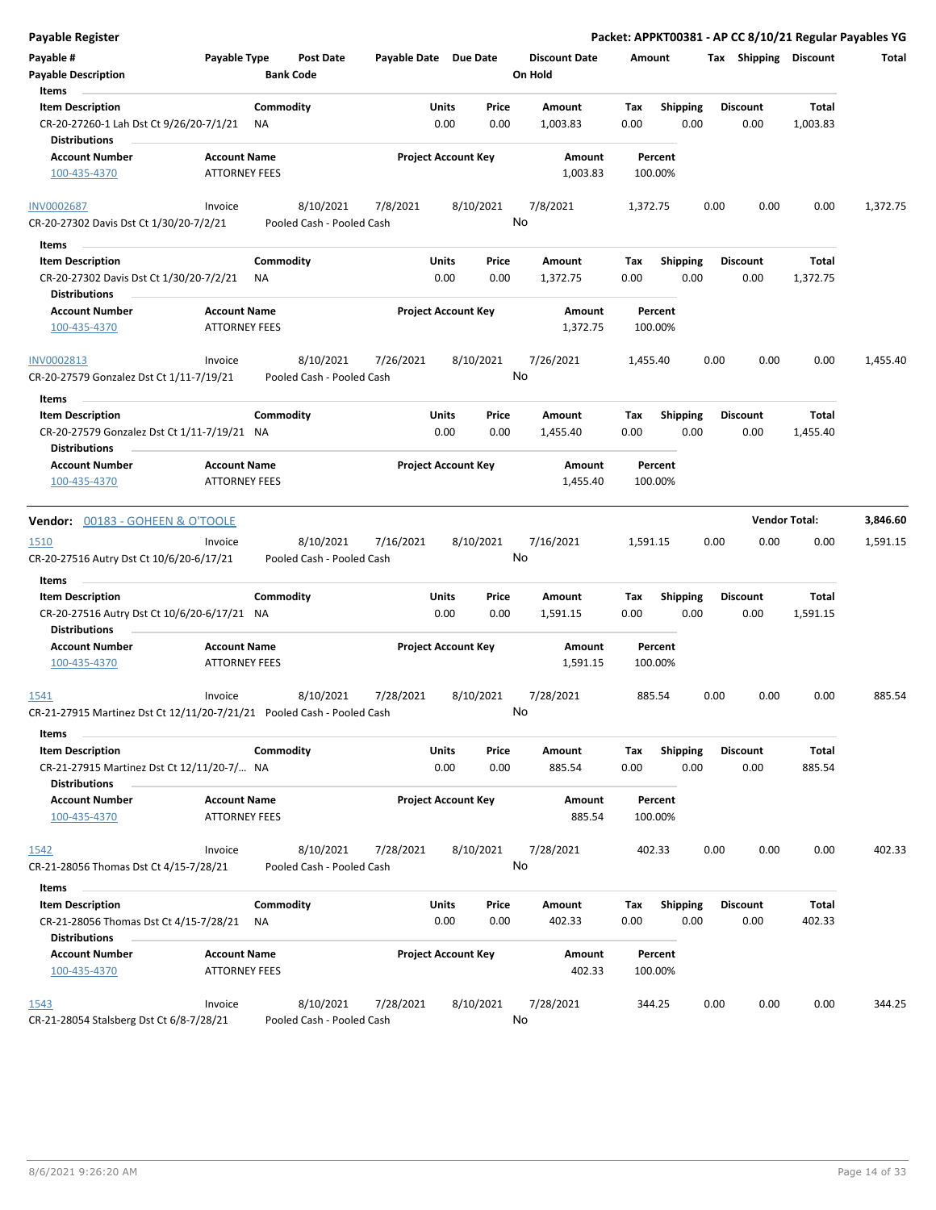**Payable Register**

**Packet: APPKT00381 - AP CC 8/10/21 Regular Payables YG**

| Payable # | Payable Type | Post Date | Payable Date | Due Date | Discount Date | Amount | Tax | Shipping | Discount | Total |
|---|---|---|---|---|---|---|---|---|---|---|
| **Payable Description** | | **Bank Code** | | | **On Hold** | | | | | |

**Items**

| Item Description | Commodity | Units | Price | Amount | Tax | Shipping | Discount | Total |
|---|---|---|---|---|---|---|---|---|
| CR-20-27260-1 Lah Dst Ct 9/26/20-7/1/21 | NA | 0.00 | 0.00 | 1,003.83 | 0.00 | 0.00 | 0.00 | 1,003.83 |

**Distributions**

| Account Number | Account Name | Project Account Key | Amount | Percent |
|---|---|---|---|---|
| 100-435-4370 | ATTORNEY FEES | | 1,003.83 | 100.00% |

| Payable # | Payable Type | Post Date | Payable Date | Due Date | Discount Date | Amount | Tax | Shipping | Discount | Total |
|---|---|---|---|---|---|---|---|---|---|---|
| INV0002687 | Invoice | 8/10/2021 | 7/8/2021 | 8/10/2021 | 7/8/2021 | 1,372.75 | 0.00 | 0.00 | 0.00 | 1,372.75 |
| CR-20-27302 Davis Dst Ct 1/30/20-7/2/21 | | Pooled Cash - Pooled Cash | | | No | | | | | |

**Items**

| Item Description | Commodity | Units | Price | Amount | Tax | Shipping | Discount | Total |
|---|---|---|---|---|---|---|---|---|
| CR-20-27302 Davis Dst Ct 1/30/20-7/2/21 | NA | 0.00 | 0.00 | 1,372.75 | 0.00 | 0.00 | 0.00 | 1,372.75 |

**Distributions**

| Account Number | Account Name | Project Account Key | Amount | Percent |
|---|---|---|---|---|
| 100-435-4370 | ATTORNEY FEES | | 1,372.75 | 100.00% |

| Payable # | Payable Type | Post Date | Payable Date | Due Date | Discount Date | Amount | Tax | Shipping | Discount | Total |
|---|---|---|---|---|---|---|---|---|---|---|
| INV0002813 | Invoice | 8/10/2021 | 7/26/2021 | 8/10/2021 | 7/26/2021 | 1,455.40 | 0.00 | 0.00 | 0.00 | 1,455.40 |
| CR-20-27579 Gonzalez Dst Ct 1/11-7/19/21 | | Pooled Cash - Pooled Cash | | | No | | | | | |

**Items**

| Item Description | Commodity | Units | Price | Amount | Tax | Shipping | Discount | Total |
|---|---|---|---|---|---|---|---|---|
| CR-20-27579 Gonzalez Dst Ct 1/11-7/19/21 | NA | 0.00 | 0.00 | 1,455.40 | 0.00 | 0.00 | 0.00 | 1,455.40 |

**Distributions**

| Account Number | Account Name | Project Account Key | Amount | Percent |
|---|---|---|---|---|
| 100-435-4370 | ATTORNEY FEES | | 1,455.40 | 100.00% |

**Vendor:** 00183 - GOHEEN & O'TOOLE — **Vendor Total: 3,846.60**

| Payable # | Payable Type | Post Date | Payable Date | Due Date | Discount Date | Amount | Tax | Shipping | Discount | Total |
|---|---|---|---|---|---|---|---|---|---|---|
| 1510 | Invoice | 8/10/2021 | 7/16/2021 | 8/10/2021 | 7/16/2021 | 1,591.15 | 0.00 | 0.00 | 0.00 | 1,591.15 |
| CR-20-27516 Autry Dst Ct 10/6/20-6/17/21 | | Pooled Cash - Pooled Cash | | | No | | | | | |

**Items**

| Item Description | Commodity | Units | Price | Amount | Tax | Shipping | Discount | Total |
|---|---|---|---|---|---|---|---|---|
| CR-20-27516 Autry Dst Ct 10/6/20-6/17/21 | NA | 0.00 | 0.00 | 1,591.15 | 0.00 | 0.00 | 0.00 | 1,591.15 |

**Distributions**

| Account Number | Account Name | Project Account Key | Amount | Percent |
|---|---|---|---|---|
| 100-435-4370 | ATTORNEY FEES | | 1,591.15 | 100.00% |

| Payable # | Payable Type | Post Date | Payable Date | Due Date | Discount Date | Amount | Tax | Shipping | Discount | Total |
|---|---|---|---|---|---|---|---|---|---|---|
| 1541 | Invoice | 8/10/2021 | 7/28/2021 | 8/10/2021 | 7/28/2021 | 885.54 | 0.00 | 0.00 | 0.00 | 885.54 |
| CR-21-27915 Martinez Dst Ct 12/11/20-7/21/21 | | Pooled Cash - Pooled Cash | | | No | | | | | |

**Items**

| Item Description | Commodity | Units | Price | Amount | Tax | Shipping | Discount | Total |
|---|---|---|---|---|---|---|---|---|
| CR-21-27915 Martinez Dst Ct 12/11/20-7/... | NA | 0.00 | 0.00 | 885.54 | 0.00 | 0.00 | 0.00 | 885.54 |

**Distributions**

| Account Number | Account Name | Project Account Key | Amount | Percent |
|---|---|---|---|---|
| 100-435-4370 | ATTORNEY FEES | | 885.54 | 100.00% |

| Payable # | Payable Type | Post Date | Payable Date | Due Date | Discount Date | Amount | Tax | Shipping | Discount | Total |
|---|---|---|---|---|---|---|---|---|---|---|
| 1542 | Invoice | 8/10/2021 | 7/28/2021 | 8/10/2021 | 7/28/2021 | 402.33 | 0.00 | 0.00 | 0.00 | 402.33 |
| CR-21-28056 Thomas Dst Ct 4/15-7/28/21 | | Pooled Cash - Pooled Cash | | | No | | | | | |

**Items**

| Item Description | Commodity | Units | Price | Amount | Tax | Shipping | Discount | Total |
|---|---|---|---|---|---|---|---|---|
| CR-21-28056 Thomas Dst Ct 4/15-7/28/21 | NA | 0.00 | 0.00 | 402.33 | 0.00 | 0.00 | 0.00 | 402.33 |

**Distributions**

| Account Number | Account Name | Project Account Key | Amount | Percent |
|---|---|---|---|---|
| 100-435-4370 | ATTORNEY FEES | | 402.33 | 100.00% |

| Payable # | Payable Type | Post Date | Payable Date | Due Date | Discount Date | Amount | Tax | Shipping | Discount | Total |
|---|---|---|---|---|---|---|---|---|---|---|
| 1543 | Invoice | 8/10/2021 | 7/28/2021 | 8/10/2021 | 7/28/2021 | 344.25 | 0.00 | 0.00 | 0.00 | 344.25 |
| CR-21-28054 Stalsberg Dst Ct 6/8-7/28/21 | | Pooled Cash - Pooled Cash | | | No | | | | | |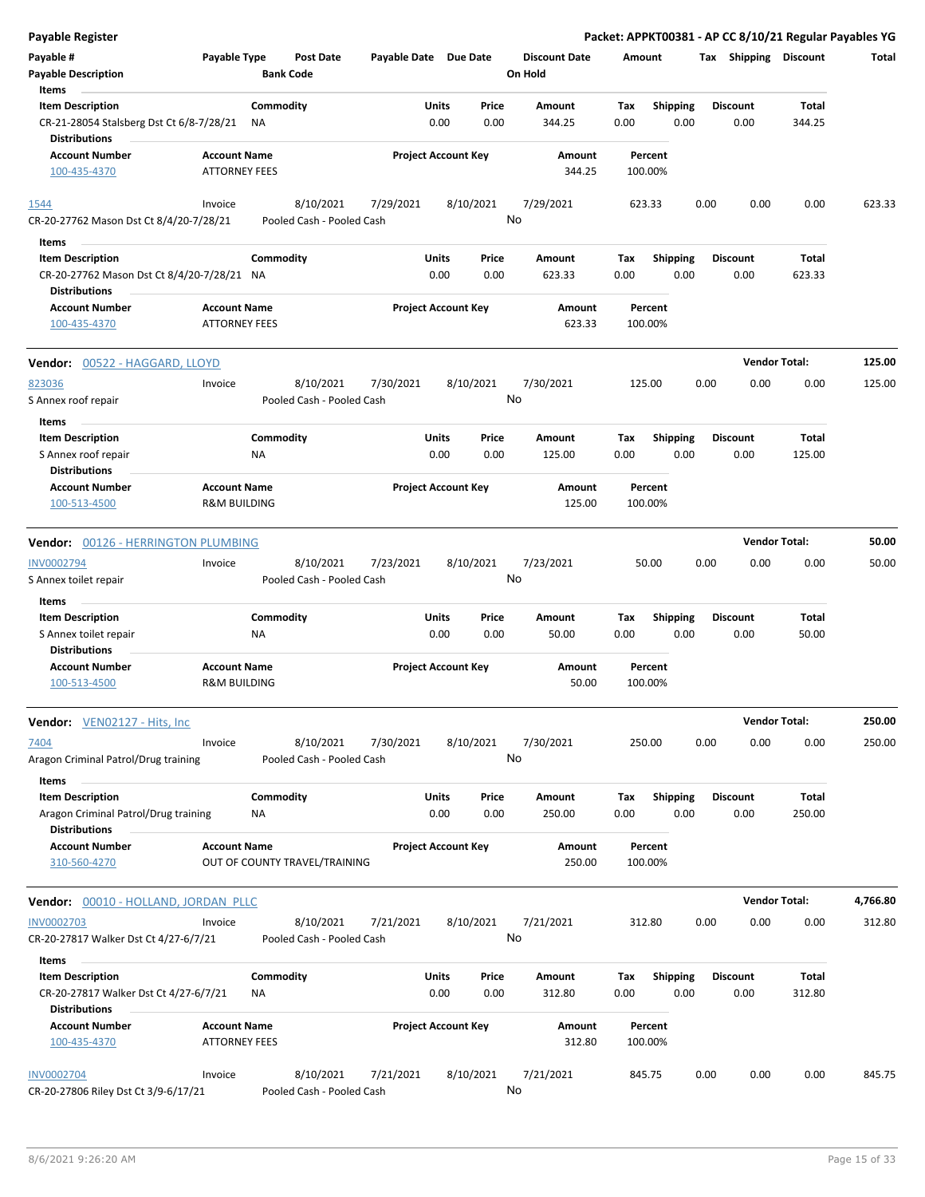**Payable Register** — **Packet: APPKT00381 - AP CC 8/10/21 Regular Payables YG**

| Payable # | Payable Type | Post Date | Payable Date | Due Date | Discount Date | Amount | Tax | Shipping | Discount | Total |
|---|---|---|---|---|---|---|---|---|---|---|
| Payable Description | | Bank Code | | | On Hold | | | | | |

**Items**

| Item Description | Commodity | Units | Price | Amount | Tax | Shipping | Discount | Total |
|---|---|---|---|---|---|---|---|---|
| CR-21-28054 Stalsberg Dst Ct 6/8-7/28/21 | NA | 0.00 | 0.00 | 344.25 | 0.00 | 0.00 | 0.00 | 344.25 |

**Distributions**

| Account Number | Account Name | Project Account Key | Amount | Percent |
|---|---|---|---|---|
| 100-435-4370 | ATTORNEY FEES | | 344.25 | 100.00% |

| Payable # | Payable Type | Post Date | Payable Date | Due Date | Discount Date | Amount | Tax | Shipping | Discount | Total |
|---|---|---|---|---|---|---|---|---|---|---|
| 1544 | Invoice | 8/10/2021 | 7/29/2021 | 8/10/2021 | 7/29/2021 | 623.33 | 0.00 | 0.00 | 0.00 | 623.33 |
| CR-20-27762 Mason Dst Ct 8/4/20-7/28/21 | | Pooled Cash - Pooled Cash | | | No | | | | | |

**Items**

| Item Description | Commodity | Units | Price | Amount | Tax | Shipping | Discount | Total |
|---|---|---|---|---|---|---|---|---|
| CR-20-27762 Mason Dst Ct 8/4/20-7/28/21 | NA | 0.00 | 0.00 | 623.33 | 0.00 | 0.00 | 0.00 | 623.33 |

**Distributions**

| Account Number | Account Name | Project Account Key | Amount | Percent |
|---|---|---|---|---|
| 100-435-4370 | ATTORNEY FEES | | 623.33 | 100.00% |

**Vendor:** 00522 - HAGGARD, LLOYD — **Vendor Total: 125.00**

| Payable # | Payable Type | Post Date | Payable Date | Due Date | Discount Date | Amount | Tax | Shipping | Discount | Total |
|---|---|---|---|---|---|---|---|---|---|---|
| 823036 | Invoice | 8/10/2021 | 7/30/2021 | 8/10/2021 | 7/30/2021 | 125.00 | 0.00 | 0.00 | 0.00 | 125.00 |
| S Annex roof repair | | Pooled Cash - Pooled Cash | | | No | | | | | |

**Items**

| Item Description | Commodity | Units | Price | Amount | Tax | Shipping | Discount | Total |
|---|---|---|---|---|---|---|---|---|
| S Annex roof repair | NA | 0.00 | 0.00 | 125.00 | 0.00 | 0.00 | 0.00 | 125.00 |

**Distributions**

| Account Number | Account Name | Project Account Key | Amount | Percent |
|---|---|---|---|---|
| 100-513-4500 | R&M BUILDING | | 125.00 | 100.00% |

**Vendor:** 00126 - HERRINGTON PLUMBING — **Vendor Total: 50.00**

| Payable # | Payable Type | Post Date | Payable Date | Due Date | Discount Date | Amount | Tax | Shipping | Discount | Total |
|---|---|---|---|---|---|---|---|---|---|---|
| INV0002794 | Invoice | 8/10/2021 | 7/23/2021 | 8/10/2021 | 7/23/2021 | 50.00 | 0.00 | 0.00 | 0.00 | 50.00 |
| S Annex toilet repair | | Pooled Cash - Pooled Cash | | | No | | | | | |

**Items**

| Item Description | Commodity | Units | Price | Amount | Tax | Shipping | Discount | Total |
|---|---|---|---|---|---|---|---|---|
| S Annex toilet repair | NA | 0.00 | 0.00 | 50.00 | 0.00 | 0.00 | 0.00 | 50.00 |

**Distributions**

| Account Number | Account Name | Project Account Key | Amount | Percent |
|---|---|---|---|---|
| 100-513-4500 | R&M BUILDING | | 50.00 | 100.00% |

**Vendor:** VEN02127 - Hits, Inc — **Vendor Total: 250.00**

| Payable # | Payable Type | Post Date | Payable Date | Due Date | Discount Date | Amount | Tax | Shipping | Discount | Total |
|---|---|---|---|---|---|---|---|---|---|---|
| 7404 | Invoice | 8/10/2021 | 7/30/2021 | 8/10/2021 | 7/30/2021 | 250.00 | 0.00 | 0.00 | 0.00 | 250.00 |
| Aragon Criminal Patrol/Drug training | | Pooled Cash - Pooled Cash | | | No | | | | | |

**Items**

| Item Description | Commodity | Units | Price | Amount | Tax | Shipping | Discount | Total |
|---|---|---|---|---|---|---|---|---|
| Aragon Criminal Patrol/Drug training | NA | 0.00 | 0.00 | 250.00 | 0.00 | 0.00 | 0.00 | 250.00 |

**Distributions**

| Account Number | Account Name | Project Account Key | Amount | Percent |
|---|---|---|---|---|
| 310-560-4270 | OUT OF COUNTY TRAVEL/TRAINING | | 250.00 | 100.00% |

**Vendor:** 00010 - HOLLAND, JORDAN PLLC — **Vendor Total: 4,766.80**

| Payable # | Payable Type | Post Date | Payable Date | Due Date | Discount Date | Amount | Tax | Shipping | Discount | Total |
|---|---|---|---|---|---|---|---|---|---|---|
| INV0002703 | Invoice | 8/10/2021 | 7/21/2021 | 8/10/2021 | 7/21/2021 | 312.80 | 0.00 | 0.00 | 0.00 | 312.80 |
| CR-20-27817 Walker Dst Ct 4/27-6/7/21 | | Pooled Cash - Pooled Cash | | | No | | | | | |

**Items**

| Item Description | Commodity | Units | Price | Amount | Tax | Shipping | Discount | Total |
|---|---|---|---|---|---|---|---|---|
| CR-20-27817 Walker Dst Ct 4/27-6/7/21 | NA | 0.00 | 0.00 | 312.80 | 0.00 | 0.00 | 0.00 | 312.80 |

**Distributions**

| Account Number | Account Name | Project Account Key | Amount | Percent |
|---|---|---|---|---|
| 100-435-4370 | ATTORNEY FEES | | 312.80 | 100.00% |

| Payable # | Payable Type | Post Date | Payable Date | Due Date | Discount Date | Amount | Tax | Shipping | Discount | Total |
|---|---|---|---|---|---|---|---|---|---|---|
| INV0002704 | Invoice | 8/10/2021 | 7/21/2021 | 8/10/2021 | 7/21/2021 | 845.75 | 0.00 | 0.00 | 0.00 | 845.75 |
| CR-20-27806 Riley Dst Ct 3/9-6/17/21 | | Pooled Cash - Pooled Cash | | | No | | | | | |

8/6/2021 9:26:20 AM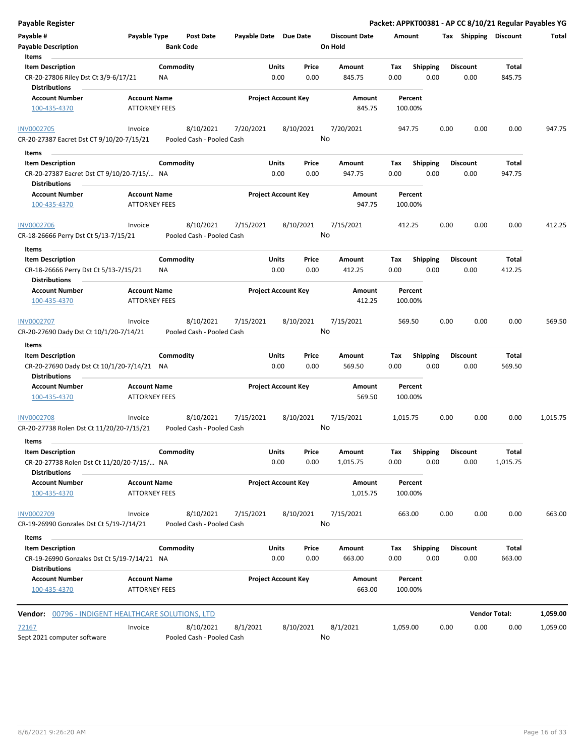| Payable # | Payable Type | Post Date | Payable Date | Due Date | Discount Date | Amount | Tax | Shipping | Discount | Total |
|---|---|---|---|---|---|---|---|---|---|---|
| Payable Description | | Bank Code | | | On Hold | | | | | |

**Items**

| Item Description | Commodity | Units | Price | Amount | Tax | Shipping | Discount | Total |
|---|---|---|---|---|---|---|---|---|
| CR-20-27806 Riley Dst Ct 3/9-6/17/21 | NA | 0.00 | 0.00 | 845.75 | 0.00 | 0.00 | 0.00 | 845.75 |

**Distributions**

| Account Number | Account Name | Project Account Key | Amount | Percent |
|---|---|---|---|---|
| 100-435-4370 | ATTORNEY FEES | | 845.75 | 100.00% |

| Payable # | Payable Type | Post Date | Payable Date | Due Date | Discount Date | Amount | Tax | Shipping | Discount | Total |
|---|---|---|---|---|---|---|---|---|---|---|
| INV0002705 | Invoice | 8/10/2021 | 7/20/2021 | 8/10/2021 | 7/20/2021 | 947.75 | 0.00 | 0.00 | 0.00 | 947.75 |
| CR-20-27387 Eacret Dst CT 9/10/20-7/15/21 | | Pooled Cash - Pooled Cash | | | No | | | | | |

**Items**

| Item Description | Commodity | Units | Price | Amount | Tax | Shipping | Discount | Total |
|---|---|---|---|---|---|---|---|---|
| CR-20-27387 Eacret Dst CT 9/10/20-7/15/... | NA | 0.00 | 0.00 | 947.75 | 0.00 | 0.00 | 0.00 | 947.75 |

**Distributions**

| Account Number | Account Name | Project Account Key | Amount | Percent |
|---|---|---|---|---|
| 100-435-4370 | ATTORNEY FEES | | 947.75 | 100.00% |

| Payable # | Payable Type | Post Date | Payable Date | Due Date | Discount Date | Amount | Tax | Shipping | Discount | Total |
|---|---|---|---|---|---|---|---|---|---|---|
| INV0002706 | Invoice | 8/10/2021 | 7/15/2021 | 8/10/2021 | 7/15/2021 | 412.25 | 0.00 | 0.00 | 0.00 | 412.25 |
| CR-18-26666 Perry Dst Ct 5/13-7/15/21 | | Pooled Cash - Pooled Cash | | | No | | | | | |

**Items**

| Item Description | Commodity | Units | Price | Amount | Tax | Shipping | Discount | Total |
|---|---|---|---|---|---|---|---|---|
| CR-18-26666 Perry Dst Ct 5/13-7/15/21 | NA | 0.00 | 0.00 | 412.25 | 0.00 | 0.00 | 0.00 | 412.25 |

**Distributions**

| Account Number | Account Name | Project Account Key | Amount | Percent |
|---|---|---|---|---|
| 100-435-4370 | ATTORNEY FEES | | 412.25 | 100.00% |

| Payable # | Payable Type | Post Date | Payable Date | Due Date | Discount Date | Amount | Tax | Shipping | Discount | Total |
|---|---|---|---|---|---|---|---|---|---|---|
| INV0002707 | Invoice | 8/10/2021 | 7/15/2021 | 8/10/2021 | 7/15/2021 | 569.50 | 0.00 | 0.00 | 0.00 | 569.50 |
| CR-20-27690 Dady Dst Ct 10/1/20-7/14/21 | | Pooled Cash - Pooled Cash | | | No | | | | | |

**Items**

| Item Description | Commodity | Units | Price | Amount | Tax | Shipping | Discount | Total |
|---|---|---|---|---|---|---|---|---|
| CR-20-27690 Dady Dst Ct 10/1/20-7/14/21 | NA | 0.00 | 0.00 | 569.50 | 0.00 | 0.00 | 0.00 | 569.50 |

**Distributions**

| Account Number | Account Name | Project Account Key | Amount | Percent |
|---|---|---|---|---|
| 100-435-4370 | ATTORNEY FEES | | 569.50 | 100.00% |

| Payable # | Payable Type | Post Date | Payable Date | Due Date | Discount Date | Amount | Tax | Shipping | Discount | Total |
|---|---|---|---|---|---|---|---|---|---|---|
| INV0002708 | Invoice | 8/10/2021 | 7/15/2021 | 8/10/2021 | 7/15/2021 | 1,015.75 | 0.00 | 0.00 | 0.00 | 1,015.75 |
| CR-20-27738 Rolen Dst Ct 11/20/20-7/15/21 | | Pooled Cash - Pooled Cash | | | No | | | | | |

**Items**

| Item Description | Commodity | Units | Price | Amount | Tax | Shipping | Discount | Total |
|---|---|---|---|---|---|---|---|---|
| CR-20-27738 Rolen Dst Ct 11/20/20-7/15/... | NA | 0.00 | 0.00 | 1,015.75 | 0.00 | 0.00 | 0.00 | 1,015.75 |

**Distributions**

| Account Number | Account Name | Project Account Key | Amount | Percent |
|---|---|---|---|---|
| 100-435-4370 | ATTORNEY FEES | | 1,015.75 | 100.00% |

| Payable # | Payable Type | Post Date | Payable Date | Due Date | Discount Date | Amount | Tax | Shipping | Discount | Total |
|---|---|---|---|---|---|---|---|---|---|---|
| INV0002709 | Invoice | 8/10/2021 | 7/15/2021 | 8/10/2021 | 7/15/2021 | 663.00 | 0.00 | 0.00 | 0.00 | 663.00 |
| CR-19-26990 Gonzales Dst Ct 5/19-7/14/21 | | Pooled Cash - Pooled Cash | | | No | | | | | |

**Items**

| Item Description | Commodity | Units | Price | Amount | Tax | Shipping | Discount | Total |
|---|---|---|---|---|---|---|---|---|
| CR-19-26990 Gonzales Dst Ct 5/19-7/14/21 | NA | 0.00 | 0.00 | 663.00 | 0.00 | 0.00 | 0.00 | 663.00 |

**Distributions**

| Account Number | Account Name | Project Account Key | Amount | Percent |
|---|---|---|---|---|
| 100-435-4370 | ATTORNEY FEES | | 663.00 | 100.00% |

**Vendor:** 00796 - INDIGENT HEALTHCARE SOLUTIONS, LTD — **Vendor Total:** 1,059.00

| Payable # | Payable Type | Post Date | Payable Date | Due Date | Discount Date | Amount | Tax | Shipping | Discount | Total |
|---|---|---|---|---|---|---|---|---|---|---|
| 72167 | Invoice | 8/10/2021 | 8/1/2021 | 8/10/2021 | 8/1/2021 | 1,059.00 | 0.00 | 0.00 | 0.00 | 1,059.00 |
| Sept 2021 computer software | | Pooled Cash - Pooled Cash | | | No | | | | | |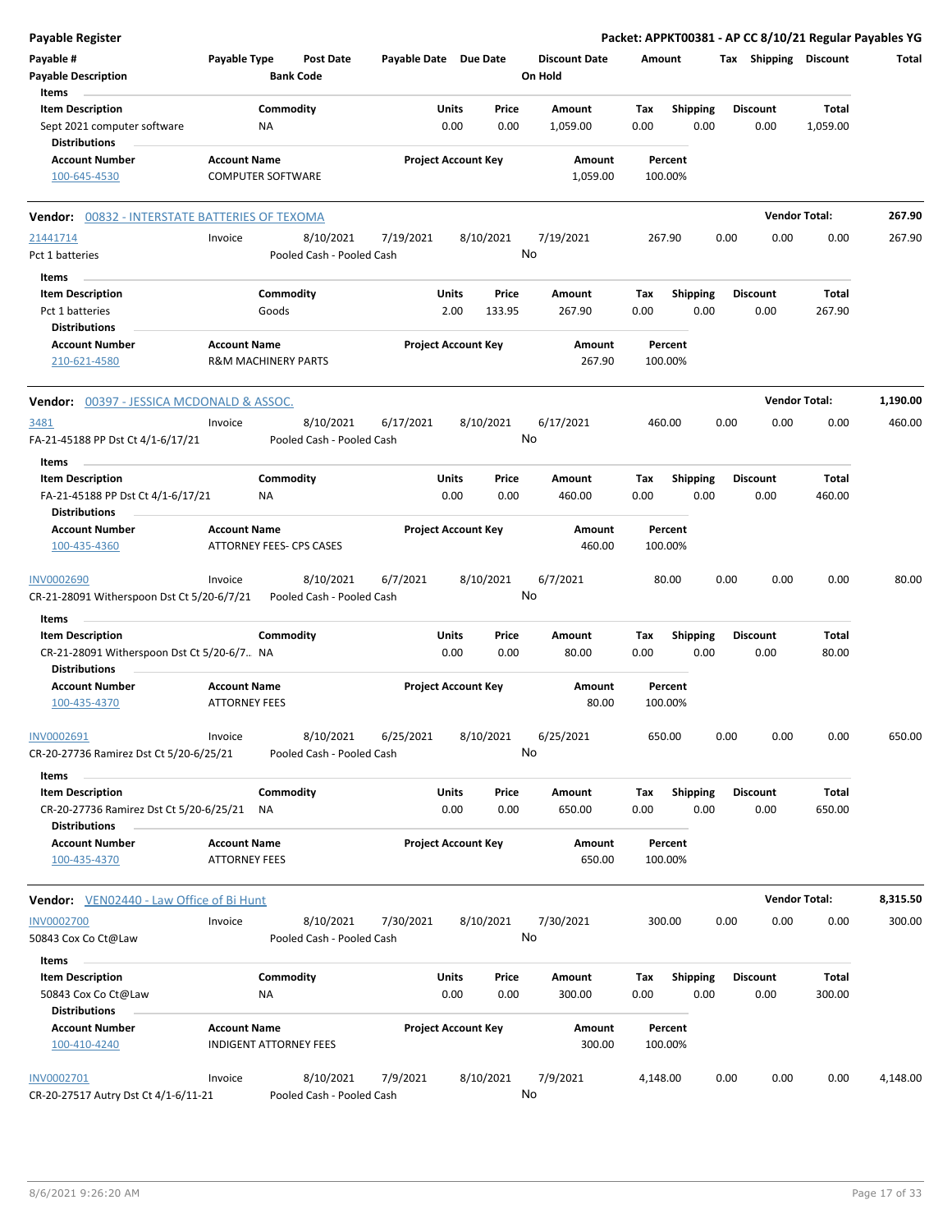# Payable Register

**Packet: APPKT00381 - AP CC 8/10/21 Regular Payables YG**

| Payable # | Payable Type | Post Date | Payable Date | Due Date | Discount Date | Amount | Tax | Shipping | Discount | Total |
|---|---|---|---|---|---|---|---|---|---|---|
| Payable Description | | Bank Code | | | On Hold | | | | | |

**Items**

| Item Description | Commodity | Units | Price | Amount | Tax | Shipping | Discount | Total |
|---|---|---|---|---|---|---|---|---|
| Sept 2021 computer software | NA | 0.00 | 0.00 | 1,059.00 | 0.00 | 0.00 | 0.00 | 1,059.00 |

**Distributions**

| Account Number | Account Name | Project Account Key | Amount | Percent |
|---|---|---|---|---|
| 100-645-4530 | COMPUTER SOFTWARE | | 1,059.00 | 100.00% |

---

## Vendor: 00832 - INTERSTATE BATTERIES OF TEXOMA — Vendor Total: 267.90

| Payable # | Payable Type | Post Date | Payable Date | Due Date | Discount Date | Amount | Tax | Shipping | Discount | Total |
|---|---|---|---|---|---|---|---|---|---|---|
| 21441714 | Invoice | 8/10/2021 | 7/19/2021 | 8/10/2021 | 7/19/2021 | 267.90 | 0.00 | 0.00 | 0.00 | 267.90 |
| Pct 1 batteries | | Pooled Cash - Pooled Cash | | | No | | | | | |

**Items**

| Item Description | Commodity | Units | Price | Amount | Tax | Shipping | Discount | Total |
|---|---|---|---|---|---|---|---|---|
| Pct 1 batteries | Goods | 2.00 | 133.95 | 267.90 | 0.00 | 0.00 | 0.00 | 267.90 |

**Distributions**

| Account Number | Account Name | Project Account Key | Amount | Percent |
|---|---|---|---|---|
| 210-621-4580 | R&M MACHINERY PARTS | | 267.90 | 100.00% |

---

## Vendor: 00397 - JESSICA MCDONALD & ASSOC. — Vendor Total: 1,190.00

| Payable # | Payable Type | Post Date | Payable Date | Due Date | Discount Date | Amount | Tax | Shipping | Discount | Total |
|---|---|---|---|---|---|---|---|---|---|---|
| 3481 | Invoice | 8/10/2021 | 6/17/2021 | 8/10/2021 | 6/17/2021 | 460.00 | 0.00 | 0.00 | 0.00 | 460.00 |
| FA-21-45188 PP Dst Ct 4/1-6/17/21 | | Pooled Cash - Pooled Cash | | | No | | | | | |

**Items**

| Item Description | Commodity | Units | Price | Amount | Tax | Shipping | Discount | Total |
|---|---|---|---|---|---|---|---|---|
| FA-21-45188 PP Dst Ct 4/1-6/17/21 | NA | 0.00 | 0.00 | 460.00 | 0.00 | 0.00 | 0.00 | 460.00 |

**Distributions**

| Account Number | Account Name | Project Account Key | Amount | Percent |
|---|---|---|---|---|
| 100-435-4360 | ATTORNEY FEES- CPS CASES | | 460.00 | 100.00% |

| Payable # | Payable Type | Post Date | Payable Date | Due Date | Discount Date | Amount | Tax | Shipping | Discount | Total |
|---|---|---|---|---|---|---|---|---|---|---|
| INV0002690 | Invoice | 8/10/2021 | 6/7/2021 | 8/10/2021 | 6/7/2021 | 80.00 | 0.00 | 0.00 | 0.00 | 80.00 |
| CR-21-28091 Witherspoon Dst Ct 5/20-6/7/21 | | Pooled Cash - Pooled Cash | | | No | | | | | |

**Items**

| Item Description | Commodity | Units | Price | Amount | Tax | Shipping | Discount | Total |
|---|---|---|---|---|---|---|---|---|
| CR-21-28091 Witherspoon Dst Ct 5/20-6/7.. | NA | 0.00 | 0.00 | 80.00 | 0.00 | 0.00 | 0.00 | 80.00 |

**Distributions**

| Account Number | Account Name | Project Account Key | Amount | Percent |
|---|---|---|---|---|
| 100-435-4370 | ATTORNEY FEES | | 80.00 | 100.00% |

| Payable # | Payable Type | Post Date | Payable Date | Due Date | Discount Date | Amount | Tax | Shipping | Discount | Total |
|---|---|---|---|---|---|---|---|---|---|---|
| INV0002691 | Invoice | 8/10/2021 | 6/25/2021 | 8/10/2021 | 6/25/2021 | 650.00 | 0.00 | 0.00 | 0.00 | 650.00 |
| CR-20-27736 Ramirez Dst Ct 5/20-6/25/21 | | Pooled Cash - Pooled Cash | | | No | | | | | |

**Items**

| Item Description | Commodity | Units | Price | Amount | Tax | Shipping | Discount | Total |
|---|---|---|---|---|---|---|---|---|
| CR-20-27736 Ramirez Dst Ct 5/20-6/25/21 | NA | 0.00 | 0.00 | 650.00 | 0.00 | 0.00 | 0.00 | 650.00 |

**Distributions**

| Account Number | Account Name | Project Account Key | Amount | Percent |
|---|---|---|---|---|
| 100-435-4370 | ATTORNEY FEES | | 650.00 | 100.00% |

---

## Vendor: VEN02440 - Law Office of Bi Hunt — Vendor Total: 8,315.50

| Payable # | Payable Type | Post Date | Payable Date | Due Date | Discount Date | Amount | Tax | Shipping | Discount | Total |
|---|---|---|---|---|---|---|---|---|---|---|
| INV0002700 | Invoice | 8/10/2021 | 7/30/2021 | 8/10/2021 | 7/30/2021 | 300.00 | 0.00 | 0.00 | 0.00 | 300.00 |
| 50843 Cox Co Ct@Law | | Pooled Cash - Pooled Cash | | | No | | | | | |

**Items**

| Item Description | Commodity | Units | Price | Amount | Tax | Shipping | Discount | Total |
|---|---|---|---|---|---|---|---|---|
| 50843 Cox Co Ct@Law | NA | 0.00 | 0.00 | 300.00 | 0.00 | 0.00 | 0.00 | 300.00 |

**Distributions**

| Account Number | Account Name | Project Account Key | Amount | Percent |
|---|---|---|---|---|
| 100-410-4240 | INDIGENT ATTORNEY FEES | | 300.00 | 100.00% |

| Payable # | Payable Type | Post Date | Payable Date | Due Date | Discount Date | Amount | Tax | Shipping | Discount | Total |
|---|---|---|---|---|---|---|---|---|---|---|
| INV0002701 | Invoice | 8/10/2021 | 7/9/2021 | 8/10/2021 | 7/9/2021 | 4,148.00 | 0.00 | 0.00 | 0.00 | 4,148.00 |
| CR-20-27517 Autry Dst Ct 4/1-6/11-21 | | Pooled Cash - Pooled Cash | | | No | | | | | |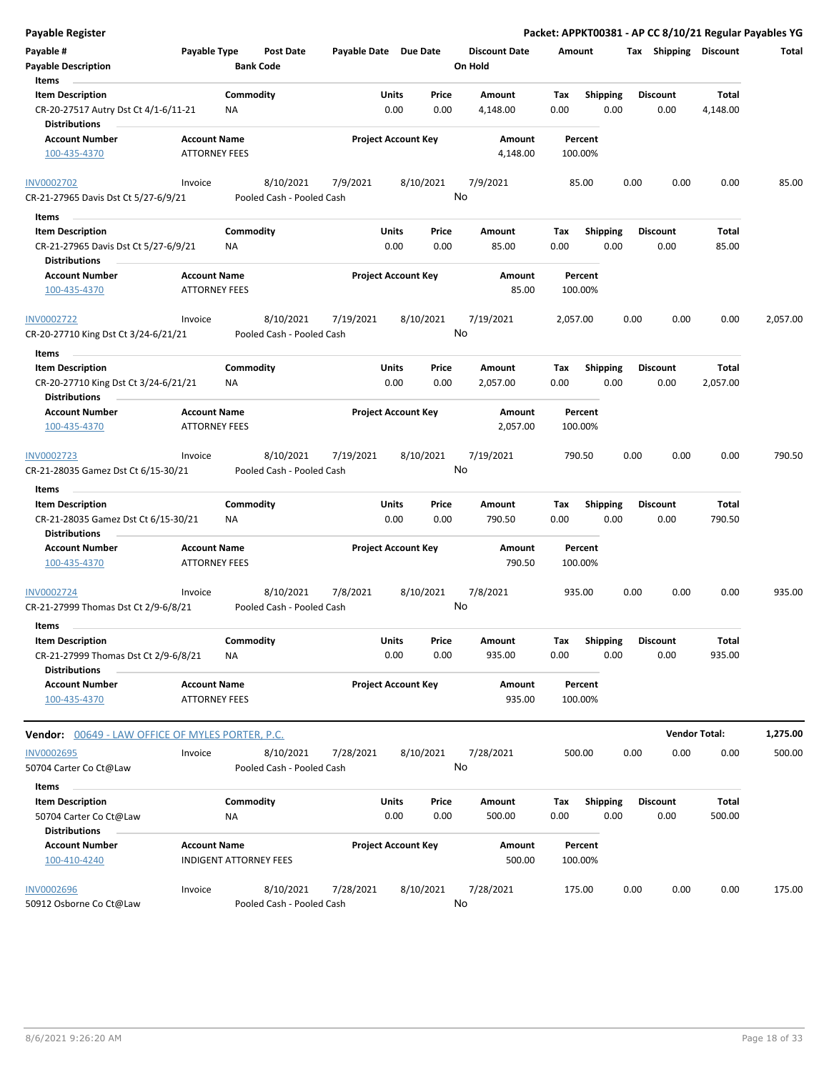## Payable Register

**Packet: APPKT00381 - AP CC 8/10/21 Regular Payables YG**

| Payable # | Payable Type | Post Date | Payable Date | Due Date | Discount Date | Amount | Tax | Shipping | Discount | Total |
|---|---|---|---|---|---|---|---|---|---|---|
| Payable Description | | Bank Code | | | On Hold | | | | | |

**Items**

| Item Description | Commodity | Units | Price | Amount | Tax | Shipping | Discount | Total |
|---|---|---|---|---|---|---|---|---|
| CR-20-27517 Autry Dst Ct 4/1-6/11-21 | NA | 0.00 | 0.00 | 4,148.00 | 0.00 | 0.00 | 0.00 | 4,148.00 |

**Distributions**

| Account Number | Account Name | Project Account Key | Amount | Percent |
|---|---|---|---|---|
| 100-435-4370 | ATTORNEY FEES | | 4,148.00 | 100.00% |

| Payable # | Payable Type | Post Date | Payable Date | Due Date | Discount Date | Amount | Tax | Shipping | Discount | Total |
|---|---|---|---|---|---|---|---|---|---|---|
| INV0002702 | Invoice | 8/10/2021 | 7/9/2021 | 8/10/2021 | 7/9/2021 | 85.00 | 0.00 | 0.00 | 0.00 | 85.00 |
| CR-21-27965 Davis Dst Ct 5/27-6/9/21 | | Pooled Cash - Pooled Cash | | | No | | | | | |

**Items**

| Item Description | Commodity | Units | Price | Amount | Tax | Shipping | Discount | Total |
|---|---|---|---|---|---|---|---|---|
| CR-21-27965 Davis Dst Ct 5/27-6/9/21 | NA | 0.00 | 0.00 | 85.00 | 0.00 | 0.00 | 0.00 | 85.00 |

**Distributions**

| Account Number | Account Name | Project Account Key | Amount | Percent |
|---|---|---|---|---|
| 100-435-4370 | ATTORNEY FEES | | 85.00 | 100.00% |

| Payable # | Payable Type | Post Date | Payable Date | Due Date | Discount Date | Amount | Tax | Shipping | Discount | Total |
|---|---|---|---|---|---|---|---|---|---|---|
| INV0002722 | Invoice | 8/10/2021 | 7/19/2021 | 8/10/2021 | 7/19/2021 | 2,057.00 | 0.00 | 0.00 | 0.00 | 2,057.00 |
| CR-20-27710 King Dst Ct 3/24-6/21/21 | | Pooled Cash - Pooled Cash | | | No | | | | | |

**Items**

| Item Description | Commodity | Units | Price | Amount | Tax | Shipping | Discount | Total |
|---|---|---|---|---|---|---|---|---|
| CR-20-27710 King Dst Ct 3/24-6/21/21 | NA | 0.00 | 0.00 | 2,057.00 | 0.00 | 0.00 | 0.00 | 2,057.00 |

**Distributions**

| Account Number | Account Name | Project Account Key | Amount | Percent |
|---|---|---|---|---|
| 100-435-4370 | ATTORNEY FEES | | 2,057.00 | 100.00% |

| Payable # | Payable Type | Post Date | Payable Date | Due Date | Discount Date | Amount | Tax | Shipping | Discount | Total |
|---|---|---|---|---|---|---|---|---|---|---|
| INV0002723 | Invoice | 8/10/2021 | 7/19/2021 | 8/10/2021 | 7/19/2021 | 790.50 | 0.00 | 0.00 | 0.00 | 790.50 |
| CR-21-28035 Gamez Dst Ct 6/15-30/21 | | Pooled Cash - Pooled Cash | | | No | | | | | |

**Items**

| Item Description | Commodity | Units | Price | Amount | Tax | Shipping | Discount | Total |
|---|---|---|---|---|---|---|---|---|
| CR-21-28035 Gamez Dst Ct 6/15-30/21 | NA | 0.00 | 0.00 | 790.50 | 0.00 | 0.00 | 0.00 | 790.50 |

**Distributions**

| Account Number | Account Name | Project Account Key | Amount | Percent |
|---|---|---|---|---|
| 100-435-4370 | ATTORNEY FEES | | 790.50 | 100.00% |

| Payable # | Payable Type | Post Date | Payable Date | Due Date | Discount Date | Amount | Tax | Shipping | Discount | Total |
|---|---|---|---|---|---|---|---|---|---|---|
| INV0002724 | Invoice | 8/10/2021 | 7/8/2021 | 8/10/2021 | 7/8/2021 | 935.00 | 0.00 | 0.00 | 0.00 | 935.00 |
| CR-21-27999 Thomas Dst Ct 2/9-6/8/21 | | Pooled Cash - Pooled Cash | | | No | | | | | |

**Items**

| Item Description | Commodity | Units | Price | Amount | Tax | Shipping | Discount | Total |
|---|---|---|---|---|---|---|---|---|
| CR-21-27999 Thomas Dst Ct 2/9-6/8/21 | NA | 0.00 | 0.00 | 935.00 | 0.00 | 0.00 | 0.00 | 935.00 |

**Distributions**

| Account Number | Account Name | Project Account Key | Amount | Percent |
|---|---|---|---|---|
| 100-435-4370 | ATTORNEY FEES | | 935.00 | 100.00% |

**Vendor:** 00649 - LAW OFFICE OF MYLES PORTER, P.C. — **Vendor Total:** 1,275.00

| Payable # | Payable Type | Post Date | Payable Date | Due Date | Discount Date | Amount | Tax | Shipping | Discount | Total |
|---|---|---|---|---|---|---|---|---|---|---|
| INV0002695 | Invoice | 8/10/2021 | 7/28/2021 | 8/10/2021 | 7/28/2021 | 500.00 | 0.00 | 0.00 | 0.00 | 500.00 |
| 50704 Carter Co Ct@Law | | Pooled Cash - Pooled Cash | | | No | | | | | |

**Items**

| Item Description | Commodity | Units | Price | Amount | Tax | Shipping | Discount | Total |
|---|---|---|---|---|---|---|---|---|
| 50704 Carter Co Ct@Law | NA | 0.00 | 0.00 | 500.00 | 0.00 | 0.00 | 0.00 | 500.00 |

**Distributions**

| Account Number | Account Name | Project Account Key | Amount | Percent |
|---|---|---|---|---|
| 100-410-4240 | INDIGENT ATTORNEY FEES | | 500.00 | 100.00% |

| Payable # | Payable Type | Post Date | Payable Date | Due Date | Discount Date | Amount | Tax | Shipping | Discount | Total |
|---|---|---|---|---|---|---|---|---|---|---|
| INV0002696 | Invoice | 8/10/2021 | 7/28/2021 | 8/10/2021 | 7/28/2021 | 175.00 | 0.00 | 0.00 | 0.00 | 175.00 |
| 50912 Osborne Co Ct@Law | | Pooled Cash - Pooled Cash | | | No | | | | | |

8/6/2021 9:26:20 AM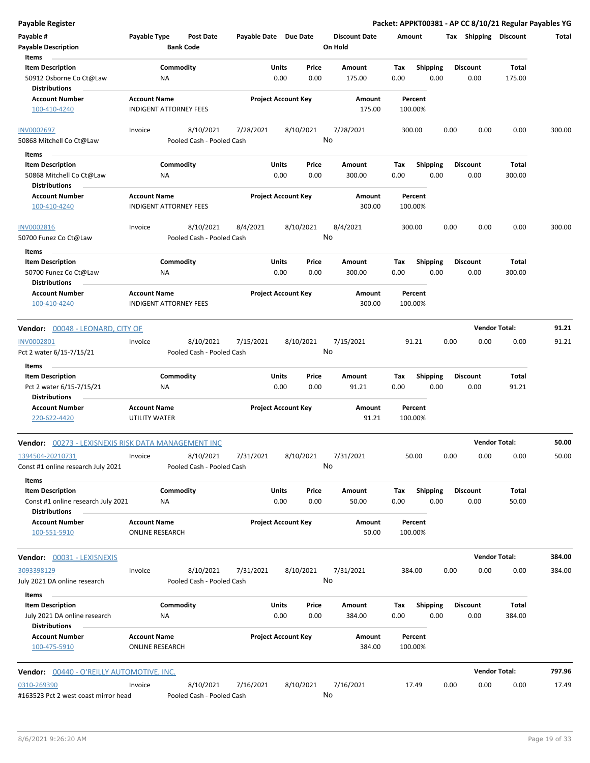**Payable Register** — **Packet: APPKT00381 - AP CC 8/10/21 Regular Payables YG**

| Payable # | Payable Type | Post Date | Payable Date | Due Date | Discount Date | Amount | Tax | Shipping | Discount | Total |
|---|---|---|---|---|---|---|---|---|---|---|
| Payable Description | | Bank Code | | | On Hold | | | | | |

**Items**

| Item Description | Commodity | Units | Price | Amount | Tax | Shipping | Discount | Total |
|---|---|---|---|---|---|---|---|---|
| 50912 Osborne Co Ct@Law | NA | 0.00 | 0.00 | 175.00 | 0.00 | 0.00 | 0.00 | 175.00 |

**Distributions**

| Account Number | Account Name | Project Account Key | Amount | Percent |
|---|---|---|---|---|
| 100-410-4240 | INDIGENT ATTORNEY FEES | | 175.00 | 100.00% |

| Payable # | Payable Type | Post Date | Payable Date | Due Date | Discount Date | Amount | Tax | Shipping | Discount | Total |
|---|---|---|---|---|---|---|---|---|---|---|
| INV0002697 | Invoice | 8/10/2021 | 7/28/2021 | 8/10/2021 | 7/28/2021 | 300.00 | 0.00 | 0.00 | 0.00 | 300.00 |
| 50868 Mitchell Co Ct@Law | | Pooled Cash - Pooled Cash | | | No | | | | | |

**Items**

| Item Description | Commodity | Units | Price | Amount | Tax | Shipping | Discount | Total |
|---|---|---|---|---|---|---|---|---|
| 50868 Mitchell Co Ct@Law | NA | 0.00 | 0.00 | 300.00 | 0.00 | 0.00 | 0.00 | 300.00 |

**Distributions**

| Account Number | Account Name | Project Account Key | Amount | Percent |
|---|---|---|---|---|
| 100-410-4240 | INDIGENT ATTORNEY FEES | | 300.00 | 100.00% |

| Payable # | Payable Type | Post Date | Payable Date | Due Date | Discount Date | Amount | Tax | Shipping | Discount | Total |
|---|---|---|---|---|---|---|---|---|---|---|
| INV0002816 | Invoice | 8/10/2021 | 8/4/2021 | 8/10/2021 | 8/4/2021 | 300.00 | 0.00 | 0.00 | 0.00 | 300.00 |
| 50700 Funez Co Ct@Law | | Pooled Cash - Pooled Cash | | | No | | | | | |

**Items**

| Item Description | Commodity | Units | Price | Amount | Tax | Shipping | Discount | Total |
|---|---|---|---|---|---|---|---|---|
| 50700 Funez Co Ct@Law | NA | 0.00 | 0.00 | 300.00 | 0.00 | 0.00 | 0.00 | 300.00 |

**Distributions**

| Account Number | Account Name | Project Account Key | Amount | Percent |
|---|---|---|---|---|
| 100-410-4240 | INDIGENT ATTORNEY FEES | | 300.00 | 100.00% |

**Vendor: 00048 - LEONARD, CITY OF** — **Vendor Total: 91.21**

| Payable # | Payable Type | Post Date | Payable Date | Due Date | Discount Date | Amount | Tax | Shipping | Discount | Total |
|---|---|---|---|---|---|---|---|---|---|---|
| INV0002801 | Invoice | 8/10/2021 | 7/15/2021 | 8/10/2021 | 7/15/2021 | 91.21 | 0.00 | 0.00 | 0.00 | 91.21 |
| Pct 2 water 6/15-7/15/21 | | Pooled Cash - Pooled Cash | | | No | | | | | |

**Items**

| Item Description | Commodity | Units | Price | Amount | Tax | Shipping | Discount | Total |
|---|---|---|---|---|---|---|---|---|
| Pct 2 water 6/15-7/15/21 | NA | 0.00 | 0.00 | 91.21 | 0.00 | 0.00 | 0.00 | 91.21 |

**Distributions**

| Account Number | Account Name | Project Account Key | Amount | Percent |
|---|---|---|---|---|
| 220-622-4420 | UTILITY WATER | | 91.21 | 100.00% |

**Vendor: 00273 - LEXISNEXIS RISK DATA MANAGEMENT INC** — **Vendor Total: 50.00**

| Payable # | Payable Type | Post Date | Payable Date | Due Date | Discount Date | Amount | Tax | Shipping | Discount | Total |
|---|---|---|---|---|---|---|---|---|---|---|
| 1394504-20210731 | Invoice | 8/10/2021 | 7/31/2021 | 8/10/2021 | 7/31/2021 | 50.00 | 0.00 | 0.00 | 0.00 | 50.00 |
| Const #1 online research July 2021 | | Pooled Cash - Pooled Cash | | | No | | | | | |

**Items**

| Item Description | Commodity | Units | Price | Amount | Tax | Shipping | Discount | Total |
|---|---|---|---|---|---|---|---|---|
| Const #1 online research July 2021 | NA | 0.00 | 0.00 | 50.00 | 0.00 | 0.00 | 0.00 | 50.00 |

**Distributions**

| Account Number | Account Name | Project Account Key | Amount | Percent |
|---|---|---|---|---|
| 100-551-5910 | ONLINE RESEARCH | | 50.00 | 100.00% |

**Vendor: 00031 - LEXISNEXIS** — **Vendor Total: 384.00**

| Payable # | Payable Type | Post Date | Payable Date | Due Date | Discount Date | Amount | Tax | Shipping | Discount | Total |
|---|---|---|---|---|---|---|---|---|---|---|
| 3093398129 | Invoice | 8/10/2021 | 7/31/2021 | 8/10/2021 | 7/31/2021 | 384.00 | 0.00 | 0.00 | 0.00 | 384.00 |
| July 2021 DA online research | | Pooled Cash - Pooled Cash | | | No | | | | | |

**Items**

| Item Description | Commodity | Units | Price | Amount | Tax | Shipping | Discount | Total |
|---|---|---|---|---|---|---|---|---|
| July 2021 DA online research | NA | 0.00 | 0.00 | 384.00 | 0.00 | 0.00 | 0.00 | 384.00 |

**Distributions**

| Account Number | Account Name | Project Account Key | Amount | Percent |
|---|---|---|---|---|
| 100-475-5910 | ONLINE RESEARCH | | 384.00 | 100.00% |

**Vendor: 00440 - O'REILLY AUTOMOTIVE, INC.** — **Vendor Total: 797.96**

| Payable # | Payable Type | Post Date | Payable Date | Due Date | Discount Date | Amount | Tax | Shipping | Discount | Total |
|---|---|---|---|---|---|---|---|---|---|---|
| 0310-269390 | Invoice | 8/10/2021 | 7/16/2021 | 8/10/2021 | 7/16/2021 | 17.49 | 0.00 | 0.00 | 0.00 | 17.49 |
| #163523 Pct 2 west coast mirror head | | Pooled Cash - Pooled Cash | | | No | | | | | |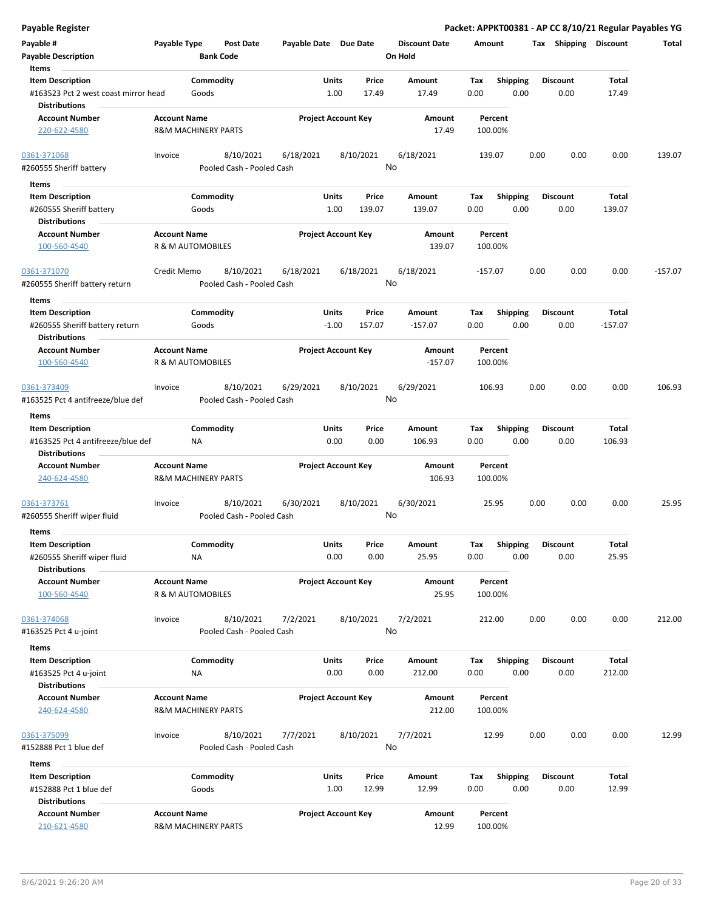**Payable Register** — **Packet: APPKT00381 - AP CC 8/10/21 Regular Payables YG**

| Payable # | Payable Type | Post Date | Payable Date | Due Date | Discount Date | Amount | Tax | Shipping | Discount | Total |
|---|---|---|---|---|---|---|---|---|---|---|
| **Payable Description** | | **Bank Code** | | | **On Hold** | | | | | |

**Items**

| Item Description | Commodity | Units | Price | Amount | Tax | Shipping | Discount | Total |
|---|---|---|---|---|---|---|---|---|
| #163523 Pct 2 west coast mirror head | Goods | 1.00 | 17.49 | 17.49 | 0.00 | 0.00 | 0.00 | 17.49 |

**Distributions**

| Account Number | Account Name | Project Account Key | Amount | Percent |
|---|---|---|---|---|
| 220-622-4580 | R&M MACHINERY PARTS | | 17.49 | 100.00% |

---

| Payable # | Payable Type | Post Date | Payable Date | Due Date | Discount Date | Amount | Tax | Shipping | Discount | Total |
|---|---|---|---|---|---|---|---|---|---|---|
| 0361-371068 | Invoice | 8/10/2021 | 6/18/2021 | 8/10/2021 | 6/18/2021 | 139.07 | 0.00 | 0.00 | 0.00 | 139.07 |
| #260555 Sheriff battery | | Pooled Cash - Pooled Cash | | | No | | | | | |

**Items**

| Item Description | Commodity | Units | Price | Amount | Tax | Shipping | Discount | Total |
|---|---|---|---|---|---|---|---|---|
| #260555 Sheriff battery | Goods | 1.00 | 139.07 | 139.07 | 0.00 | 0.00 | 0.00 | 139.07 |

**Distributions**

| Account Number | Account Name | Project Account Key | Amount | Percent |
|---|---|---|---|---|
| 100-560-4540 | R & M AUTOMOBILES | | 139.07 | 100.00% |

---

| Payable # | Payable Type | Post Date | Payable Date | Due Date | Discount Date | Amount | Tax | Shipping | Discount | Total |
|---|---|---|---|---|---|---|---|---|---|---|
| 0361-371070 | Credit Memo | 8/10/2021 | 6/18/2021 | 6/18/2021 | 6/18/2021 | -157.07 | 0.00 | 0.00 | 0.00 | -157.07 |
| #260555 Sheriff battery return | | Pooled Cash - Pooled Cash | | | No | | | | | |

**Items**

| Item Description | Commodity | Units | Price | Amount | Tax | Shipping | Discount | Total |
|---|---|---|---|---|---|---|---|---|
| #260555 Sheriff battery return | Goods | -1.00 | 157.07 | -157.07 | 0.00 | 0.00 | 0.00 | -157.07 |

**Distributions**

| Account Number | Account Name | Project Account Key | Amount | Percent |
|---|---|---|---|---|
| 100-560-4540 | R & M AUTOMOBILES | | -157.07 | 100.00% |

---

| Payable # | Payable Type | Post Date | Payable Date | Due Date | Discount Date | Amount | Tax | Shipping | Discount | Total |
|---|---|---|---|---|---|---|---|---|---|---|
| 0361-373409 | Invoice | 8/10/2021 | 6/29/2021 | 8/10/2021 | 6/29/2021 | 106.93 | 0.00 | 0.00 | 0.00 | 106.93 |
| #163525 Pct 4 antifreeze/blue def | | Pooled Cash - Pooled Cash | | | No | | | | | |

**Items**

| Item Description | Commodity | Units | Price | Amount | Tax | Shipping | Discount | Total |
|---|---|---|---|---|---|---|---|---|
| #163525 Pct 4 antifreeze/blue def | NA | 0.00 | 0.00 | 106.93 | 0.00 | 0.00 | 0.00 | 106.93 |

**Distributions**

| Account Number | Account Name | Project Account Key | Amount | Percent |
|---|---|---|---|---|
| 240-624-4580 | R&M MACHINERY PARTS | | 106.93 | 100.00% |

---

| Payable # | Payable Type | Post Date | Payable Date | Due Date | Discount Date | Amount | Tax | Shipping | Discount | Total |
|---|---|---|---|---|---|---|---|---|---|---|
| 0361-373761 | Invoice | 8/10/2021 | 6/30/2021 | 8/10/2021 | 6/30/2021 | 25.95 | 0.00 | 0.00 | 0.00 | 25.95 |
| #260555 Sheriff wiper fluid | | Pooled Cash - Pooled Cash | | | No | | | | | |

**Items**

| Item Description | Commodity | Units | Price | Amount | Tax | Shipping | Discount | Total |
|---|---|---|---|---|---|---|---|---|
| #260555 Sheriff wiper fluid | NA | 0.00 | 0.00 | 25.95 | 0.00 | 0.00 | 0.00 | 25.95 |

**Distributions**

| Account Number | Account Name | Project Account Key | Amount | Percent |
|---|---|---|---|---|
| 100-560-4540 | R & M AUTOMOBILES | | 25.95 | 100.00% |

---

| Payable # | Payable Type | Post Date | Payable Date | Due Date | Discount Date | Amount | Tax | Shipping | Discount | Total |
|---|---|---|---|---|---|---|---|---|---|---|
| 0361-374068 | Invoice | 8/10/2021 | 7/2/2021 | 8/10/2021 | 7/2/2021 | 212.00 | 0.00 | 0.00 | 0.00 | 212.00 |
| #163525 Pct 4 u-joint | | Pooled Cash - Pooled Cash | | | No | | | | | |

**Items**

| Item Description | Commodity | Units | Price | Amount | Tax | Shipping | Discount | Total |
|---|---|---|---|---|---|---|---|---|
| #163525 Pct 4 u-joint | NA | 0.00 | 0.00 | 212.00 | 0.00 | 0.00 | 0.00 | 212.00 |

**Distributions**

| Account Number | Account Name | Project Account Key | Amount | Percent |
|---|---|---|---|---|
| 240-624-4580 | R&M MACHINERY PARTS | | 212.00 | 100.00% |

---

| Payable # | Payable Type | Post Date | Payable Date | Due Date | Discount Date | Amount | Tax | Shipping | Discount | Total |
|---|---|---|---|---|---|---|---|---|---|---|
| 0361-375099 | Invoice | 8/10/2021 | 7/7/2021 | 8/10/2021 | 7/7/2021 | 12.99 | 0.00 | 0.00 | 0.00 | 12.99 |
| #152888 Pct 1 blue def | | Pooled Cash - Pooled Cash | | | No | | | | | |

**Items**

| Item Description | Commodity | Units | Price | Amount | Tax | Shipping | Discount | Total |
|---|---|---|---|---|---|---|---|---|
| #152888 Pct 1 blue def | Goods | 1.00 | 12.99 | 12.99 | 0.00 | 0.00 | 0.00 | 12.99 |

**Distributions**

| Account Number | Account Name | Project Account Key | Amount | Percent |
|---|---|---|---|---|
| 210-621-4580 | R&M MACHINERY PARTS | | 12.99 | 100.00% |

8/6/2021 9:26:20 AM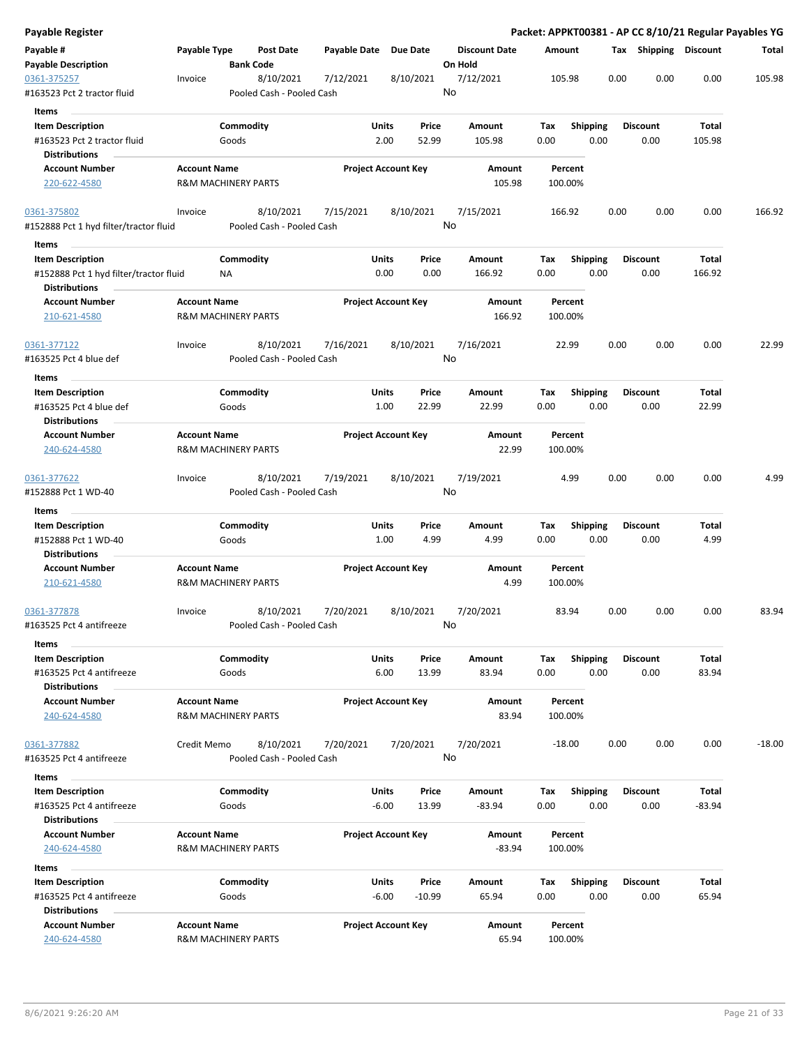**Payable Register** — **Packet: APPKT00381 - AP CC 8/10/21 Regular Payables YG**

| Payable # / Payable Description | Payable Type | Post Date / Bank Code | Payable Date | Due Date | Discount Date / On Hold | Amount | Tax | Shipping | Discount | Total |
|---|---|---|---|---|---|---|---|---|---|---|
| 0361-375257 | Invoice | 8/10/2021 | 7/12/2021 | 8/10/2021 | 7/12/2021 | 105.98 | 0.00 | 0.00 | 0.00 | 105.98 |
| #163523 Pct 2 tractor fluid | | Pooled Cash - Pooled Cash | | | No | | | | | |

**Items**

| Item Description | Commodity | Units | Price | Amount | Tax | Shipping | Discount | Total |
|---|---|---|---|---|---|---|---|---|
| #163523 Pct 2 tractor fluid | Goods | 2.00 | 52.99 | 105.98 | 0.00 | 0.00 | 0.00 | 105.98 |

**Distributions**

| Account Number | Account Name | Project Account Key | Amount | Percent |
|---|---|---|---|---|
| 220-622-4580 | R&M MACHINERY PARTS | | 105.98 | 100.00% |

| Payable # / Payable Description | Payable Type | Post Date / Bank Code | Payable Date | Due Date | Discount Date / On Hold | Amount | Tax | Shipping | Discount | Total |
|---|---|---|---|---|---|---|---|---|---|---|
| 0361-375802 | Invoice | 8/10/2021 | 7/15/2021 | 8/10/2021 | 7/15/2021 | 166.92 | 0.00 | 0.00 | 0.00 | 166.92 |
| #152888 Pct 1 hyd filter/tractor fluid | | Pooled Cash - Pooled Cash | | | No | | | | | |

**Items**

| Item Description | Commodity | Units | Price | Amount | Tax | Shipping | Discount | Total |
|---|---|---|---|---|---|---|---|---|
| #152888 Pct 1 hyd filter/tractor fluid | NA | 0.00 | 0.00 | 166.92 | 0.00 | 0.00 | 0.00 | 166.92 |

**Distributions**

| Account Number | Account Name | Project Account Key | Amount | Percent |
|---|---|---|---|---|
| 210-621-4580 | R&M MACHINERY PARTS | | 166.92 | 100.00% |

| Payable # / Payable Description | Payable Type | Post Date / Bank Code | Payable Date | Due Date | Discount Date / On Hold | Amount | Tax | Shipping | Discount | Total |
|---|---|---|---|---|---|---|---|---|---|---|
| 0361-377122 | Invoice | 8/10/2021 | 7/16/2021 | 8/10/2021 | 7/16/2021 | 22.99 | 0.00 | 0.00 | 0.00 | 22.99 |
| #163525 Pct 4 blue def | | Pooled Cash - Pooled Cash | | | No | | | | | |

**Items**

| Item Description | Commodity | Units | Price | Amount | Tax | Shipping | Discount | Total |
|---|---|---|---|---|---|---|---|---|
| #163525 Pct 4 blue def | Goods | 1.00 | 22.99 | 22.99 | 0.00 | 0.00 | 0.00 | 22.99 |

**Distributions**

| Account Number | Account Name | Project Account Key | Amount | Percent |
|---|---|---|---|---|
| 240-624-4580 | R&M MACHINERY PARTS | | 22.99 | 100.00% |

| Payable # / Payable Description | Payable Type | Post Date / Bank Code | Payable Date | Due Date | Discount Date / On Hold | Amount | Tax | Shipping | Discount | Total |
|---|---|---|---|---|---|---|---|---|---|---|
| 0361-377622 | Invoice | 8/10/2021 | 7/19/2021 | 8/10/2021 | 7/19/2021 | 4.99 | 0.00 | 0.00 | 0.00 | 4.99 |
| #152888 Pct 1 WD-40 | | Pooled Cash - Pooled Cash | | | No | | | | | |

**Items**

| Item Description | Commodity | Units | Price | Amount | Tax | Shipping | Discount | Total |
|---|---|---|---|---|---|---|---|---|
| #152888 Pct 1 WD-40 | Goods | 1.00 | 4.99 | 4.99 | 0.00 | 0.00 | 0.00 | 4.99 |

**Distributions**

| Account Number | Account Name | Project Account Key | Amount | Percent |
|---|---|---|---|---|
| 210-621-4580 | R&M MACHINERY PARTS | | 4.99 | 100.00% |

| Payable # / Payable Description | Payable Type | Post Date / Bank Code | Payable Date | Due Date | Discount Date / On Hold | Amount | Tax | Shipping | Discount | Total |
|---|---|---|---|---|---|---|---|---|---|---|
| 0361-377878 | Invoice | 8/10/2021 | 7/20/2021 | 8/10/2021 | 7/20/2021 | 83.94 | 0.00 | 0.00 | 0.00 | 83.94 |
| #163525 Pct 4 antifreeze | | Pooled Cash - Pooled Cash | | | No | | | | | |

**Items**

| Item Description | Commodity | Units | Price | Amount | Tax | Shipping | Discount | Total |
|---|---|---|---|---|---|---|---|---|
| #163525 Pct 4 antifreeze | Goods | 6.00 | 13.99 | 83.94 | 0.00 | 0.00 | 0.00 | 83.94 |

**Distributions**

| Account Number | Account Name | Project Account Key | Amount | Percent |
|---|---|---|---|---|
| 240-624-4580 | R&M MACHINERY PARTS | | 83.94 | 100.00% |

| Payable # / Payable Description | Payable Type | Post Date / Bank Code | Payable Date | Due Date | Discount Date / On Hold | Amount | Tax | Shipping | Discount | Total |
|---|---|---|---|---|---|---|---|---|---|---|
| 0361-377882 | Credit Memo | 8/10/2021 | 7/20/2021 | 7/20/2021 | 7/20/2021 | -18.00 | 0.00 | 0.00 | 0.00 | -18.00 |
| #163525 Pct 4 antifreeze | | Pooled Cash - Pooled Cash | | | No | | | | | |

**Items**

| Item Description | Commodity | Units | Price | Amount | Tax | Shipping | Discount | Total |
|---|---|---|---|---|---|---|---|---|
| #163525 Pct 4 antifreeze | Goods | -6.00 | 13.99 | -83.94 | 0.00 | 0.00 | 0.00 | -83.94 |

**Distributions**

| Account Number | Account Name | Project Account Key | Amount | Percent |
|---|---|---|---|---|
| 240-624-4580 | R&M MACHINERY PARTS | | -83.94 | 100.00% |

**Items**

| Item Description | Commodity | Units | Price | Amount | Tax | Shipping | Discount | Total |
|---|---|---|---|---|---|---|---|---|
| #163525 Pct 4 antifreeze | Goods | -6.00 | -10.99 | 65.94 | 0.00 | 0.00 | 0.00 | 65.94 |

**Distributions**

| Account Number | Account Name | Project Account Key | Amount | Percent |
|---|---|---|---|---|
| 240-624-4580 | R&M MACHINERY PARTS | | 65.94 | 100.00% |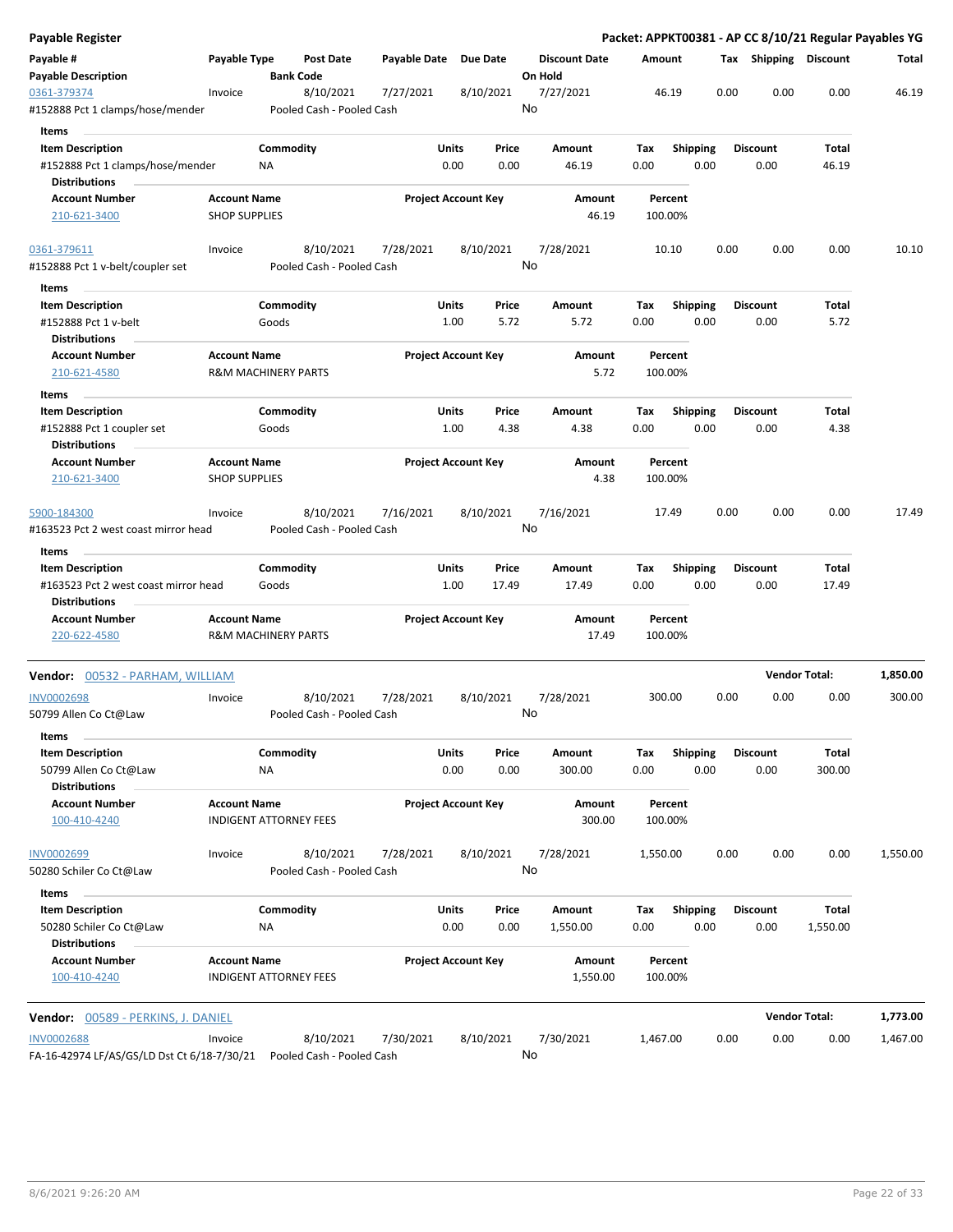**Payable Register** — **Packet: APPKT00381 - AP CC 8/10/21 Regular Payables YG**

| Payable # | Payable Type | Post Date | Payable Date | Due Date | Discount Date | Amount | Tax | Shipping | Discount | Total |
|---|---|---|---|---|---|---|---|---|---|---|
| **Payable Description** | | **Bank Code** | | | **On Hold** | | | | | |
| 0361-379374 | Invoice | 8/10/2021 | 7/27/2021 | 8/10/2021 | 7/27/2021 | 46.19 | 0.00 | 0.00 | 0.00 | 46.19 |
| #152888 Pct 1 clamps/hose/mender | | Pooled Cash - Pooled Cash | | | No | | | | | |

**Items**

| Item Description | Commodity | Units | Price | Amount | Tax | Shipping | Discount | Total |
|---|---|---|---|---|---|---|---|---|
| #152888 Pct 1 clamps/hose/mender | NA | 0.00 | 0.00 | 46.19 | 0.00 | 0.00 | 0.00 | 46.19 |

**Distributions**

| Account Number | Account Name | Project Account Key | Amount | Percent |
|---|---|---|---|---|
| 210-621-3400 | SHOP SUPPLIES | | 46.19 | 100.00% |

| Payable # | Payable Type | Post Date | Payable Date | Due Date | Discount Date | Amount | Tax | Shipping | Discount | Total |
|---|---|---|---|---|---|---|---|---|---|---|
| 0361-379611 | Invoice | 8/10/2021 | 7/28/2021 | 8/10/2021 | 7/28/2021 | 10.10 | 0.00 | 0.00 | 0.00 | 10.10 |
| #152888 Pct 1 v-belt/coupler set | | Pooled Cash - Pooled Cash | | | No | | | | | |

**Items**

| Item Description | Commodity | Units | Price | Amount | Tax | Shipping | Discount | Total |
|---|---|---|---|---|---|---|---|---|
| #152888 Pct 1 v-belt | Goods | 1.00 | 5.72 | 5.72 | 0.00 | 0.00 | 0.00 | 5.72 |

**Distributions**

| Account Number | Account Name | Project Account Key | Amount | Percent |
|---|---|---|---|---|
| 210-621-4580 | R&M MACHINERY PARTS | | 5.72 | 100.00% |

**Items**

| Item Description | Commodity | Units | Price | Amount | Tax | Shipping | Discount | Total |
|---|---|---|---|---|---|---|---|---|
| #152888 Pct 1 coupler set | Goods | 1.00 | 4.38 | 4.38 | 0.00 | 0.00 | 0.00 | 4.38 |

**Distributions**

| Account Number | Account Name | Project Account Key | Amount | Percent |
|---|---|---|---|---|
| 210-621-3400 | SHOP SUPPLIES | | 4.38 | 100.00% |

| Payable # | Payable Type | Post Date | Payable Date | Due Date | Discount Date | Amount | Tax | Shipping | Discount | Total |
|---|---|---|---|---|---|---|---|---|---|---|
| 5900-184300 | Invoice | 8/10/2021 | 7/16/2021 | 8/10/2021 | 7/16/2021 | 17.49 | 0.00 | 0.00 | 0.00 | 17.49 |
| #163523 Pct 2 west coast mirror head | | Pooled Cash - Pooled Cash | | | No | | | | | |

**Items**

| Item Description | Commodity | Units | Price | Amount | Tax | Shipping | Discount | Total |
|---|---|---|---|---|---|---|---|---|
| #163523 Pct 2 west coast mirror head | Goods | 1.00 | 17.49 | 17.49 | 0.00 | 0.00 | 0.00 | 17.49 |

**Distributions**

| Account Number | Account Name | Project Account Key | Amount | Percent |
|---|---|---|---|---|
| 220-622-4580 | R&M MACHINERY PARTS | | 17.49 | 100.00% |

**Vendor: 00532 - PARHAM, WILLIAM** — **Vendor Total: 1,850.00**

| Payable # | Payable Type | Post Date | Payable Date | Due Date | Discount Date | Amount | Tax | Shipping | Discount | Total |
|---|---|---|---|---|---|---|---|---|---|---|
| INV0002698 | Invoice | 8/10/2021 | 7/28/2021 | 8/10/2021 | 7/28/2021 | 300.00 | 0.00 | 0.00 | 0.00 | 300.00 |
| 50799 Allen Co Ct@Law | | Pooled Cash - Pooled Cash | | | No | | | | | |

**Items**

| Item Description | Commodity | Units | Price | Amount | Tax | Shipping | Discount | Total |
|---|---|---|---|---|---|---|---|---|
| 50799 Allen Co Ct@Law | NA | 0.00 | 0.00 | 300.00 | 0.00 | 0.00 | 0.00 | 300.00 |

**Distributions**

| Account Number | Account Name | Project Account Key | Amount | Percent |
|---|---|---|---|---|
| 100-410-4240 | INDIGENT ATTORNEY FEES | | 300.00 | 100.00% |

| Payable # | Payable Type | Post Date | Payable Date | Due Date | Discount Date | Amount | Tax | Shipping | Discount | Total |
|---|---|---|---|---|---|---|---|---|---|---|
| INV0002699 | Invoice | 8/10/2021 | 7/28/2021 | 8/10/2021 | 7/28/2021 | 1,550.00 | 0.00 | 0.00 | 0.00 | 1,550.00 |
| 50280 Schiler Co Ct@Law | | Pooled Cash - Pooled Cash | | | No | | | | | |

**Items**

| Item Description | Commodity | Units | Price | Amount | Tax | Shipping | Discount | Total |
|---|---|---|---|---|---|---|---|---|
| 50280 Schiler Co Ct@Law | NA | 0.00 | 0.00 | 1,550.00 | 0.00 | 0.00 | 0.00 | 1,550.00 |

**Distributions**

| Account Number | Account Name | Project Account Key | Amount | Percent |
|---|---|---|---|---|
| 100-410-4240 | INDIGENT ATTORNEY FEES | | 1,550.00 | 100.00% |

**Vendor: 00589 - PERKINS, J. DANIEL** — **Vendor Total: 1,773.00**

| Payable # | Payable Type | Post Date | Payable Date | Due Date | Discount Date | Amount | Tax | Shipping | Discount | Total |
|---|---|---|---|---|---|---|---|---|---|---|
| INV0002688 | Invoice | 8/10/2021 | 7/30/2021 | 8/10/2021 | 7/30/2021 | 1,467.00 | 0.00 | 0.00 | 0.00 | 1,467.00 |
| FA-16-42974 LF/AS/GS/LD Dst Ct 6/18-7/30/21 | | Pooled Cash - Pooled Cash | | | No | | | | | |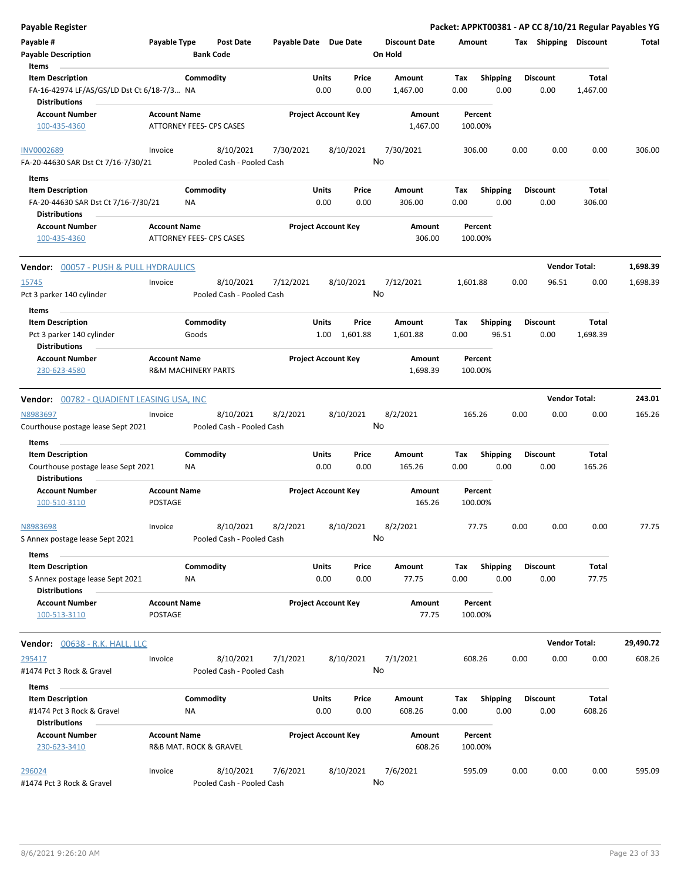**Payable Register** — **Packet: APPKT00381 - AP CC 8/10/21 Regular Payables YG**

| Payable # | Payable Type | Post Date | Payable Date | Due Date | Discount Date | Amount | Tax | Shipping | Discount | Total |
|---|---|---|---|---|---|---|---|---|---|---|
| Payable Description | | Bank Code | | | On Hold | | | | | |

**Items**

| Item Description | Commodity | Units | Price | Amount | Tax | Shipping | Discount | Total |
|---|---|---|---|---|---|---|---|---|
| FA-16-42974 LF/AS/GS/LD Dst Ct 6/18-7/3... | NA | 0.00 | 0.00 | 1,467.00 | 0.00 | 0.00 | 0.00 | 1,467.00 |

**Distributions**

| Account Number | Account Name | Project Account Key | Amount | Percent |
|---|---|---|---|---|
| 100-435-4360 | ATTORNEY FEES- CPS CASES | | 1,467.00 | 100.00% |

| Payable # | Payable Type | Post Date | Payable Date | Due Date | Discount Date | Amount | Tax | Shipping | Discount | Total |
|---|---|---|---|---|---|---|---|---|---|---|
| INV0002689 | Invoice | 8/10/2021 | 7/30/2021 | 8/10/2021 | 7/30/2021 | 306.00 | 0.00 | 0.00 | 0.00 | 306.00 |
| FA-20-44630 SAR Dst Ct 7/16-7/30/21 | | Pooled Cash - Pooled Cash | | | No | | | | | |

**Items**

| Item Description | Commodity | Units | Price | Amount | Tax | Shipping | Discount | Total |
|---|---|---|---|---|---|---|---|---|
| FA-20-44630 SAR Dst Ct 7/16-7/30/21 | NA | 0.00 | 0.00 | 306.00 | 0.00 | 0.00 | 0.00 | 306.00 |

**Distributions**

| Account Number | Account Name | Project Account Key | Amount | Percent |
|---|---|---|---|---|
| 100-435-4360 | ATTORNEY FEES- CPS CASES | | 306.00 | 100.00% |

**Vendor: 00057 - PUSH & PULL HYDRAULICS** — **Vendor Total: 1,698.39**

| Payable # | Payable Type | Post Date | Payable Date | Due Date | Discount Date | Amount | Tax | Shipping | Discount | Total |
|---|---|---|---|---|---|---|---|---|---|---|
| 15745 | Invoice | 8/10/2021 | 7/12/2021 | 8/10/2021 | 7/12/2021 | 1,601.88 | 0.00 | 96.51 | 0.00 | 1,698.39 |
| Pct 3 parker 140 cylinder | | Pooled Cash - Pooled Cash | | | No | | | | | |

**Items**

| Item Description | Commodity | Units | Price | Amount | Tax | Shipping | Discount | Total |
|---|---|---|---|---|---|---|---|---|
| Pct 3 parker 140 cylinder | Goods | 1.00 | 1,601.88 | 1,601.88 | 0.00 | 96.51 | 0.00 | 1,698.39 |

**Distributions**

| Account Number | Account Name | Project Account Key | Amount | Percent |
|---|---|---|---|---|
| 230-623-4580 | R&M MACHINERY PARTS | | 1,698.39 | 100.00% |

**Vendor: 00782 - QUADIENT LEASING USA, INC** — **Vendor Total: 243.01**

| Payable # | Payable Type | Post Date | Payable Date | Due Date | Discount Date | Amount | Tax | Shipping | Discount | Total |
|---|---|---|---|---|---|---|---|---|---|---|
| N8983697 | Invoice | 8/10/2021 | 8/2/2021 | 8/10/2021 | 8/2/2021 | 165.26 | 0.00 | 0.00 | 0.00 | 165.26 |
| Courthouse postage lease Sept 2021 | | Pooled Cash - Pooled Cash | | | No | | | | | |

**Items**

| Item Description | Commodity | Units | Price | Amount | Tax | Shipping | Discount | Total |
|---|---|---|---|---|---|---|---|---|
| Courthouse postage lease Sept 2021 | NA | 0.00 | 0.00 | 165.26 | 0.00 | 0.00 | 0.00 | 165.26 |

**Distributions**

| Account Number | Account Name | Project Account Key | Amount | Percent |
|---|---|---|---|---|
| 100-510-3110 | POSTAGE | | 165.26 | 100.00% |

| Payable # | Payable Type | Post Date | Payable Date | Due Date | Discount Date | Amount | Tax | Shipping | Discount | Total |
|---|---|---|---|---|---|---|---|---|---|---|
| N8983698 | Invoice | 8/10/2021 | 8/2/2021 | 8/10/2021 | 8/2/2021 | 77.75 | 0.00 | 0.00 | 0.00 | 77.75 |
| S Annex postage lease Sept 2021 | | Pooled Cash - Pooled Cash | | | No | | | | | |

**Items**

| Item Description | Commodity | Units | Price | Amount | Tax | Shipping | Discount | Total |
|---|---|---|---|---|---|---|---|---|
| S Annex postage lease Sept 2021 | NA | 0.00 | 0.00 | 77.75 | 0.00 | 0.00 | 0.00 | 77.75 |

**Distributions**

| Account Number | Account Name | Project Account Key | Amount | Percent |
|---|---|---|---|---|
| 100-513-3110 | POSTAGE | | 77.75 | 100.00% |

**Vendor: 00638 - R.K. HALL, LLC** — **Vendor Total: 29,490.72**

| Payable # | Payable Type | Post Date | Payable Date | Due Date | Discount Date | Amount | Tax | Shipping | Discount | Total |
|---|---|---|---|---|---|---|---|---|---|---|
| 295417 | Invoice | 8/10/2021 | 7/1/2021 | 8/10/2021 | 7/1/2021 | 608.26 | 0.00 | 0.00 | 0.00 | 608.26 |
| #1474 Pct 3 Rock & Gravel | | Pooled Cash - Pooled Cash | | | No | | | | | |

**Items**

| Item Description | Commodity | Units | Price | Amount | Tax | Shipping | Discount | Total |
|---|---|---|---|---|---|---|---|---|
| #1474 Pct 3 Rock & Gravel | NA | 0.00 | 0.00 | 608.26 | 0.00 | 0.00 | 0.00 | 608.26 |

**Distributions**

| Account Number | Account Name | Project Account Key | Amount | Percent |
|---|---|---|---|---|
| 230-623-3410 | R&B MAT. ROCK & GRAVEL | | 608.26 | 100.00% |

| Payable # | Payable Type | Post Date | Payable Date | Due Date | Discount Date | Amount | Tax | Shipping | Discount | Total |
|---|---|---|---|---|---|---|---|---|---|---|
| 296024 | Invoice | 8/10/2021 | 7/6/2021 | 8/10/2021 | 7/6/2021 | 595.09 | 0.00 | 0.00 | 0.00 | 595.09 |
| #1474 Pct 3 Rock & Gravel | | Pooled Cash - Pooled Cash | | | No | | | | | |

8/6/2021 9:26:20 AM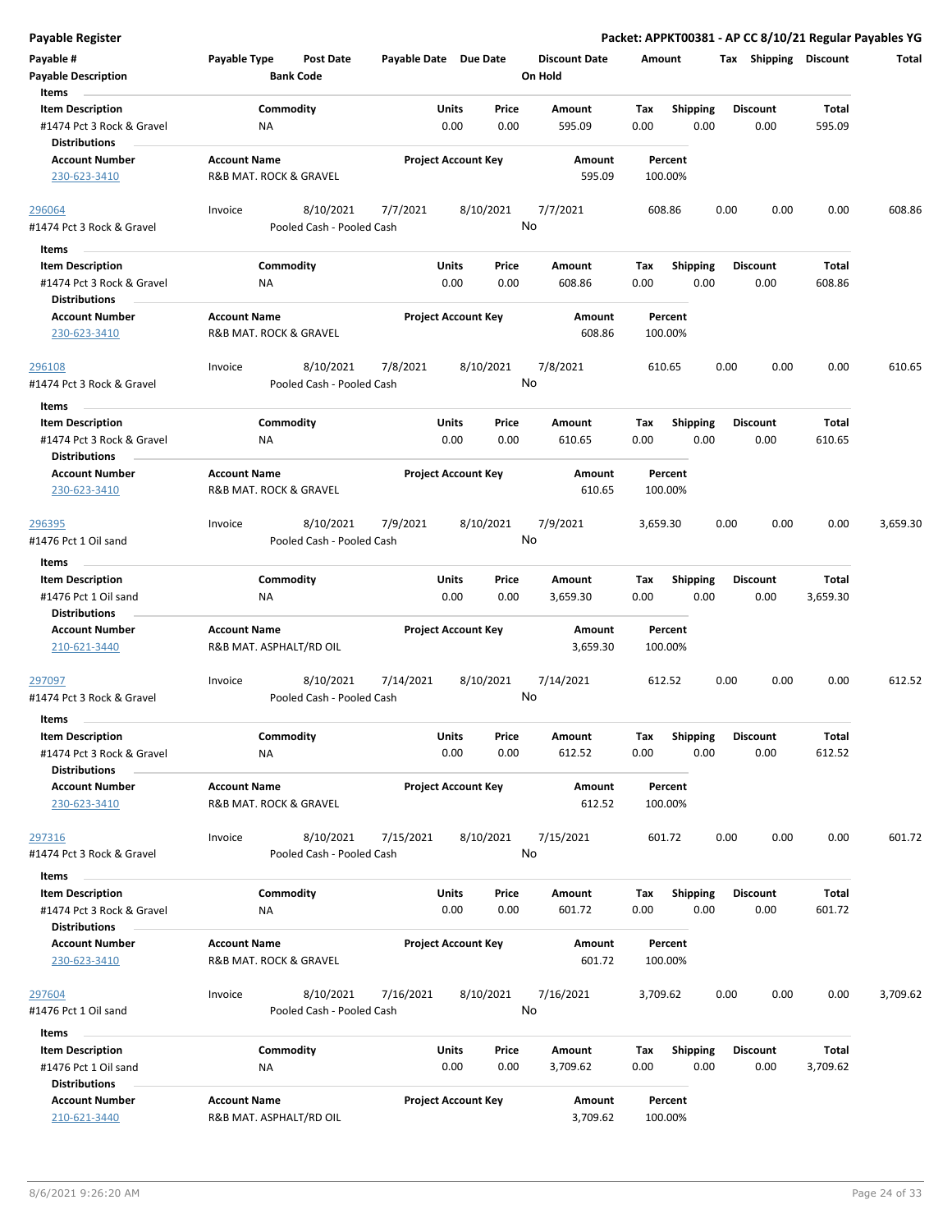**Payable Register** — **Packet: APPKT00381 - AP CC 8/10/21 Regular Payables YG**

| Payable # | Payable Type | Post Date | Payable Date | Due Date | Discount Date | Amount | Tax | Shipping | Discount | Total |
|---|---|---|---|---|---|---|---|---|---|---|
| **Payable Description** | | **Bank Code** | | | **On Hold** | | | | | |

**Items**

| Item Description | Commodity | Units | Price | Amount | Tax | Shipping | Discount | Total |
|---|---|---|---|---|---|---|---|---|
| #1474 Pct 3 Rock & Gravel | NA | 0.00 | 0.00 | 595.09 | 0.00 | 0.00 | 0.00 | 595.09 |

**Distributions**

| Account Number | Account Name | Project Account Key | Amount | Percent |
|---|---|---|---|---|
| 230-623-3410 | R&B MAT. ROCK & GRAVEL | | 595.09 | 100.00% |

---

| Payable # | Payable Type | Post Date | Payable Date | Due Date | Discount Date | Amount | Tax | Shipping | Discount | Total |
|---|---|---|---|---|---|---|---|---|---|---|
| 296064 | Invoice | 8/10/2021 | 7/7/2021 | 8/10/2021 | 7/7/2021 | 608.86 | 0.00 | 0.00 | 0.00 | 608.86 |
| #1474 Pct 3 Rock & Gravel | | Pooled Cash - Pooled Cash | | | No | | | | | |

**Items**

| Item Description | Commodity | Units | Price | Amount | Tax | Shipping | Discount | Total |
|---|---|---|---|---|---|---|---|---|
| #1474 Pct 3 Rock & Gravel | NA | 0.00 | 0.00 | 608.86 | 0.00 | 0.00 | 0.00 | 608.86 |

**Distributions**

| Account Number | Account Name | Project Account Key | Amount | Percent |
|---|---|---|---|---|
| 230-623-3410 | R&B MAT. ROCK & GRAVEL | | 608.86 | 100.00% |

---

| Payable # | Payable Type | Post Date | Payable Date | Due Date | Discount Date | Amount | Tax | Shipping | Discount | Total |
|---|---|---|---|---|---|---|---|---|---|---|
| 296108 | Invoice | 8/10/2021 | 7/8/2021 | 8/10/2021 | 7/8/2021 | 610.65 | 0.00 | 0.00 | 0.00 | 610.65 |
| #1474 Pct 3 Rock & Gravel | | Pooled Cash - Pooled Cash | | | No | | | | | |

**Items**

| Item Description | Commodity | Units | Price | Amount | Tax | Shipping | Discount | Total |
|---|---|---|---|---|---|---|---|---|
| #1474 Pct 3 Rock & Gravel | NA | 0.00 | 0.00 | 610.65 | 0.00 | 0.00 | 0.00 | 610.65 |

**Distributions**

| Account Number | Account Name | Project Account Key | Amount | Percent |
|---|---|---|---|---|
| 230-623-3410 | R&B MAT. ROCK & GRAVEL | | 610.65 | 100.00% |

---

| Payable # | Payable Type | Post Date | Payable Date | Due Date | Discount Date | Amount | Tax | Shipping | Discount | Total |
|---|---|---|---|---|---|---|---|---|---|---|
| 296395 | Invoice | 8/10/2021 | 7/9/2021 | 8/10/2021 | 7/9/2021 | 3,659.30 | 0.00 | 0.00 | 0.00 | 3,659.30 |
| #1476 Pct 1 Oil sand | | Pooled Cash - Pooled Cash | | | No | | | | | |

**Items**

| Item Description | Commodity | Units | Price | Amount | Tax | Shipping | Discount | Total |
|---|---|---|---|---|---|---|---|---|
| #1476 Pct 1 Oil sand | NA | 0.00 | 0.00 | 3,659.30 | 0.00 | 0.00 | 0.00 | 3,659.30 |

**Distributions**

| Account Number | Account Name | Project Account Key | Amount | Percent |
|---|---|---|---|---|
| 210-621-3440 | R&B MAT. ASPHALT/RD OIL | | 3,659.30 | 100.00% |

---

| Payable # | Payable Type | Post Date | Payable Date | Due Date | Discount Date | Amount | Tax | Shipping | Discount | Total |
|---|---|---|---|---|---|---|---|---|---|---|
| 297097 | Invoice | 8/10/2021 | 7/14/2021 | 8/10/2021 | 7/14/2021 | 612.52 | 0.00 | 0.00 | 0.00 | 612.52 |
| #1474 Pct 3 Rock & Gravel | | Pooled Cash - Pooled Cash | | | No | | | | | |

**Items**

| Item Description | Commodity | Units | Price | Amount | Tax | Shipping | Discount | Total |
|---|---|---|---|---|---|---|---|---|
| #1474 Pct 3 Rock & Gravel | NA | 0.00 | 0.00 | 612.52 | 0.00 | 0.00 | 0.00 | 612.52 |

**Distributions**

| Account Number | Account Name | Project Account Key | Amount | Percent |
|---|---|---|---|---|
| 230-623-3410 | R&B MAT. ROCK & GRAVEL | | 612.52 | 100.00% |

---

| Payable # | Payable Type | Post Date | Payable Date | Due Date | Discount Date | Amount | Tax | Shipping | Discount | Total |
|---|---|---|---|---|---|---|---|---|---|---|
| 297316 | Invoice | 8/10/2021 | 7/15/2021 | 8/10/2021 | 7/15/2021 | 601.72 | 0.00 | 0.00 | 0.00 | 601.72 |
| #1474 Pct 3 Rock & Gravel | | Pooled Cash - Pooled Cash | | | No | | | | | |

**Items**

| Item Description | Commodity | Units | Price | Amount | Tax | Shipping | Discount | Total |
|---|---|---|---|---|---|---|---|---|
| #1474 Pct 3 Rock & Gravel | NA | 0.00 | 0.00 | 601.72 | 0.00 | 0.00 | 0.00 | 601.72 |

**Distributions**

| Account Number | Account Name | Project Account Key | Amount | Percent |
|---|---|---|---|---|
| 230-623-3410 | R&B MAT. ROCK & GRAVEL | | 601.72 | 100.00% |

---

| Payable # | Payable Type | Post Date | Payable Date | Due Date | Discount Date | Amount | Tax | Shipping | Discount | Total |
|---|---|---|---|---|---|---|---|---|---|---|
| 297604 | Invoice | 8/10/2021 | 7/16/2021 | 8/10/2021 | 7/16/2021 | 3,709.62 | 0.00 | 0.00 | 0.00 | 3,709.62 |
| #1476 Pct 1 Oil sand | | Pooled Cash - Pooled Cash | | | No | | | | | |

**Items**

| Item Description | Commodity | Units | Price | Amount | Tax | Shipping | Discount | Total |
|---|---|---|---|---|---|---|---|---|
| #1476 Pct 1 Oil sand | NA | 0.00 | 0.00 | 3,709.62 | 0.00 | 0.00 | 0.00 | 3,709.62 |

**Distributions**

| Account Number | Account Name | Project Account Key | Amount | Percent |
|---|---|---|---|---|
| 210-621-3440 | R&B MAT. ASPHALT/RD OIL | | 3,709.62 | 100.00% |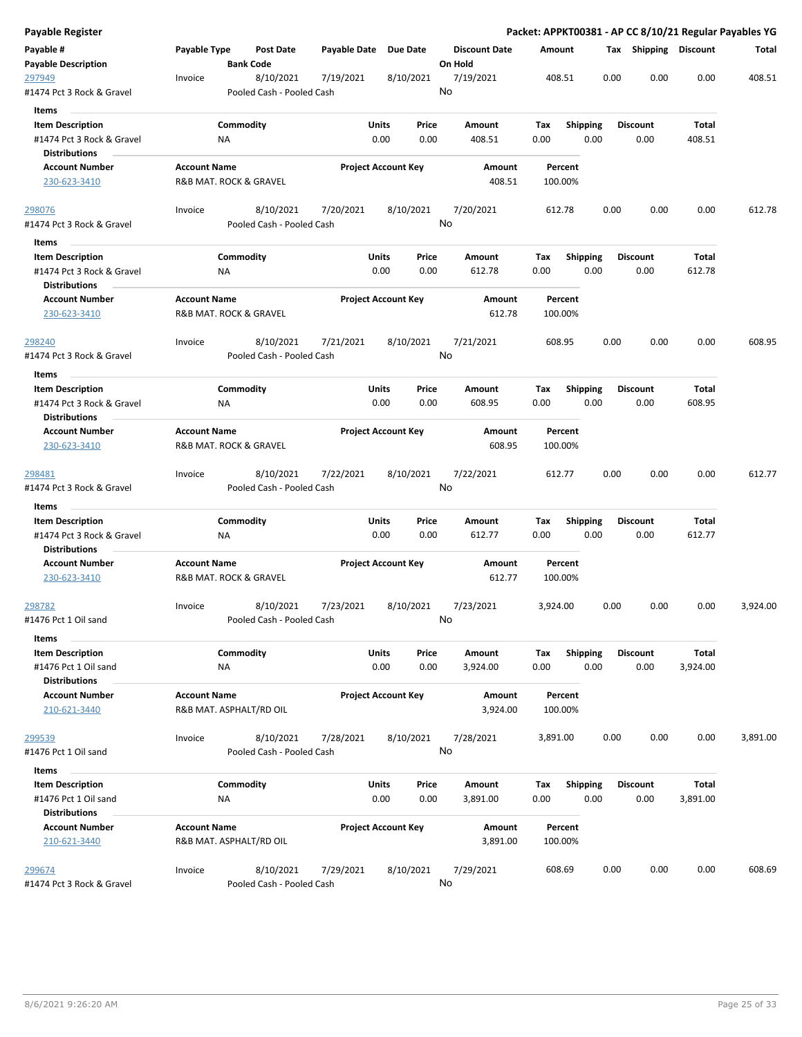**Payable Register**

**Packet: APPKT00381 - AP CC 8/10/21 Regular Payables YG**

| Payable # | Payable Type | Post Date | Payable Date | Due Date | Discount Date | Amount | Tax | Shipping | Discount | Total |
|---|---|---|---|---|---|---|---|---|---|---|
| **Payable Description** | | **Bank Code** | | | **On Hold** | | | | | |
| 297949 | Invoice | 8/10/2021 | 7/19/2021 | 8/10/2021 | 7/19/2021 | 408.51 | 0.00 | 0.00 | 0.00 | 408.51 |
| #1474 Pct 3 Rock & Gravel | | Pooled Cash - Pooled Cash | | | No | | | | | |

**Items**

| Item Description | Commodity | Units | Price | Amount | Tax | Shipping | Discount | Total |
|---|---|---|---|---|---|---|---|---|
| #1474 Pct 3 Rock & Gravel | NA | 0.00 | 0.00 | 408.51 | 0.00 | 0.00 | 0.00 | 408.51 |

**Distributions**

| Account Number | Account Name | Project Account Key | Amount | Percent |
|---|---|---|---|---|
| 230-623-3410 | R&B MAT. ROCK & GRAVEL | | 408.51 | 100.00% |

| Payable # | Payable Type | Post Date | Payable Date | Due Date | Discount Date | Amount | Tax | Shipping | Discount | Total |
|---|---|---|---|---|---|---|---|---|---|---|
| 298076 | Invoice | 8/10/2021 | 7/20/2021 | 8/10/2021 | 7/20/2021 | 612.78 | 0.00 | 0.00 | 0.00 | 612.78 |
| #1474 Pct 3 Rock & Gravel | | Pooled Cash - Pooled Cash | | | No | | | | | |

**Items**

| Item Description | Commodity | Units | Price | Amount | Tax | Shipping | Discount | Total |
|---|---|---|---|---|---|---|---|---|
| #1474 Pct 3 Rock & Gravel | NA | 0.00 | 0.00 | 612.78 | 0.00 | 0.00 | 0.00 | 612.78 |

**Distributions**

| Account Number | Account Name | Project Account Key | Amount | Percent |
|---|---|---|---|---|
| 230-623-3410 | R&B MAT. ROCK & GRAVEL | | 612.78 | 100.00% |

| Payable # | Payable Type | Post Date | Payable Date | Due Date | Discount Date | Amount | Tax | Shipping | Discount | Total |
|---|---|---|---|---|---|---|---|---|---|---|
| 298240 | Invoice | 8/10/2021 | 7/21/2021 | 8/10/2021 | 7/21/2021 | 608.95 | 0.00 | 0.00 | 0.00 | 608.95 |
| #1474 Pct 3 Rock & Gravel | | Pooled Cash - Pooled Cash | | | No | | | | | |

**Items**

| Item Description | Commodity | Units | Price | Amount | Tax | Shipping | Discount | Total |
|---|---|---|---|---|---|---|---|---|
| #1474 Pct 3 Rock & Gravel | NA | 0.00 | 0.00 | 608.95 | 0.00 | 0.00 | 0.00 | 608.95 |

**Distributions**

| Account Number | Account Name | Project Account Key | Amount | Percent |
|---|---|---|---|---|
| 230-623-3410 | R&B MAT. ROCK & GRAVEL | | 608.95 | 100.00% |

| Payable # | Payable Type | Post Date | Payable Date | Due Date | Discount Date | Amount | Tax | Shipping | Discount | Total |
|---|---|---|---|---|---|---|---|---|---|---|
| 298481 | Invoice | 8/10/2021 | 7/22/2021 | 8/10/2021 | 7/22/2021 | 612.77 | 0.00 | 0.00 | 0.00 | 612.77 |
| #1474 Pct 3 Rock & Gravel | | Pooled Cash - Pooled Cash | | | No | | | | | |

**Items**

| Item Description | Commodity | Units | Price | Amount | Tax | Shipping | Discount | Total |
|---|---|---|---|---|---|---|---|---|
| #1474 Pct 3 Rock & Gravel | NA | 0.00 | 0.00 | 612.77 | 0.00 | 0.00 | 0.00 | 612.77 |

**Distributions**

| Account Number | Account Name | Project Account Key | Amount | Percent |
|---|---|---|---|---|
| 230-623-3410 | R&B MAT. ROCK & GRAVEL | | 612.77 | 100.00% |

| Payable # | Payable Type | Post Date | Payable Date | Due Date | Discount Date | Amount | Tax | Shipping | Discount | Total |
|---|---|---|---|---|---|---|---|---|---|---|
| 298782 | Invoice | 8/10/2021 | 7/23/2021 | 8/10/2021 | 7/23/2021 | 3,924.00 | 0.00 | 0.00 | 0.00 | 3,924.00 |
| #1476 Pct 1 Oil sand | | Pooled Cash - Pooled Cash | | | No | | | | | |

**Items**

| Item Description | Commodity | Units | Price | Amount | Tax | Shipping | Discount | Total |
|---|---|---|---|---|---|---|---|---|
| #1476 Pct 1 Oil sand | NA | 0.00 | 0.00 | 3,924.00 | 0.00 | 0.00 | 0.00 | 3,924.00 |

**Distributions**

| Account Number | Account Name | Project Account Key | Amount | Percent |
|---|---|---|---|---|
| 210-621-3440 | R&B MAT. ASPHALT/RD OIL | | 3,924.00 | 100.00% |

| Payable # | Payable Type | Post Date | Payable Date | Due Date | Discount Date | Amount | Tax | Shipping | Discount | Total |
|---|---|---|---|---|---|---|---|---|---|---|
| 299539 | Invoice | 8/10/2021 | 7/28/2021 | 8/10/2021 | 7/28/2021 | 3,891.00 | 0.00 | 0.00 | 0.00 | 3,891.00 |
| #1476 Pct 1 Oil sand | | Pooled Cash - Pooled Cash | | | No | | | | | |

**Items**

| Item Description | Commodity | Units | Price | Amount | Tax | Shipping | Discount | Total |
|---|---|---|---|---|---|---|---|---|
| #1476 Pct 1 Oil sand | NA | 0.00 | 0.00 | 3,891.00 | 0.00 | 0.00 | 0.00 | 3,891.00 |

**Distributions**

| Account Number | Account Name | Project Account Key | Amount | Percent |
|---|---|---|---|---|
| 210-621-3440 | R&B MAT. ASPHALT/RD OIL | | 3,891.00 | 100.00% |

| Payable # | Payable Type | Post Date | Payable Date | Due Date | Discount Date | Amount | Tax | Shipping | Discount | Total |
|---|---|---|---|---|---|---|---|---|---|---|
| 299674 | Invoice | 8/10/2021 | 7/29/2021 | 8/10/2021 | 7/29/2021 | 608.69 | 0.00 | 0.00 | 0.00 | 608.69 |
| #1474 Pct 3 Rock & Gravel | | Pooled Cash - Pooled Cash | | | No | | | | | |

8/6/2021 9:26:20 AM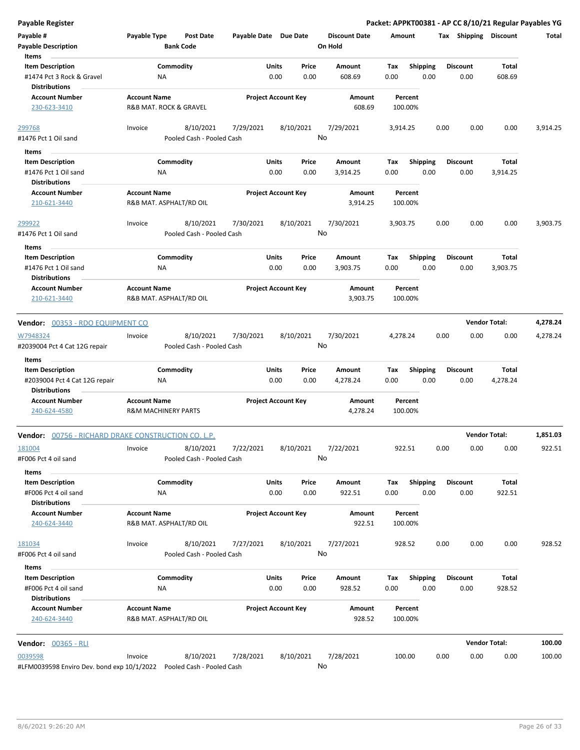**Payable Register** | **Packet: APPKT00381 - AP CC 8/10/21 Regular Payables YG**

| Payable # | Payable Type | Post Date | Payable Date | Due Date | Discount Date | Amount | Tax | Shipping | Discount | Total |
|---|---|---|---|---|---|---|---|---|---|---|
| Payable Description | | Bank Code | | | On Hold | | | | | |

**Items**

| Item Description | Commodity | Units | Price | Amount | Tax | Shipping | Discount | Total |
|---|---|---|---|---|---|---|---|---|
| #1474 Pct 3 Rock & Gravel | NA | 0.00 | 0.00 | 608.69 | 0.00 | 0.00 | 0.00 | 608.69 |

**Distributions**

| Account Number | Account Name | Project Account Key | Amount | Percent |
|---|---|---|---|---|
| 230-623-3410 | R&B MAT. ROCK & GRAVEL | | 608.69 | 100.00% |

| Payable # | Payable Type | Post Date | Payable Date | Due Date | Discount Date | Amount | Tax | Shipping | Discount | Total |
|---|---|---|---|---|---|---|---|---|---|---|
| 299768 | Invoice | 8/10/2021 | 7/29/2021 | 8/10/2021 | 7/29/2021 | 3,914.25 | 0.00 | 0.00 | 0.00 | 3,914.25 |
| #1476 Pct 1 Oil sand | | Pooled Cash - Pooled Cash | | | No | | | | | |

**Items**

| Item Description | Commodity | Units | Price | Amount | Tax | Shipping | Discount | Total |
|---|---|---|---|---|---|---|---|---|
| #1476 Pct 1 Oil sand | NA | 0.00 | 0.00 | 3,914.25 | 0.00 | 0.00 | 0.00 | 3,914.25 |

**Distributions**

| Account Number | Account Name | Project Account Key | Amount | Percent |
|---|---|---|---|---|
| 210-621-3440 | R&B MAT. ASPHALT/RD OIL | | 3,914.25 | 100.00% |

| Payable # | Payable Type | Post Date | Payable Date | Due Date | Discount Date | Amount | Tax | Shipping | Discount | Total |
|---|---|---|---|---|---|---|---|---|---|---|
| 299922 | Invoice | 8/10/2021 | 7/30/2021 | 8/10/2021 | 7/30/2021 | 3,903.75 | 0.00 | 0.00 | 0.00 | 3,903.75 |
| #1476 Pct 1 Oil sand | | Pooled Cash - Pooled Cash | | | No | | | | | |

**Items**

| Item Description | Commodity | Units | Price | Amount | Tax | Shipping | Discount | Total |
|---|---|---|---|---|---|---|---|---|
| #1476 Pct 1 Oil sand | NA | 0.00 | 0.00 | 3,903.75 | 0.00 | 0.00 | 0.00 | 3,903.75 |

**Distributions**

| Account Number | Account Name | Project Account Key | Amount | Percent |
|---|---|---|---|---|
| 210-621-3440 | R&B MAT. ASPHALT/RD OIL | | 3,903.75 | 100.00% |

**Vendor: 00353 - RDO EQUIPMENT CO** — **Vendor Total: 4,278.24**

| Payable # | Payable Type | Post Date | Payable Date | Due Date | Discount Date | Amount | Tax | Shipping | Discount | Total |
|---|---|---|---|---|---|---|---|---|---|---|
| W7948324 | Invoice | 8/10/2021 | 7/30/2021 | 8/10/2021 | 7/30/2021 | 4,278.24 | 0.00 | 0.00 | 0.00 | 4,278.24 |
| #2039004 Pct 4 Cat 12G repair | | Pooled Cash - Pooled Cash | | | No | | | | | |

**Items**

| Item Description | Commodity | Units | Price | Amount | Tax | Shipping | Discount | Total |
|---|---|---|---|---|---|---|---|---|
| #2039004 Pct 4 Cat 12G repair | NA | 0.00 | 0.00 | 4,278.24 | 0.00 | 0.00 | 0.00 | 4,278.24 |

**Distributions**

| Account Number | Account Name | Project Account Key | Amount | Percent |
|---|---|---|---|---|
| 240-624-4580 | R&M MACHINERY PARTS | | 4,278.24 | 100.00% |

**Vendor: 00756 - RICHARD DRAKE CONSTRUCTION CO. L.P.** — **Vendor Total: 1,851.03**

| Payable # | Payable Type | Post Date | Payable Date | Due Date | Discount Date | Amount | Tax | Shipping | Discount | Total |
|---|---|---|---|---|---|---|---|---|---|---|
| 181004 | Invoice | 8/10/2021 | 7/22/2021 | 8/10/2021 | 7/22/2021 | 922.51 | 0.00 | 0.00 | 0.00 | 922.51 |
| #F006 Pct 4 oil sand | | Pooled Cash - Pooled Cash | | | No | | | | | |

**Items**

| Item Description | Commodity | Units | Price | Amount | Tax | Shipping | Discount | Total |
|---|---|---|---|---|---|---|---|---|
| #F006 Pct 4 oil sand | NA | 0.00 | 0.00 | 922.51 | 0.00 | 0.00 | 0.00 | 922.51 |

**Distributions**

| Account Number | Account Name | Project Account Key | Amount | Percent |
|---|---|---|---|---|
| 240-624-3440 | R&B MAT. ASPHALT/RD OIL | | 922.51 | 100.00% |

| Payable # | Payable Type | Post Date | Payable Date | Due Date | Discount Date | Amount | Tax | Shipping | Discount | Total |
|---|---|---|---|---|---|---|---|---|---|---|
| 181034 | Invoice | 8/10/2021 | 7/27/2021 | 8/10/2021 | 7/27/2021 | 928.52 | 0.00 | 0.00 | 0.00 | 928.52 |
| #F006 Pct 4 oil sand | | Pooled Cash - Pooled Cash | | | No | | | | | |

**Items**

| Item Description | Commodity | Units | Price | Amount | Tax | Shipping | Discount | Total |
|---|---|---|---|---|---|---|---|---|
| #F006 Pct 4 oil sand | NA | 0.00 | 0.00 | 928.52 | 0.00 | 0.00 | 0.00 | 928.52 |

**Distributions**

| Account Number | Account Name | Project Account Key | Amount | Percent |
|---|---|---|---|---|
| 240-624-3440 | R&B MAT. ASPHALT/RD OIL | | 928.52 | 100.00% |

**Vendor: 00365 - RLI** — **Vendor Total: 100.00**

| Payable # | Payable Type | Post Date | Payable Date | Due Date | Discount Date | Amount | Tax | Shipping | Discount | Total |
|---|---|---|---|---|---|---|---|---|---|---|
| 0039598 | Invoice | 8/10/2021 | 7/28/2021 | 8/10/2021 | 7/28/2021 | 100.00 | 0.00 | 0.00 | 0.00 | 100.00 |
| #LFM0039598 Enviro Dev. bond exp 10/1/2022 | | Pooled Cash - Pooled Cash | | | No | | | | | |

8/6/2021 9:26:20 AM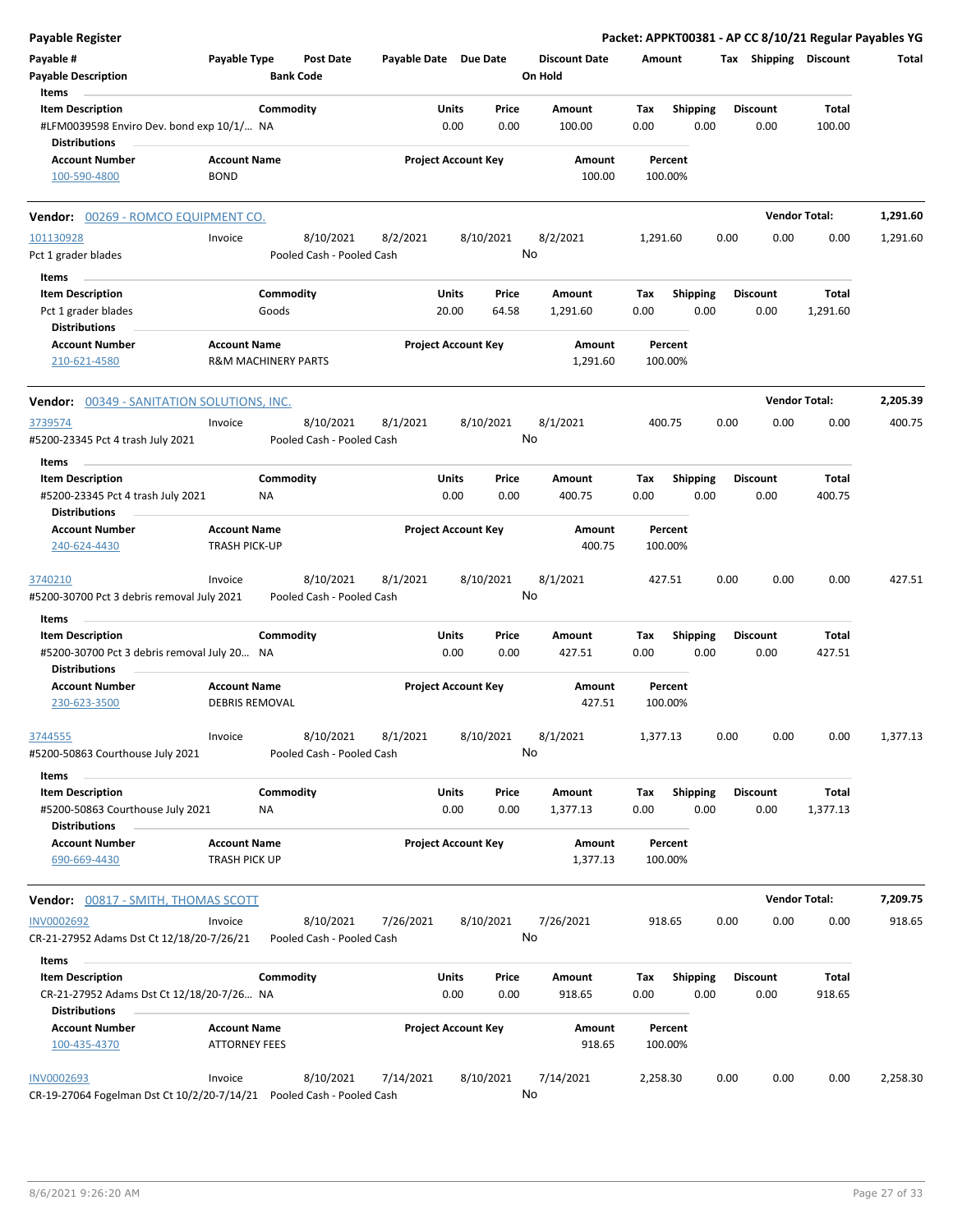# Payable Register

**Packet: APPKT00381 - AP CC 8/10/21 Regular Payables YG**

| Payable # | Payable Type | Post Date | Payable Date | Due Date | Discount Date | Amount | Tax | Shipping | Discount | Total |
|---|---|---|---|---|---|---|---|---|---|---|
| Payable Description | | Bank Code | | | On Hold | | | | | |

**Items**

| Item Description | Commodity | Units | Price | Amount | Tax | Shipping | Discount | Total |
|---|---|---|---|---|---|---|---|---|
| #LFM0039598 Enviro Dev. bond exp 10/1/... | NA | 0.00 | 0.00 | 100.00 | 0.00 | 0.00 | 0.00 | 100.00 |

**Distributions**

| Account Number | Account Name | Project Account Key | Amount | Percent |
|---|---|---|---|---|
| 100-590-4800 | BOND | | 100.00 | 100.00% |

## Vendor: 00269 - ROMCO EQUIPMENT CO. — Vendor Total: 1,291.60

| Payable # | Payable Type | Post Date | Payable Date | Due Date | Discount Date | Amount | Tax | Shipping | Discount | Total |
|---|---|---|---|---|---|---|---|---|---|---|
| 101130928 | Invoice | 8/10/2021 | 8/2/2021 | 8/10/2021 | 8/2/2021 | 1,291.60 | 0.00 | 0.00 | 0.00 | 1,291.60 |
| Pct 1 grader blades | | Pooled Cash - Pooled Cash | | | No | | | | | |

**Items**

| Item Description | Commodity | Units | Price | Amount | Tax | Shipping | Discount | Total |
|---|---|---|---|---|---|---|---|---|
| Pct 1 grader blades | Goods | 20.00 | 64.58 | 1,291.60 | 0.00 | 0.00 | 0.00 | 1,291.60 |

**Distributions**

| Account Number | Account Name | Project Account Key | Amount | Percent |
|---|---|---|---|---|
| 210-621-4580 | R&M MACHINERY PARTS | | 1,291.60 | 100.00% |

## Vendor: 00349 - SANITATION SOLUTIONS, INC. — Vendor Total: 2,205.39

| Payable # | Payable Type | Post Date | Payable Date | Due Date | Discount Date | Amount | Tax | Shipping | Discount | Total |
|---|---|---|---|---|---|---|---|---|---|---|
| 3739574 | Invoice | 8/10/2021 | 8/1/2021 | 8/10/2021 | 8/1/2021 | 400.75 | 0.00 | 0.00 | 0.00 | 400.75 |
| #5200-23345 Pct 4 trash July 2021 | | Pooled Cash - Pooled Cash | | | No | | | | | |

**Items**

| Item Description | Commodity | Units | Price | Amount | Tax | Shipping | Discount | Total |
|---|---|---|---|---|---|---|---|---|
| #5200-23345 Pct 4 trash July 2021 | NA | 0.00 | 0.00 | 400.75 | 0.00 | 0.00 | 0.00 | 400.75 |

**Distributions**

| Account Number | Account Name | Project Account Key | Amount | Percent |
|---|---|---|---|---|
| 240-624-4430 | TRASH PICK-UP | | 400.75 | 100.00% |

| Payable # | Payable Type | Post Date | Payable Date | Due Date | Discount Date | Amount | Tax | Shipping | Discount | Total |
|---|---|---|---|---|---|---|---|---|---|---|
| 3740210 | Invoice | 8/10/2021 | 8/1/2021 | 8/10/2021 | 8/1/2021 | 427.51 | 0.00 | 0.00 | 0.00 | 427.51 |
| #5200-30700 Pct 3 debris removal July 2021 | | Pooled Cash - Pooled Cash | | | No | | | | | |

**Items**

| Item Description | Commodity | Units | Price | Amount | Tax | Shipping | Discount | Total |
|---|---|---|---|---|---|---|---|---|
| #5200-30700 Pct 3 debris removal July 20... | NA | 0.00 | 0.00 | 427.51 | 0.00 | 0.00 | 0.00 | 427.51 |

**Distributions**

| Account Number | Account Name | Project Account Key | Amount | Percent |
|---|---|---|---|---|
| 230-623-3500 | DEBRIS REMOVAL | | 427.51 | 100.00% |

| Payable # | Payable Type | Post Date | Payable Date | Due Date | Discount Date | Amount | Tax | Shipping | Discount | Total |
|---|---|---|---|---|---|---|---|---|---|---|
| 3744555 | Invoice | 8/10/2021 | 8/1/2021 | 8/10/2021 | 8/1/2021 | 1,377.13 | 0.00 | 0.00 | 0.00 | 1,377.13 |
| #5200-50863 Courthouse July 2021 | | Pooled Cash - Pooled Cash | | | No | | | | | |

**Items**

| Item Description | Commodity | Units | Price | Amount | Tax | Shipping | Discount | Total |
|---|---|---|---|---|---|---|---|---|
| #5200-50863 Courthouse July 2021 | NA | 0.00 | 0.00 | 1,377.13 | 0.00 | 0.00 | 0.00 | 1,377.13 |

**Distributions**

| Account Number | Account Name | Project Account Key | Amount | Percent |
|---|---|---|---|---|
| 690-669-4430 | TRASH PICK UP | | 1,377.13 | 100.00% |

## Vendor: 00817 - SMITH, THOMAS SCOTT — Vendor Total: 7,209.75

| Payable # | Payable Type | Post Date | Payable Date | Due Date | Discount Date | Amount | Tax | Shipping | Discount | Total |
|---|---|---|---|---|---|---|---|---|---|---|
| INV0002692 | Invoice | 8/10/2021 | 7/26/2021 | 8/10/2021 | 7/26/2021 | 918.65 | 0.00 | 0.00 | 0.00 | 918.65 |
| CR-21-27952 Adams Dst Ct 12/18/20-7/26/21 | | Pooled Cash - Pooled Cash | | | No | | | | | |

**Items**

| Item Description | Commodity | Units | Price | Amount | Tax | Shipping | Discount | Total |
|---|---|---|---|---|---|---|---|---|
| CR-21-27952 Adams Dst Ct 12/18/20-7/26... | NA | 0.00 | 0.00 | 918.65 | 0.00 | 0.00 | 0.00 | 918.65 |

**Distributions**

| Account Number | Account Name | Project Account Key | Amount | Percent |
|---|---|---|---|---|
| 100-435-4370 | ATTORNEY FEES | | 918.65 | 100.00% |

| Payable # | Payable Type | Post Date | Payable Date | Due Date | Discount Date | Amount | Tax | Shipping | Discount | Total |
|---|---|---|---|---|---|---|---|---|---|---|
| INV0002693 | Invoice | 8/10/2021 | 7/14/2021 | 8/10/2021 | 7/14/2021 | 2,258.30 | 0.00 | 0.00 | 0.00 | 2,258.30 |
| CR-19-27064 Fogelman Dst Ct 10/2/20-7/14/21 | | Pooled Cash - Pooled Cash | | | No | | | | | |

8/6/2021 9:26:20 AM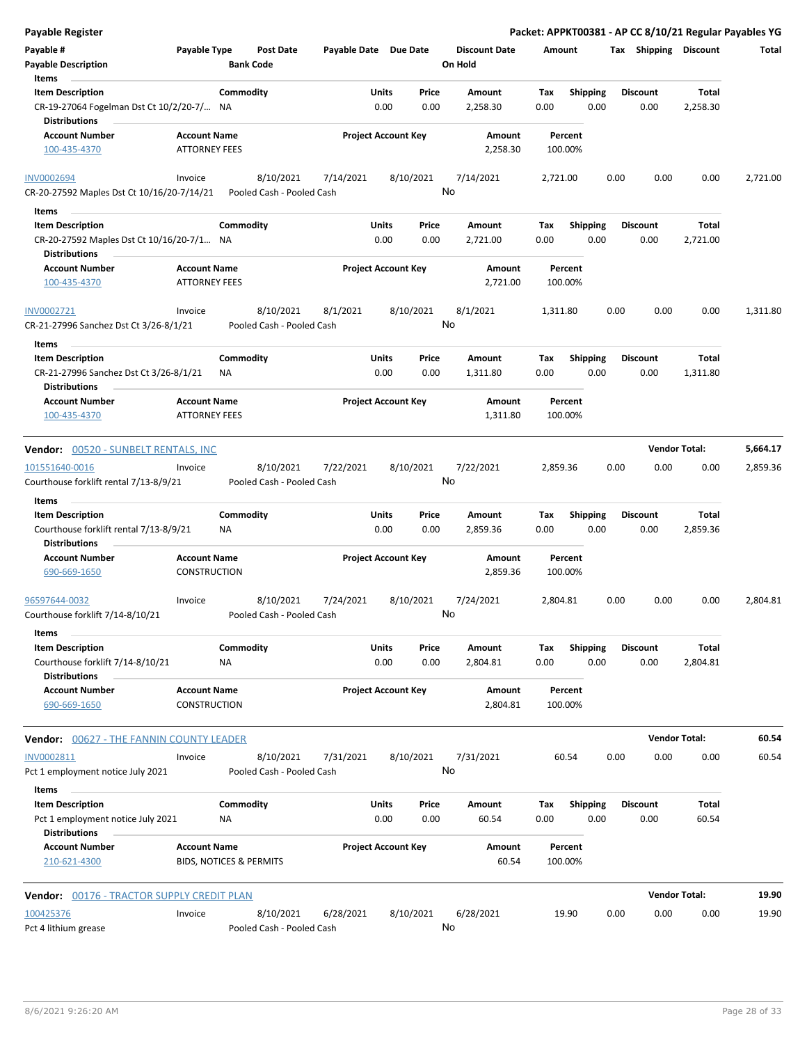**Payable Register** — **Packet: APPKT00381 - AP CC 8/10/21 Regular Payables YG**

| Payable # | Payable Type | Post Date | Payable Date | Due Date | Discount Date | Amount | Tax | Shipping | Discount | Total |
|---|---|---|---|---|---|---|---|---|---|---|
| Payable Description | | Bank Code | | | On Hold | | | | | |

**Items**

| Item Description | Commodity | Units | Price | Amount | Tax | Shipping | Discount | Total |
|---|---|---|---|---|---|---|---|---|
| CR-19-27064 Fogelman Dst Ct 10/2/20-7/... | NA | 0.00 | 0.00 | 2,258.30 | 0.00 | 0.00 | 0.00 | 2,258.30 |

**Distributions**

| Account Number | Account Name | Project Account Key | Amount | Percent |
|---|---|---|---|---|
| 100-435-4370 | ATTORNEY FEES | | 2,258.30 | 100.00% |

| Payable # | Payable Type | Post Date | Payable Date | Due Date | Discount Date | Amount | Tax | Shipping | Discount | Total |
|---|---|---|---|---|---|---|---|---|---|---|
| INV0002694 | Invoice | 8/10/2021 | 7/14/2021 | 8/10/2021 | 7/14/2021 | 2,721.00 | 0.00 | 0.00 | 0.00 | 2,721.00 |
| CR-20-27592 Maples Dst Ct 10/16/20-7/14/21 | | Pooled Cash - Pooled Cash | | | No | | | | | |

**Items**

| Item Description | Commodity | Units | Price | Amount | Tax | Shipping | Discount | Total |
|---|---|---|---|---|---|---|---|---|
| CR-20-27592 Maples Dst Ct 10/16/20-7/1... | NA | 0.00 | 0.00 | 2,721.00 | 0.00 | 0.00 | 0.00 | 2,721.00 |

**Distributions**

| Account Number | Account Name | Project Account Key | Amount | Percent |
|---|---|---|---|---|
| 100-435-4370 | ATTORNEY FEES | | 2,721.00 | 100.00% |

| Payable # | Payable Type | Post Date | Payable Date | Due Date | Discount Date | Amount | Tax | Shipping | Discount | Total |
|---|---|---|---|---|---|---|---|---|---|---|
| INV0002721 | Invoice | 8/10/2021 | 8/1/2021 | 8/10/2021 | 8/1/2021 | 1,311.80 | 0.00 | 0.00 | 0.00 | 1,311.80 |
| CR-21-27996 Sanchez Dst Ct 3/26-8/1/21 | | Pooled Cash - Pooled Cash | | | No | | | | | |

**Items**

| Item Description | Commodity | Units | Price | Amount | Tax | Shipping | Discount | Total |
|---|---|---|---|---|---|---|---|---|
| CR-21-27996 Sanchez Dst Ct 3/26-8/1/21 | NA | 0.00 | 0.00 | 1,311.80 | 0.00 | 0.00 | 0.00 | 1,311.80 |

**Distributions**

| Account Number | Account Name | Project Account Key | Amount | Percent |
|---|---|---|---|---|
| 100-435-4370 | ATTORNEY FEES | | 1,311.80 | 100.00% |

## Vendor: 00520 - SUNBELT RENTALS, INC — Vendor Total: 5,664.17

| Payable # | Payable Type | Post Date | Payable Date | Due Date | Discount Date | Amount | Tax | Shipping | Discount | Total |
|---|---|---|---|---|---|---|---|---|---|---|
| 101551640-0016 | Invoice | 8/10/2021 | 7/22/2021 | 8/10/2021 | 7/22/2021 | 2,859.36 | 0.00 | 0.00 | 0.00 | 2,859.36 |
| Courthouse forklift rental 7/13-8/9/21 | | Pooled Cash - Pooled Cash | | | No | | | | | |

**Items**

| Item Description | Commodity | Units | Price | Amount | Tax | Shipping | Discount | Total |
|---|---|---|---|---|---|---|---|---|
| Courthouse forklift rental 7/13-8/9/21 | NA | 0.00 | 0.00 | 2,859.36 | 0.00 | 0.00 | 0.00 | 2,859.36 |

**Distributions**

| Account Number | Account Name | Project Account Key | Amount | Percent |
|---|---|---|---|---|
| 690-669-1650 | CONSTRUCTION | | 2,859.36 | 100.00% |

| Payable # | Payable Type | Post Date | Payable Date | Due Date | Discount Date | Amount | Tax | Shipping | Discount | Total |
|---|---|---|---|---|---|---|---|---|---|---|
| 96597644-0032 | Invoice | 8/10/2021 | 7/24/2021 | 8/10/2021 | 7/24/2021 | 2,804.81 | 0.00 | 0.00 | 0.00 | 2,804.81 |
| Courthouse forklift 7/14-8/10/21 | | Pooled Cash - Pooled Cash | | | No | | | | | |

**Items**

| Item Description | Commodity | Units | Price | Amount | Tax | Shipping | Discount | Total |
|---|---|---|---|---|---|---|---|---|
| Courthouse forklift 7/14-8/10/21 | NA | 0.00 | 0.00 | 2,804.81 | 0.00 | 0.00 | 0.00 | 2,804.81 |

**Distributions**

| Account Number | Account Name | Project Account Key | Amount | Percent |
|---|---|---|---|---|
| 690-669-1650 | CONSTRUCTION | | 2,804.81 | 100.00% |

## Vendor: 00627 - THE FANNIN COUNTY LEADER — Vendor Total: 60.54

| Payable # | Payable Type | Post Date | Payable Date | Due Date | Discount Date | Amount | Tax | Shipping | Discount | Total |
|---|---|---|---|---|---|---|---|---|---|---|
| INV0002811 | Invoice | 8/10/2021 | 7/31/2021 | 8/10/2021 | 7/31/2021 | 60.54 | 0.00 | 0.00 | 0.00 | 60.54 |
| Pct 1 employment notice July 2021 | | Pooled Cash - Pooled Cash | | | No | | | | | |

**Items**

| Item Description | Commodity | Units | Price | Amount | Tax | Shipping | Discount | Total |
|---|---|---|---|---|---|---|---|---|
| Pct 1 employment notice July 2021 | NA | 0.00 | 0.00 | 60.54 | 0.00 | 0.00 | 0.00 | 60.54 |

**Distributions**

| Account Number | Account Name | Project Account Key | Amount | Percent |
|---|---|---|---|---|
| 210-621-4300 | BIDS, NOTICES & PERMITS | | 60.54 | 100.00% |

## Vendor: 00176 - TRACTOR SUPPLY CREDIT PLAN — Vendor Total: 19.90

| Payable # | Payable Type | Post Date | Payable Date | Due Date | Discount Date | Amount | Tax | Shipping | Discount | Total |
|---|---|---|---|---|---|---|---|---|---|---|
| 100425376 | Invoice | 8/10/2021 | 6/28/2021 | 8/10/2021 | 6/28/2021 | 19.90 | 0.00 | 0.00 | 0.00 | 19.90 |
| Pct 4 lithium grease | | Pooled Cash - Pooled Cash | | | No | | | | | |

8/6/2021 9:26:20 AM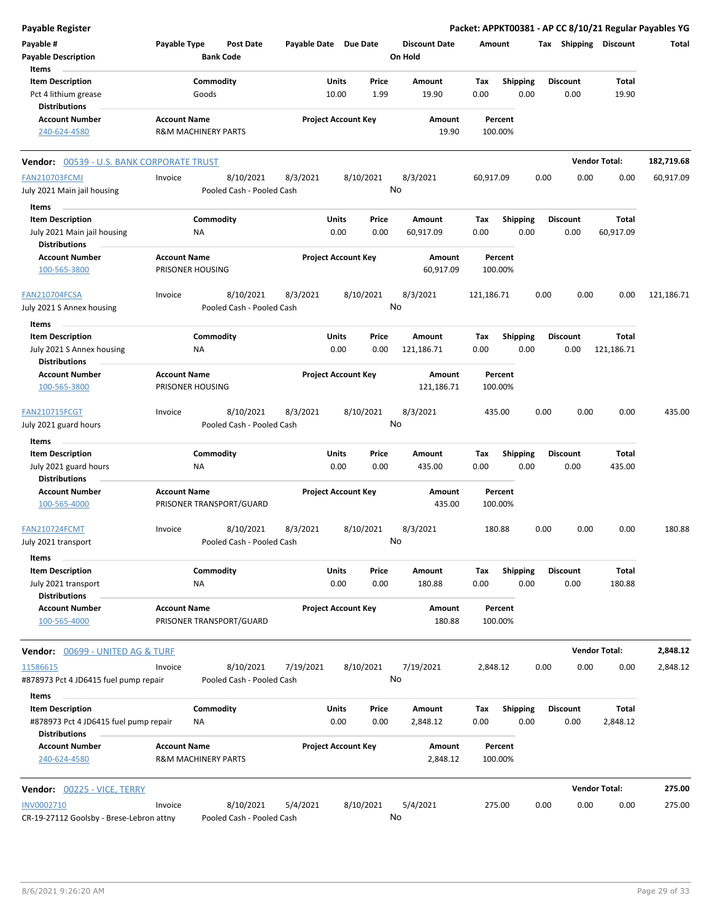**Payable Register** — **Packet: APPKT00381 - AP CC 8/10/21 Regular Payables YG**

| Payable # | Payable Type | Post Date | Payable Date | Due Date | Discount Date | Amount | Tax | Shipping | Discount | Total |
|---|---|---|---|---|---|---|---|---|---|---|
| Payable Description | | Bank Code | | | On Hold | | | | | |

**Items**

| Item Description | Commodity | Units | Price | Amount | Tax | Shipping | Discount | Total |
|---|---|---|---|---|---|---|---|---|
| Pct 4 lithium grease | Goods | 10.00 | 1.99 | 19.90 | 0.00 | 0.00 | 0.00 | 19.90 |

**Distributions**

| Account Number | Account Name | Project Account Key | Amount | Percent |
|---|---|---|---|---|
| 240-624-4580 | R&M MACHINERY PARTS | | 19.90 | 100.00% |

---

**Vendor: 00539 - U.S. BANK CORPORATE TRUST** — **Vendor Total: 182,719.68**

| Payable # | Payable Type | Post Date | Payable Date | Due Date | Discount Date | Amount | Tax | Shipping | Discount | Total |
|---|---|---|---|---|---|---|---|---|---|---|
| FAN210703FCMJ | Invoice | 8/10/2021 | 8/3/2021 | 8/10/2021 | 8/3/2021 | 60,917.09 | 0.00 | 0.00 | 0.00 | 60,917.09 |
| July 2021 Main jail housing | | Pooled Cash - Pooled Cash | | | No | | | | | |

**Items**

| Item Description | Commodity | Units | Price | Amount | Tax | Shipping | Discount | Total |
|---|---|---|---|---|---|---|---|---|
| July 2021 Main jail housing | NA | 0.00 | 0.00 | 60,917.09 | 0.00 | 0.00 | 0.00 | 60,917.09 |

**Distributions**

| Account Number | Account Name | Project Account Key | Amount | Percent |
|---|---|---|---|---|
| 100-565-3800 | PRISONER HOUSING | | 60,917.09 | 100.00% |

| Payable # | Payable Type | Post Date | Payable Date | Due Date | Discount Date | Amount | Tax | Shipping | Discount | Total |
|---|---|---|---|---|---|---|---|---|---|---|
| FAN210704FCSA | Invoice | 8/10/2021 | 8/3/2021 | 8/10/2021 | 8/3/2021 | 121,186.71 | 0.00 | 0.00 | 0.00 | 121,186.71 |
| July 2021 S Annex housing | | Pooled Cash - Pooled Cash | | | No | | | | | |

**Items**

| Item Description | Commodity | Units | Price | Amount | Tax | Shipping | Discount | Total |
|---|---|---|---|---|---|---|---|---|
| July 2021 S Annex housing | NA | 0.00 | 0.00 | 121,186.71 | 0.00 | 0.00 | 0.00 | 121,186.71 |

**Distributions**

| Account Number | Account Name | Project Account Key | Amount | Percent |
|---|---|---|---|---|
| 100-565-3800 | PRISONER HOUSING | | 121,186.71 | 100.00% |

| Payable # | Payable Type | Post Date | Payable Date | Due Date | Discount Date | Amount | Tax | Shipping | Discount | Total |
|---|---|---|---|---|---|---|---|---|---|---|
| FAN210715FCGT | Invoice | 8/10/2021 | 8/3/2021 | 8/10/2021 | 8/3/2021 | 435.00 | 0.00 | 0.00 | 0.00 | 435.00 |
| July 2021 guard hours | | Pooled Cash - Pooled Cash | | | No | | | | | |

**Items**

| Item Description | Commodity | Units | Price | Amount | Tax | Shipping | Discount | Total |
|---|---|---|---|---|---|---|---|---|
| July 2021 guard hours | NA | 0.00 | 0.00 | 435.00 | 0.00 | 0.00 | 0.00 | 435.00 |

**Distributions**

| Account Number | Account Name | Project Account Key | Amount | Percent |
|---|---|---|---|---|
| 100-565-4000 | PRISONER TRANSPORT/GUARD | | 435.00 | 100.00% |

| Payable # | Payable Type | Post Date | Payable Date | Due Date | Discount Date | Amount | Tax | Shipping | Discount | Total |
|---|---|---|---|---|---|---|---|---|---|---|
| FAN210724FCMT | Invoice | 8/10/2021 | 8/3/2021 | 8/10/2021 | 8/3/2021 | 180.88 | 0.00 | 0.00 | 0.00 | 180.88 |
| July 2021 transport | | Pooled Cash - Pooled Cash | | | No | | | | | |

**Items**

| Item Description | Commodity | Units | Price | Amount | Tax | Shipping | Discount | Total |
|---|---|---|---|---|---|---|---|---|
| July 2021 transport | NA | 0.00 | 0.00 | 180.88 | 0.00 | 0.00 | 0.00 | 180.88 |

**Distributions**

| Account Number | Account Name | Project Account Key | Amount | Percent |
|---|---|---|---|---|
| 100-565-4000 | PRISONER TRANSPORT/GUARD | | 180.88 | 100.00% |

---

**Vendor: 00699 - UNITED AG & TURF** — **Vendor Total: 2,848.12**

| Payable # | Payable Type | Post Date | Payable Date | Due Date | Discount Date | Amount | Tax | Shipping | Discount | Total |
|---|---|---|---|---|---|---|---|---|---|---|
| 11586615 | Invoice | 8/10/2021 | 7/19/2021 | 8/10/2021 | 7/19/2021 | 2,848.12 | 0.00 | 0.00 | 0.00 | 2,848.12 |
| #878973 Pct 4 JD6415 fuel pump repair | | Pooled Cash - Pooled Cash | | | No | | | | | |

**Items**

| Item Description | Commodity | Units | Price | Amount | Tax | Shipping | Discount | Total |
|---|---|---|---|---|---|---|---|---|
| #878973 Pct 4 JD6415 fuel pump repair | NA | 0.00 | 0.00 | 2,848.12 | 0.00 | 0.00 | 0.00 | 2,848.12 |

**Distributions**

| Account Number | Account Name | Project Account Key | Amount | Percent |
|---|---|---|---|---|
| 240-624-4580 | R&M MACHINERY PARTS | | 2,848.12 | 100.00% |

---

**Vendor: 00225 - VICE, TERRY** — **Vendor Total: 275.00**

| Payable # | Payable Type | Post Date | Payable Date | Due Date | Discount Date | Amount | Tax | Shipping | Discount | Total |
|---|---|---|---|---|---|---|---|---|---|---|
| INV0002710 | Invoice | 8/10/2021 | 5/4/2021 | 8/10/2021 | 5/4/2021 | 275.00 | 0.00 | 0.00 | 0.00 | 275.00 |
| CR-19-27112 Goolsby - Brese-Lebron attny | | Pooled Cash - Pooled Cash | | | No | | | | | |

8/6/2021 9:26:20 AM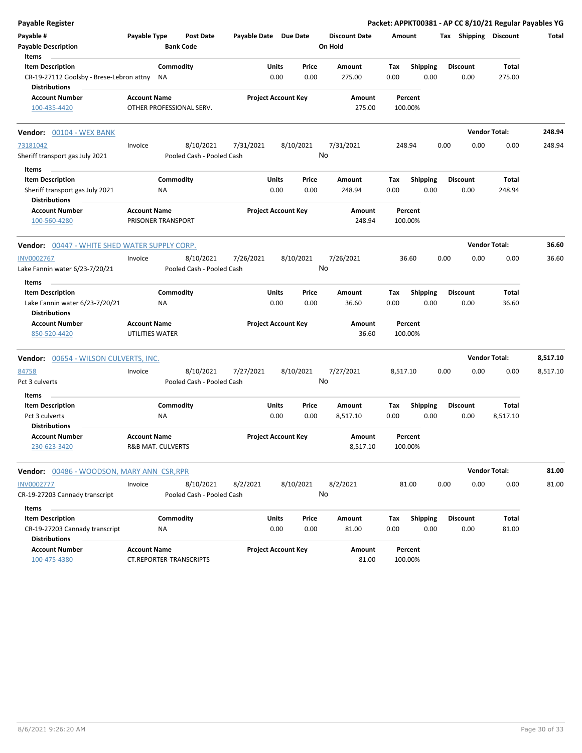**Payable Register** — **Packet: APPKT00381 - AP CC 8/10/21 Regular Payables YG**

| Payable # | Payable Type | Post Date | Payable Date | Due Date | Discount Date | Amount | Tax | Shipping | Discount | Total |
|---|---|---|---|---|---|---|---|---|---|---|
| **Payable Description** | | **Bank Code** | | | **On Hold** | | | | | |

**Items**

| Item Description | Commodity | Units | Price | Amount | Tax | Shipping | Discount | Total |
|---|---|---|---|---|---|---|---|---|
| CR-19-27112 Goolsby - Brese-Lebron attny | NA | 0.00 | 0.00 | 275.00 | 0.00 | 0.00 | 0.00 | 275.00 |

**Distributions**

| Account Number | Account Name | Project Account Key | Amount | Percent |
|---|---|---|---|---|
| 100-435-4420 | OTHER PROFESSIONAL SERV. | | 275.00 | 100.00% |

---

**Vendor: 00104 - WEX BANK** — **Vendor Total: 248.94**

| Payable # | Payable Type | Post Date | Payable Date | Due Date | Discount Date | Amount | Tax | Shipping | Discount | Total |
|---|---|---|---|---|---|---|---|---|---|---|
| 73181042 | Invoice | 8/10/2021 | 7/31/2021 | 8/10/2021 | 7/31/2021 | 248.94 | 0.00 | 0.00 | 0.00 | 248.94 |
| Sheriff transport gas July 2021 | | Pooled Cash - Pooled Cash | | | No | | | | | |

**Items**

| Item Description | Commodity | Units | Price | Amount | Tax | Shipping | Discount | Total |
|---|---|---|---|---|---|---|---|---|
| Sheriff transport gas July 2021 | NA | 0.00 | 0.00 | 248.94 | 0.00 | 0.00 | 0.00 | 248.94 |

**Distributions**

| Account Number | Account Name | Project Account Key | Amount | Percent |
|---|---|---|---|---|
| 100-560-4280 | PRISONER TRANSPORT | | 248.94 | 100.00% |

---

**Vendor: 00447 - WHITE SHED WATER SUPPLY CORP.** — **Vendor Total: 36.60**

| Payable # | Payable Type | Post Date | Payable Date | Due Date | Discount Date | Amount | Tax | Shipping | Discount | Total |
|---|---|---|---|---|---|---|---|---|---|---|
| INV0002767 | Invoice | 8/10/2021 | 7/26/2021 | 8/10/2021 | 7/26/2021 | 36.60 | 0.00 | 0.00 | 0.00 | 36.60 |
| Lake Fannin water 6/23-7/20/21 | | Pooled Cash - Pooled Cash | | | No | | | | | |

**Items**

| Item Description | Commodity | Units | Price | Amount | Tax | Shipping | Discount | Total |
|---|---|---|---|---|---|---|---|---|
| Lake Fannin water 6/23-7/20/21 | NA | 0.00 | 0.00 | 36.60 | 0.00 | 0.00 | 0.00 | 36.60 |

**Distributions**

| Account Number | Account Name | Project Account Key | Amount | Percent |
|---|---|---|---|---|
| 850-520-4420 | UTILITIES WATER | | 36.60 | 100.00% |

---

**Vendor: 00654 - WILSON CULVERTS, INC.** — **Vendor Total: 8,517.10**

| Payable # | Payable Type | Post Date | Payable Date | Due Date | Discount Date | Amount | Tax | Shipping | Discount | Total |
|---|---|---|---|---|---|---|---|---|---|---|
| 84758 | Invoice | 8/10/2021 | 7/27/2021 | 8/10/2021 | 7/27/2021 | 8,517.10 | 0.00 | 0.00 | 0.00 | 8,517.10 |
| Pct 3 culverts | | Pooled Cash - Pooled Cash | | | No | | | | | |

**Items**

| Item Description | Commodity | Units | Price | Amount | Tax | Shipping | Discount | Total |
|---|---|---|---|---|---|---|---|---|
| Pct 3 culverts | NA | 0.00 | 0.00 | 8,517.10 | 0.00 | 0.00 | 0.00 | 8,517.10 |

**Distributions**

| Account Number | Account Name | Project Account Key | Amount | Percent |
|---|---|---|---|---|
| 230-623-3420 | R&B MAT. CULVERTS | | 8,517.10 | 100.00% |

---

**Vendor: 00486 - WOODSON, MARY ANN CSR,RPR** — **Vendor Total: 81.00**

| Payable # | Payable Type | Post Date | Payable Date | Due Date | Discount Date | Amount | Tax | Shipping | Discount | Total |
|---|---|---|---|---|---|---|---|---|---|---|
| INV0002777 | Invoice | 8/10/2021 | 8/2/2021 | 8/10/2021 | 8/2/2021 | 81.00 | 0.00 | 0.00 | 0.00 | 81.00 |
| CR-19-27203 Cannady transcript | | Pooled Cash - Pooled Cash | | | No | | | | | |

**Items**

| Item Description | Commodity | Units | Price | Amount | Tax | Shipping | Discount | Total |
|---|---|---|---|---|---|---|---|---|
| CR-19-27203 Cannady transcript | NA | 0.00 | 0.00 | 81.00 | 0.00 | 0.00 | 0.00 | 81.00 |

**Distributions**

| Account Number | Account Name | Project Account Key | Amount | Percent |
|---|---|---|---|---|
| 100-475-4380 | CT.REPORTER-TRANSCRIPTS | | 81.00 | 100.00% |

8/6/2021 9:26:20 AM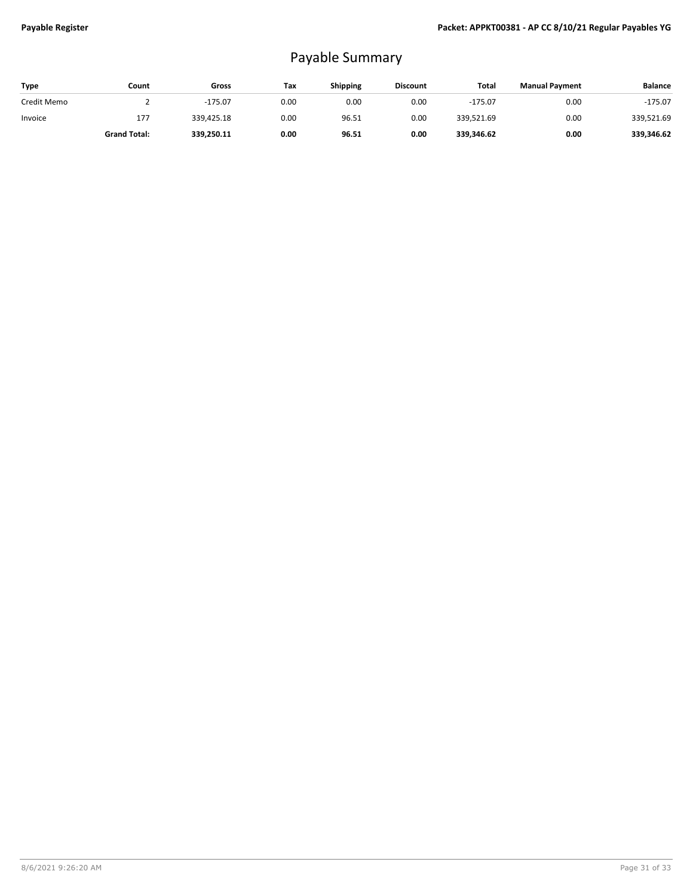# Payable Summary

| Type | Count | Gross | Tax | Shipping | Discount | Total | Manual Payment | Balance |
|---|---|---|---|---|---|---|---|---|
| Credit Memo | 2 | -175.07 | 0.00 | 0.00 | 0.00 | -175.07 | 0.00 | -175.07 |
| Invoice | 177 | 339,425.18 | 0.00 | 96.51 | 0.00 | 339,521.69 | 0.00 | 339,521.69 |
| | **Grand Total:** | **339,250.11** | **0.00** | **96.51** | **0.00** | **339,346.62** | **0.00** | **339,346.62** |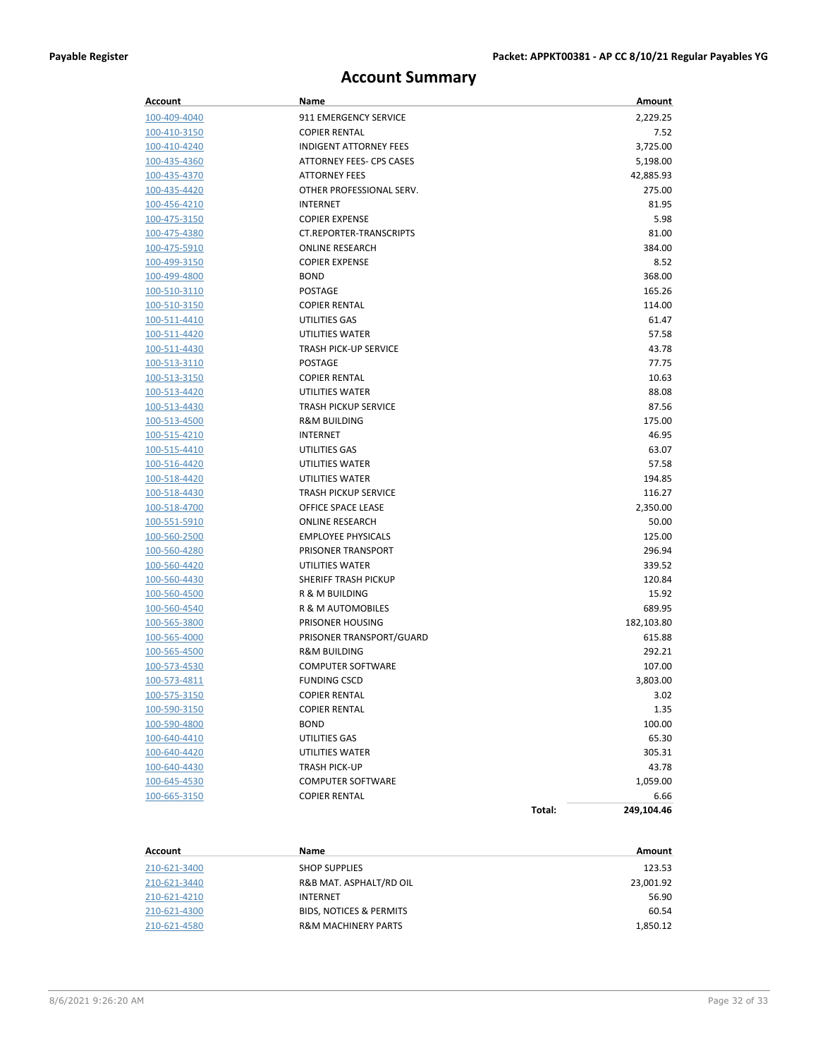# Account Summary

| Account | Name | Amount |
|---|---|---|
| 100-409-4040 | 911 EMERGENCY SERVICE | 2,229.25 |
| 100-410-3150 | COPIER RENTAL | 7.52 |
| 100-410-4240 | INDIGENT ATTORNEY FEES | 3,725.00 |
| 100-435-4360 | ATTORNEY FEES- CPS CASES | 5,198.00 |
| 100-435-4370 | ATTORNEY FEES | 42,885.93 |
| 100-435-4420 | OTHER PROFESSIONAL SERV. | 275.00 |
| 100-456-4210 | INTERNET | 81.95 |
| 100-475-3150 | COPIER EXPENSE | 5.98 |
| 100-475-4380 | CT.REPORTER-TRANSCRIPTS | 81.00 |
| 100-475-5910 | ONLINE RESEARCH | 384.00 |
| 100-499-3150 | COPIER EXPENSE | 8.52 |
| 100-499-4800 | BOND | 368.00 |
| 100-510-3110 | POSTAGE | 165.26 |
| 100-510-3150 | COPIER RENTAL | 114.00 |
| 100-511-4410 | UTILITIES GAS | 61.47 |
| 100-511-4420 | UTILITIES WATER | 57.58 |
| 100-511-4430 | TRASH PICK-UP SERVICE | 43.78 |
| 100-513-3110 | POSTAGE | 77.75 |
| 100-513-3150 | COPIER RENTAL | 10.63 |
| 100-513-4420 | UTILITIES WATER | 88.08 |
| 100-513-4430 | TRASH PICKUP SERVICE | 87.56 |
| 100-513-4500 | R&M BUILDING | 175.00 |
| 100-515-4210 | INTERNET | 46.95 |
| 100-515-4410 | UTILITIES GAS | 63.07 |
| 100-516-4420 | UTILITIES WATER | 57.58 |
| 100-518-4420 | UTILITIES WATER | 194.85 |
| 100-518-4430 | TRASH PICKUP SERVICE | 116.27 |
| 100-518-4700 | OFFICE SPACE LEASE | 2,350.00 |
| 100-551-5910 | ONLINE RESEARCH | 50.00 |
| 100-560-2500 | EMPLOYEE PHYSICALS | 125.00 |
| 100-560-4280 | PRISONER TRANSPORT | 296.94 |
| 100-560-4420 | UTILITIES WATER | 339.52 |
| 100-560-4430 | SHERIFF TRASH PICKUP | 120.84 |
| 100-560-4500 | R & M BUILDING | 15.92 |
| 100-560-4540 | R & M AUTOMOBILES | 689.95 |
| 100-565-3800 | PRISONER HOUSING | 182,103.80 |
| 100-565-4000 | PRISONER TRANSPORT/GUARD | 615.88 |
| 100-565-4500 | R&M BUILDING | 292.21 |
| 100-573-4530 | COMPUTER SOFTWARE | 107.00 |
| 100-573-4811 | FUNDING CSCD | 3,803.00 |
| 100-575-3150 | COPIER RENTAL | 3.02 |
| 100-590-3150 | COPIER RENTAL | 1.35 |
| 100-590-4800 | BOND | 100.00 |
| 100-640-4410 | UTILITIES GAS | 65.30 |
| 100-640-4420 | UTILITIES WATER | 305.31 |
| 100-640-4430 | TRASH PICK-UP | 43.78 |
| 100-645-4530 | COMPUTER SOFTWARE | 1,059.00 |
| 100-665-3150 | COPIER RENTAL | 6.66 |
| | **Total:** | **249,104.46** |

| Account | Name | Amount |
|---|---|---|
| 210-621-3400 | SHOP SUPPLIES | 123.53 |
| 210-621-3440 | R&B MAT. ASPHALT/RD OIL | 23,001.92 |
| 210-621-4210 | INTERNET | 56.90 |
| 210-621-4300 | BIDS, NOTICES & PERMITS | 60.54 |
| 210-621-4580 | R&M MACHINERY PARTS | 1,850.12 |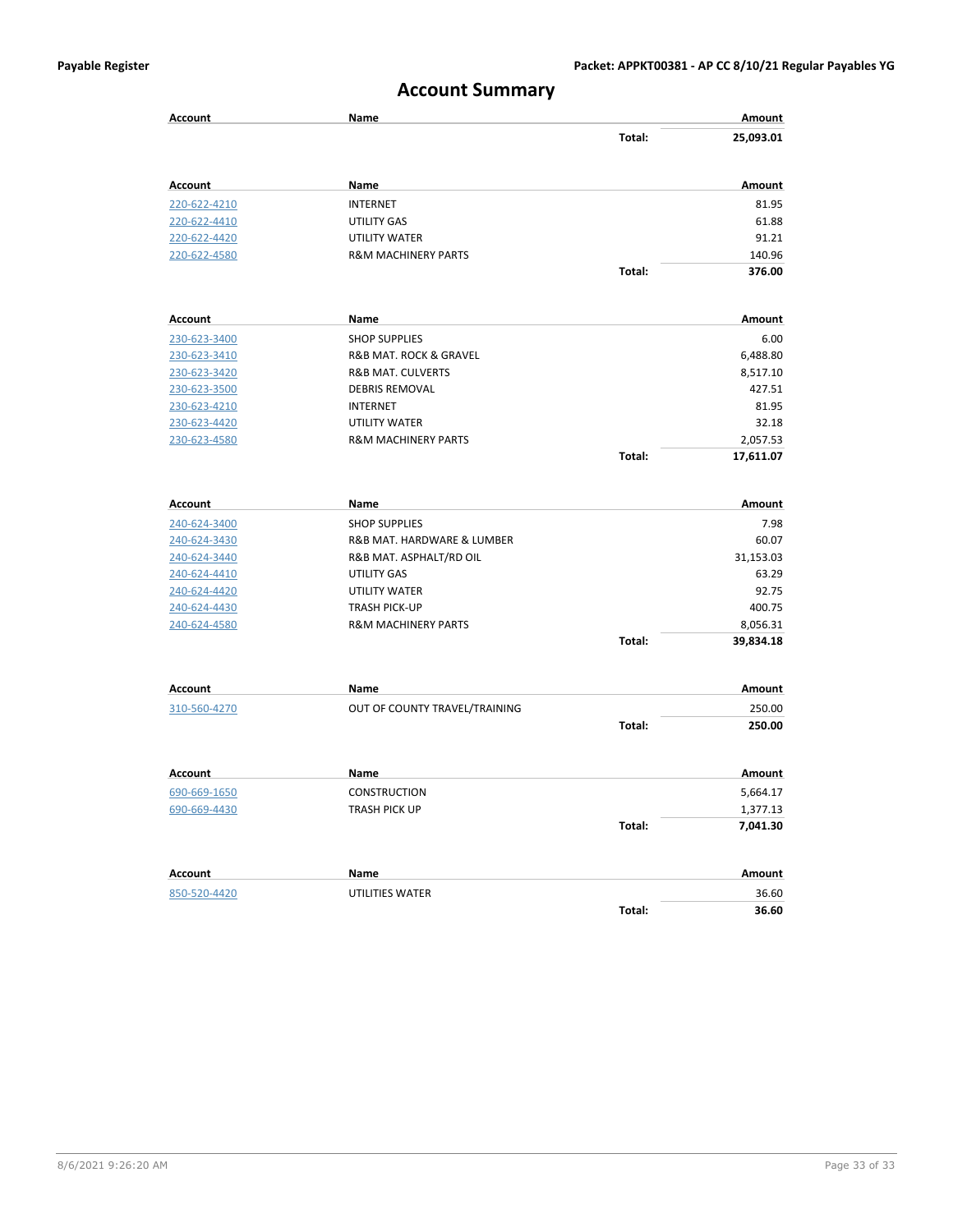# Account Summary

| Account | Name | | Amount |
|---|---|---|---|
| | | **Total:** | **25,093.01** |

| Account | Name | | Amount |
|---|---|---|---|
| 220-622-4210 | INTERNET | | 81.95 |
| 220-622-4410 | UTILITY GAS | | 61.88 |
| 220-622-4420 | UTILITY WATER | | 91.21 |
| 220-622-4580 | R&M MACHINERY PARTS | | 140.96 |
| | | **Total:** | **376.00** |

| Account | Name | | Amount |
|---|---|---|---|
| 230-623-3400 | SHOP SUPPLIES | | 6.00 |
| 230-623-3410 | R&B MAT. ROCK & GRAVEL | | 6,488.80 |
| 230-623-3420 | R&B MAT. CULVERTS | | 8,517.10 |
| 230-623-3500 | DEBRIS REMOVAL | | 427.51 |
| 230-623-4210 | INTERNET | | 81.95 |
| 230-623-4420 | UTILITY WATER | | 32.18 |
| 230-623-4580 | R&M MACHINERY PARTS | | 2,057.53 |
| | | **Total:** | **17,611.07** |

| Account | Name | | Amount |
|---|---|---|---|
| 240-624-3400 | SHOP SUPPLIES | | 7.98 |
| 240-624-3430 | R&B MAT. HARDWARE & LUMBER | | 60.07 |
| 240-624-3440 | R&B MAT. ASPHALT/RD OIL | | 31,153.03 |
| 240-624-4410 | UTILITY GAS | | 63.29 |
| 240-624-4420 | UTILITY WATER | | 92.75 |
| 240-624-4430 | TRASH PICK-UP | | 400.75 |
| 240-624-4580 | R&M MACHINERY PARTS | | 8,056.31 |
| | | **Total:** | **39,834.18** |

| Account | Name | | Amount |
|---|---|---|---|
| 310-560-4270 | OUT OF COUNTY TRAVEL/TRAINING | | 250.00 |
| | | **Total:** | **250.00** |

| Account | Name | | Amount |
|---|---|---|---|
| 690-669-1650 | CONSTRUCTION | | 5,664.17 |
| 690-669-4430 | TRASH PICK UP | | 1,377.13 |
| | | **Total:** | **7,041.30** |

| Account | Name | | Amount |
|---|---|---|---|
| 850-520-4420 | UTILITIES WATER | | 36.60 |
| | | **Total:** | **36.60** |